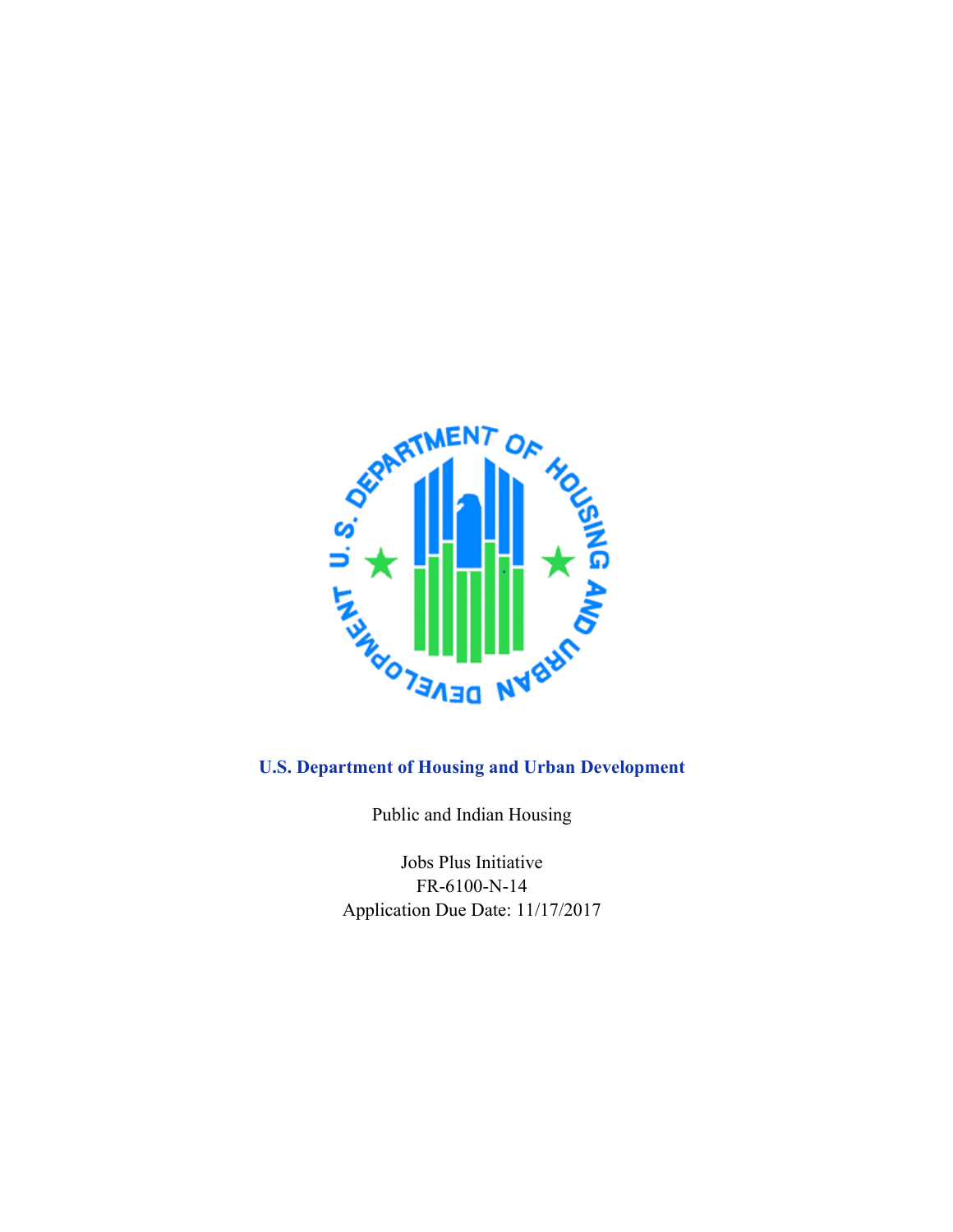**U.S. Department of Housing and Urban Development**

Public and Indian Housing

Jobs Plus Initiative
FR-6100-N-14
Application Due Date: 11/17/2017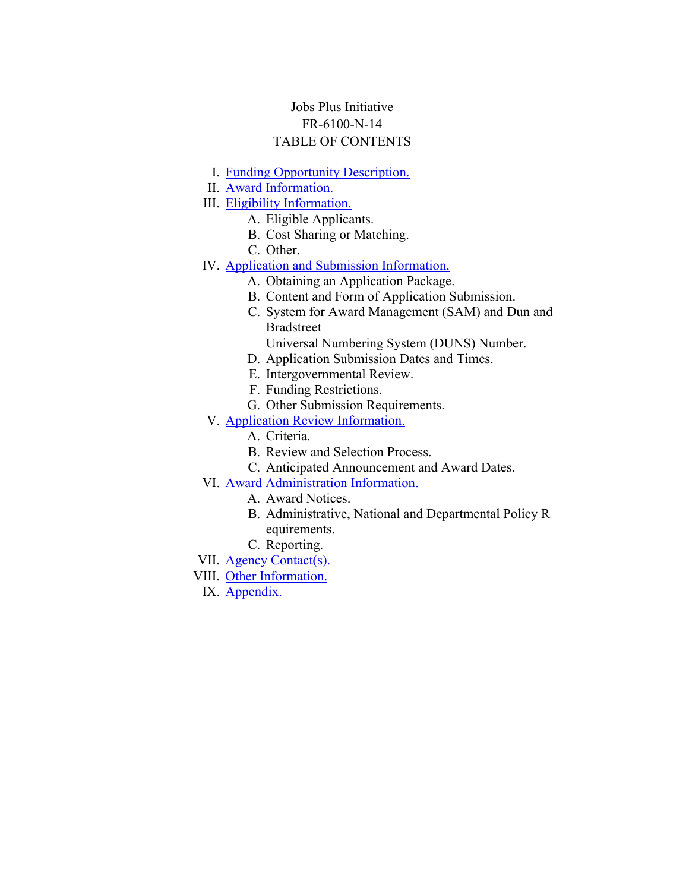Jobs Plus Initiative
FR-6100-N-14
TABLE OF CONTENTS

I. Funding Opportunity Description.
II. Award Information.
III. Eligibility Information.
  A. Eligible Applicants.
  B. Cost Sharing or Matching.
  C. Other.
IV. Application and Submission Information.
  A. Obtaining an Application Package.
  B. Content and Form of Application Submission.
  C. System for Award Management (SAM) and Dun and Bradstreet
     Universal Numbering System (DUNS) Number.
  D. Application Submission Dates and Times.
  E. Intergovernmental Review.
  F. Funding Restrictions.
  G. Other Submission Requirements.
V. Application Review Information.
  A. Criteria.
  B. Review and Selection Process.
  C. Anticipated Announcement and Award Dates.
VI. Award Administration Information.
  A. Award Notices.
  B. Administrative, National and Departmental Policy R equirements.
  C. Reporting.
VII. Agency Contact(s).
VIII. Other Information.
IX. Appendix.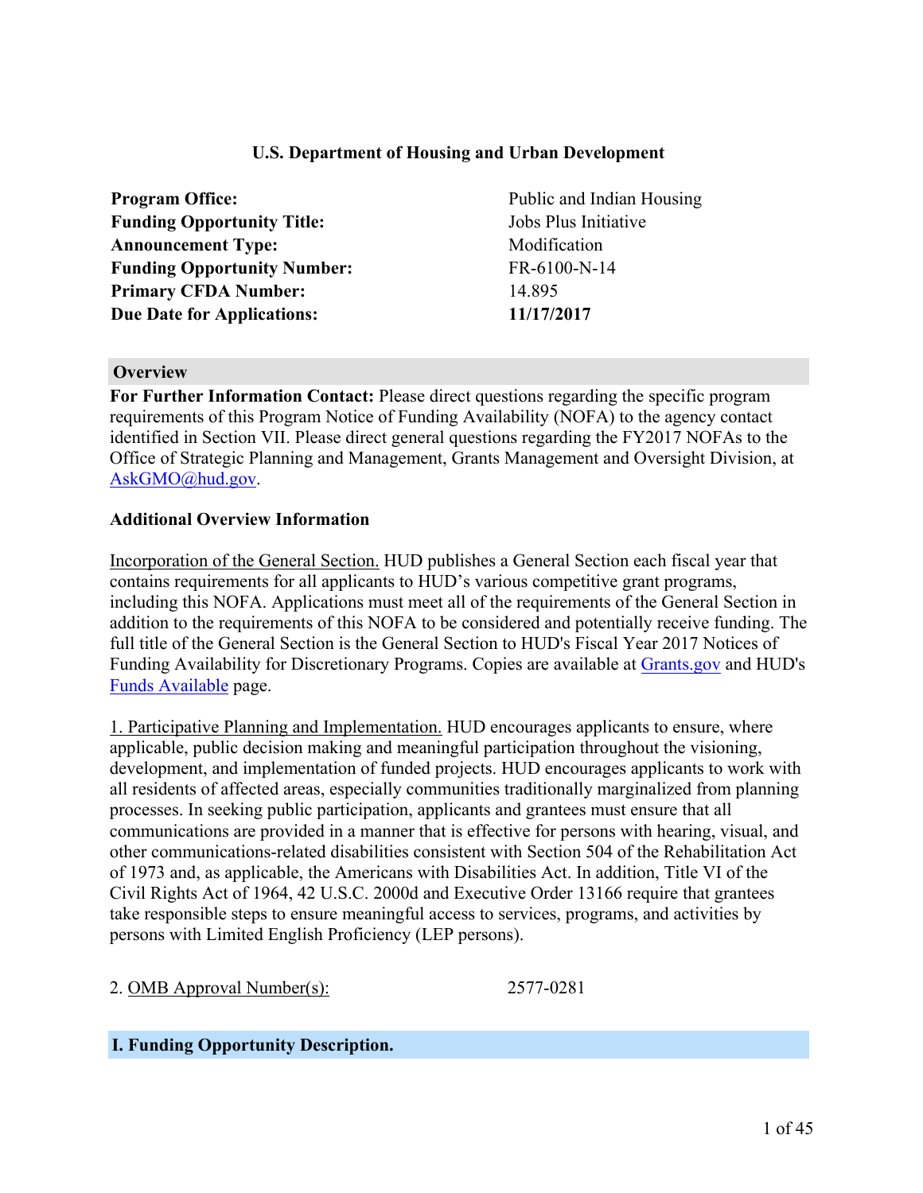**U.S. Department of Housing and Urban Development**

| | |
|---|---|
| **Program Office:** | Public and Indian Housing |
| **Funding Opportunity Title:** | Jobs Plus Initiative |
| **Announcement Type:** | Modification |
| **Funding Opportunity Number:** | FR-6100-N-14 |
| **Primary CFDA Number:** | 14.895 |
| **Due Date for Applications:** | **11/17/2017** |

## Overview

**For Further Information Contact:** Please direct questions regarding the specific program requirements of this Program Notice of Funding Availability (NOFA) to the agency contact identified in Section VII. Please direct general questions regarding the FY2017 NOFAs to the Office of Strategic Planning and Management, Grants Management and Oversight Division, at AskGMO@hud.gov.

### Additional Overview Information

Incorporation of the General Section. HUD publishes a General Section each fiscal year that contains requirements for all applicants to HUD's various competitive grant programs, including this NOFA. Applications must meet all of the requirements of the General Section in addition to the requirements of this NOFA to be considered and potentially receive funding. The full title of the General Section is the General Section to HUD's Fiscal Year 2017 Notices of Funding Availability for Discretionary Programs. Copies are available at Grants.gov and HUD's Funds Available page.

1. Participative Planning and Implementation. HUD encourages applicants to ensure, where applicable, public decision making and meaningful participation throughout the visioning, development, and implementation of funded projects. HUD encourages applicants to work with all residents of affected areas, especially communities traditionally marginalized from planning processes. In seeking public participation, applicants and grantees must ensure that all communications are provided in a manner that is effective for persons with hearing, visual, and other communications-related disabilities consistent with Section 504 of the Rehabilitation Act of 1973 and, as applicable, the Americans with Disabilities Act. In addition, Title VI of the Civil Rights Act of 1964, 42 U.S.C. 2000d and Executive Order 13166 require that grantees take responsible steps to ensure meaningful access to services, programs, and activities by persons with Limited English Proficiency (LEP persons).

2. OMB Approval Number(s): 2577-0281

## I. Funding Opportunity Description.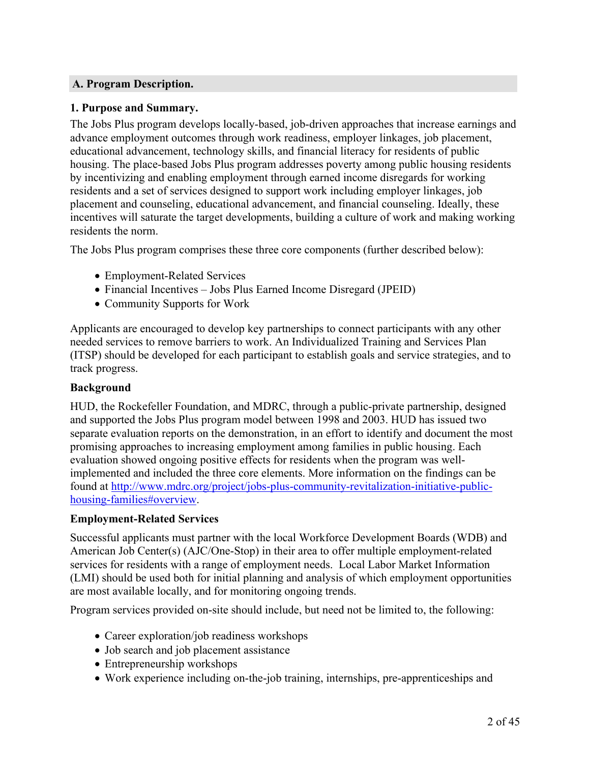## A. Program Description.

### 1. Purpose and Summary.

The Jobs Plus program develops locally-based, job-driven approaches that increase earnings and advance employment outcomes through work readiness, employer linkages, job placement, educational advancement, technology skills, and financial literacy for residents of public housing. The place-based Jobs Plus program addresses poverty among public housing residents by incentivizing and enabling employment through earned income disregards for working residents and a set of services designed to support work including employer linkages, job placement and counseling, educational advancement, and financial counseling. Ideally, these incentives will saturate the target developments, building a culture of work and making working residents the norm.

The Jobs Plus program comprises these three core components (further described below):

- Employment-Related Services
- Financial Incentives – Jobs Plus Earned Income Disregard (JPEID)
- Community Supports for Work

Applicants are encouraged to develop key partnerships to connect participants with any other needed services to remove barriers to work. An Individualized Training and Services Plan (ITSP) should be developed for each participant to establish goals and service strategies, and to track progress.

**Background**

HUD, the Rockefeller Foundation, and MDRC, through a public-private partnership, designed and supported the Jobs Plus program model between 1998 and 2003. HUD has issued two separate evaluation reports on the demonstration, in an effort to identify and document the most promising approaches to increasing employment among families in public housing. Each evaluation showed ongoing positive effects for residents when the program was well-implemented and included the three core elements. More information on the findings can be found at [http://www.mdrc.org/project/jobs-plus-community-revitalization-initiative-public-housing-families#overview](http://www.mdrc.org/project/jobs-plus-community-revitalization-initiative-public-housing-families#overview).

**Employment-Related Services**

Successful applicants must partner with the local Workforce Development Boards (WDB) and American Job Center(s) (AJC/One-Stop) in their area to offer multiple employment-related services for residents with a range of employment needs. Local Labor Market Information (LMI) should be used both for initial planning and analysis of which employment opportunities are most available locally, and for monitoring ongoing trends.

Program services provided on-site should include, but need not be limited to, the following:

- Career exploration/job readiness workshops
- Job search and job placement assistance
- Entrepreneurship workshops
- Work experience including on-the-job training, internships, pre-apprenticeships and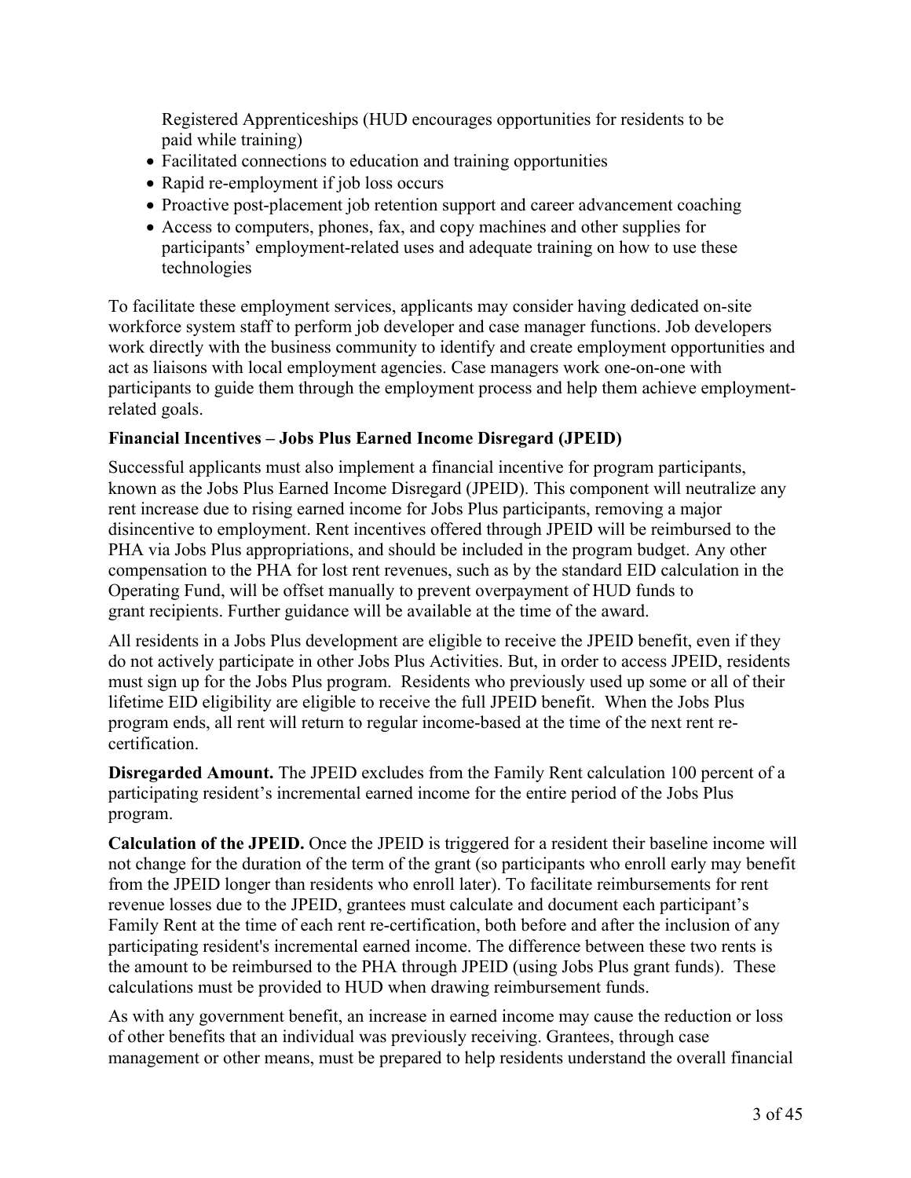Registered Apprenticeships (HUD encourages opportunities for residents to be paid while training)

- Facilitated connections to education and training opportunities
- Rapid re-employment if job loss occurs
- Proactive post-placement job retention support and career advancement coaching
- Access to computers, phones, fax, and copy machines and other supplies for participants' employment-related uses and adequate training on how to use these technologies

To facilitate these employment services, applicants may consider having dedicated on-site workforce system staff to perform job developer and case manager functions. Job developers work directly with the business community to identify and create employment opportunities and act as liaisons with local employment agencies. Case managers work one-on-one with participants to guide them through the employment process and help them achieve employment-related goals.

**Financial Incentives – Jobs Plus Earned Income Disregard (JPEID)**

Successful applicants must also implement a financial incentive for program participants, known as the Jobs Plus Earned Income Disregard (JPEID). This component will neutralize any rent increase due to rising earned income for Jobs Plus participants, removing a major disincentive to employment. Rent incentives offered through JPEID will be reimbursed to the PHA via Jobs Plus appropriations, and should be included in the program budget. Any other compensation to the PHA for lost rent revenues, such as by the standard EID calculation in the Operating Fund, will be offset manually to prevent overpayment of HUD funds to grant recipients. Further guidance will be available at the time of the award.

All residents in a Jobs Plus development are eligible to receive the JPEID benefit, even if they do not actively participate in other Jobs Plus Activities. But, in order to access JPEID, residents must sign up for the Jobs Plus program. Residents who previously used up some or all of their lifetime EID eligibility are eligible to receive the full JPEID benefit. When the Jobs Plus program ends, all rent will return to regular income-based at the time of the next rent re-certification.

**Disregarded Amount.** The JPEID excludes from the Family Rent calculation 100 percent of a participating resident's incremental earned income for the entire period of the Jobs Plus program.

**Calculation of the JPEID.** Once the JPEID is triggered for a resident their baseline income will not change for the duration of the term of the grant (so participants who enroll early may benefit from the JPEID longer than residents who enroll later). To facilitate reimbursements for rent revenue losses due to the JPEID, grantees must calculate and document each participant's Family Rent at the time of each rent re-certification, both before and after the inclusion of any participating resident's incremental earned income. The difference between these two rents is the amount to be reimbursed to the PHA through JPEID (using Jobs Plus grant funds). These calculations must be provided to HUD when drawing reimbursement funds.

As with any government benefit, an increase in earned income may cause the reduction or loss of other benefits that an individual was previously receiving. Grantees, through case management or other means, must be prepared to help residents understand the overall financial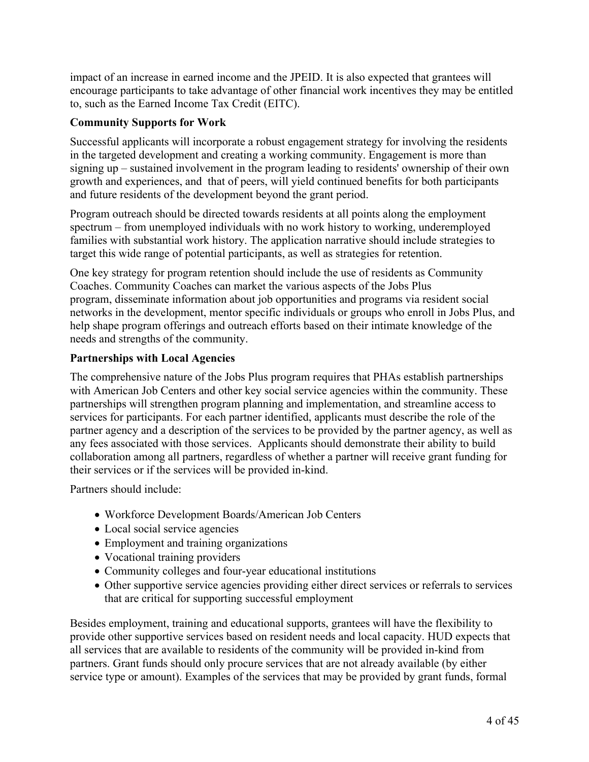impact of an increase in earned income and the JPEID. It is also expected that grantees will encourage participants to take advantage of other financial work incentives they may be entitled to, such as the Earned Income Tax Credit (EITC).

**Community Supports for Work**

Successful applicants will incorporate a robust engagement strategy for involving the residents in the targeted development and creating a working community. Engagement is more than signing up – sustained involvement in the program leading to residents' ownership of their own growth and experiences, and that of peers, will yield continued benefits for both participants and future residents of the development beyond the grant period.

Program outreach should be directed towards residents at all points along the employment spectrum – from unemployed individuals with no work history to working, underemployed families with substantial work history. The application narrative should include strategies to target this wide range of potential participants, as well as strategies for retention.

One key strategy for program retention should include the use of residents as Community Coaches. Community Coaches can market the various aspects of the Jobs Plus program, disseminate information about job opportunities and programs via resident social networks in the development, mentor specific individuals or groups who enroll in Jobs Plus, and help shape program offerings and outreach efforts based on their intimate knowledge of the needs and strengths of the community.

**Partnerships with Local Agencies**

The comprehensive nature of the Jobs Plus program requires that PHAs establish partnerships with American Job Centers and other key social service agencies within the community. These partnerships will strengthen program planning and implementation, and streamline access to services for participants. For each partner identified, applicants must describe the role of the partner agency and a description of the services to be provided by the partner agency, as well as any fees associated with those services. Applicants should demonstrate their ability to build collaboration among all partners, regardless of whether a partner will receive grant funding for their services or if the services will be provided in-kind.

Partners should include:

- Workforce Development Boards/American Job Centers
- Local social service agencies
- Employment and training organizations
- Vocational training providers
- Community colleges and four-year educational institutions
- Other supportive service agencies providing either direct services or referrals to services that are critical for supporting successful employment

Besides employment, training and educational supports, grantees will have the flexibility to provide other supportive services based on resident needs and local capacity. HUD expects that all services that are available to residents of the community will be provided in-kind from partners. Grant funds should only procure services that are not already available (by either service type or amount). Examples of the services that may be provided by grant funds, formal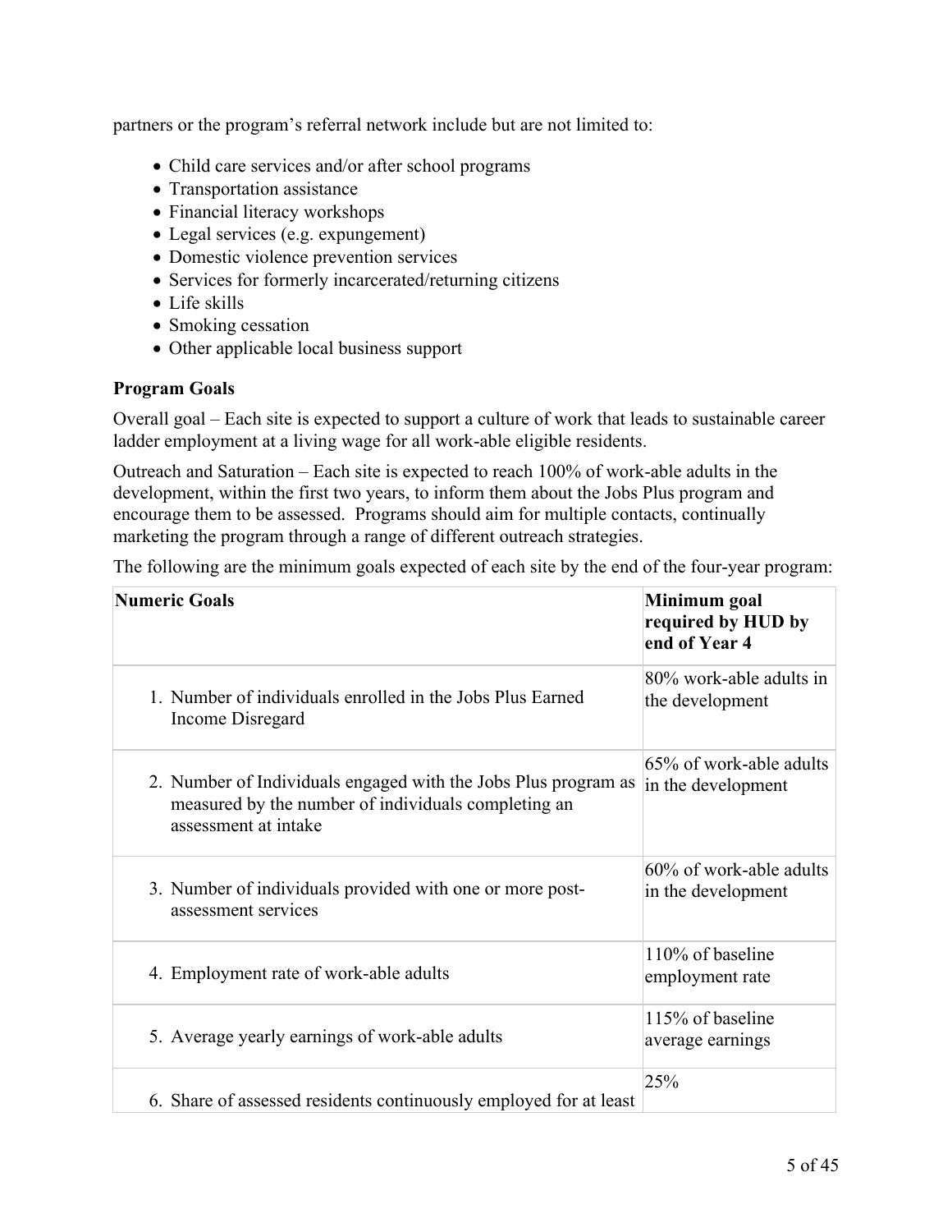partners or the program's referral network include but are not limited to:

- Child care services and/or after school programs
- Transportation assistance
- Financial literacy workshops
- Legal services (e.g. expungement)
- Domestic violence prevention services
- Services for formerly incarcerated/returning citizens
- Life skills
- Smoking cessation
- Other applicable local business support

### Program Goals

Overall goal – Each site is expected to support a culture of work that leads to sustainable career ladder employment at a living wage for all work-able eligible residents.

Outreach and Saturation – Each site is expected to reach 100% of work-able adults in the development, within the first two years, to inform them about the Jobs Plus program and encourage them to be assessed. Programs should aim for multiple contacts, continually marketing the program through a range of different outreach strategies.

The following are the minimum goals expected of each site by the end of the four-year program:

| **Numeric Goals** | **Minimum goal required by HUD by end of Year 4** |
|---|---|
| 1. Number of individuals enrolled in the Jobs Plus Earned Income Disregard | 80% work-able adults in the development |
| 2. Number of Individuals engaged with the Jobs Plus program as measured by the number of individuals completing an assessment at intake | 65% of work-able adults in the development |
| 3. Number of individuals provided with one or more post-assessment services | 60% of work-able adults in the development |
| 4. Employment rate of work-able adults | 110% of baseline employment rate |
| 5. Average yearly earnings of work-able adults | 115% of baseline average earnings |
| 6. Share of assessed residents continuously employed for at least | 25% |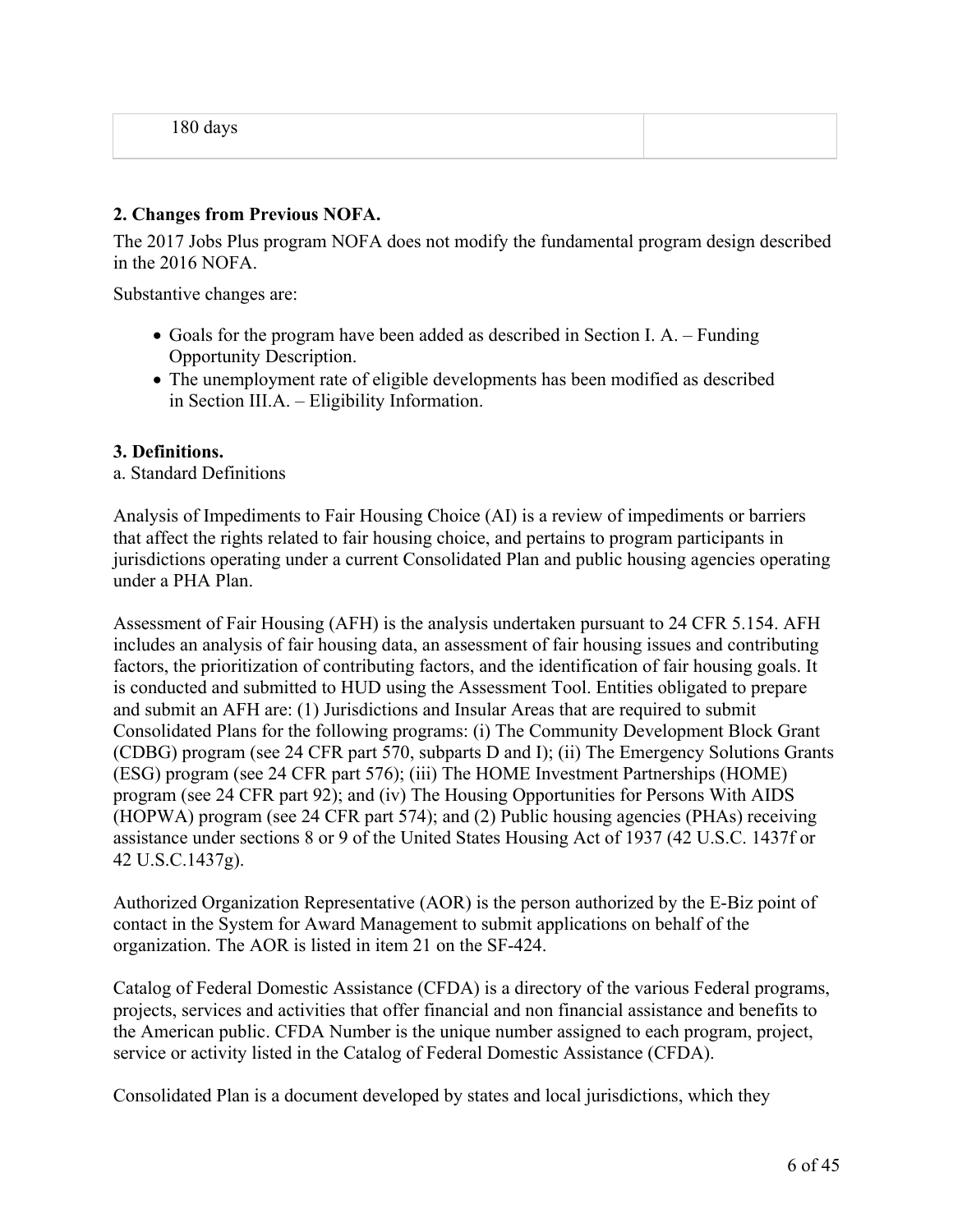| 180 days | |
|---|---|

**2. Changes from Previous NOFA.**

The 2017 Jobs Plus program NOFA does not modify the fundamental program design described in the 2016 NOFA.

Substantive changes are:

- Goals for the program have been added as described in Section I. A. – Funding Opportunity Description.
- The unemployment rate of eligible developments has been modified as described in Section III.A. – Eligibility Information.

**3. Definitions.**

a. Standard Definitions

Analysis of Impediments to Fair Housing Choice (AI) is a review of impediments or barriers that affect the rights related to fair housing choice, and pertains to program participants in jurisdictions operating under a current Consolidated Plan and public housing agencies operating under a PHA Plan.

Assessment of Fair Housing (AFH) is the analysis undertaken pursuant to 24 CFR 5.154. AFH includes an analysis of fair housing data, an assessment of fair housing issues and contributing factors, the prioritization of contributing factors, and the identification of fair housing goals. It is conducted and submitted to HUD using the Assessment Tool. Entities obligated to prepare and submit an AFH are: (1) Jurisdictions and Insular Areas that are required to submit Consolidated Plans for the following programs: (i) The Community Development Block Grant (CDBG) program (see 24 CFR part 570, subparts D and I); (ii) The Emergency Solutions Grants (ESG) program (see 24 CFR part 576); (iii) The HOME Investment Partnerships (HOME) program (see 24 CFR part 92); and (iv) The Housing Opportunities for Persons With AIDS (HOPWA) program (see 24 CFR part 574); and (2) Public housing agencies (PHAs) receiving assistance under sections 8 or 9 of the United States Housing Act of 1937 (42 U.S.C. 1437f or 42 U.S.C.1437g).

Authorized Organization Representative (AOR) is the person authorized by the E-Biz point of contact in the System for Award Management to submit applications on behalf of the organization. The AOR is listed in item 21 on the SF-424.

Catalog of Federal Domestic Assistance (CFDA) is a directory of the various Federal programs, projects, services and activities that offer financial and non financial assistance and benefits to the American public. CFDA Number is the unique number assigned to each program, project, service or activity listed in the Catalog of Federal Domestic Assistance (CFDA).

Consolidated Plan is a document developed by states and local jurisdictions, which they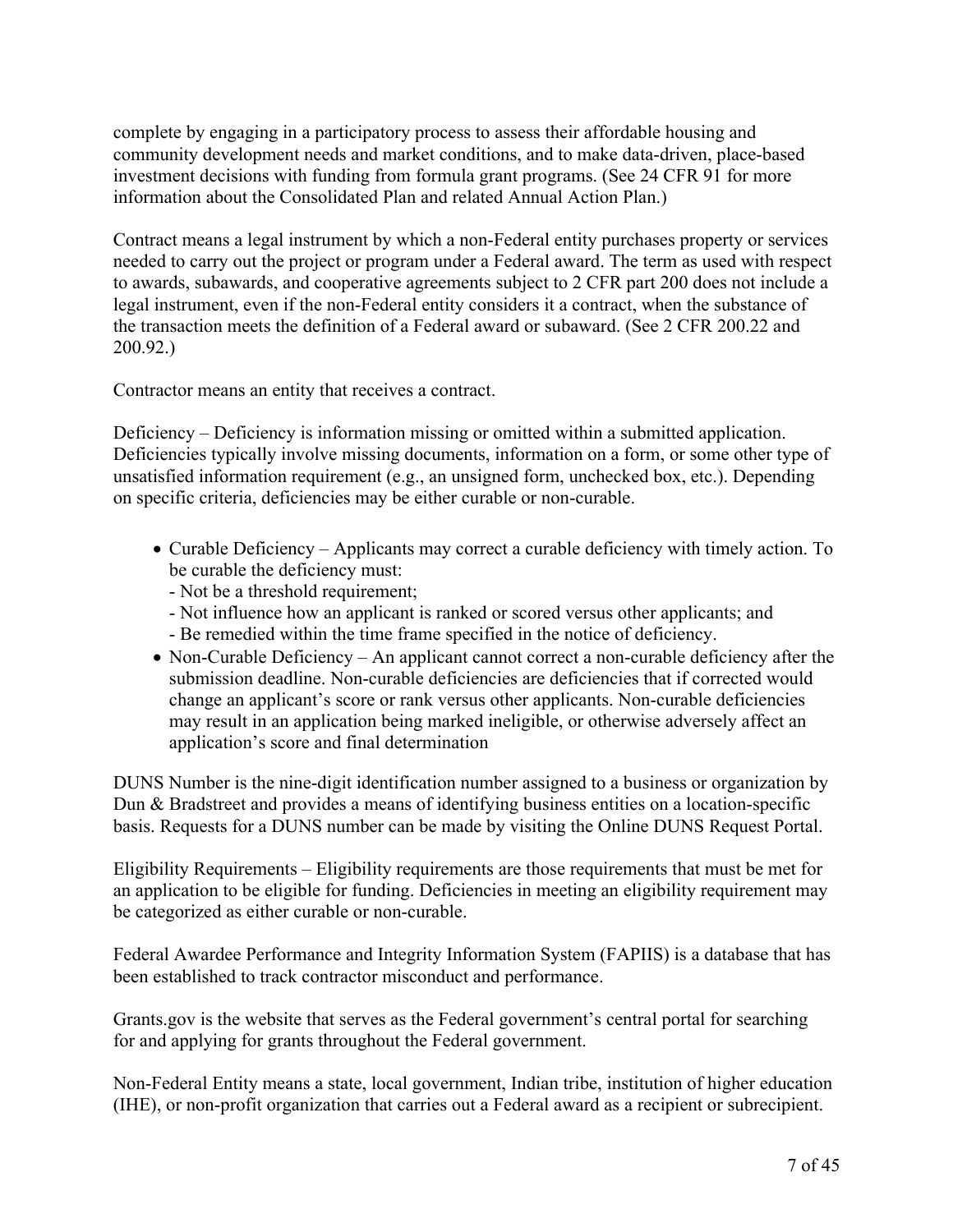complete by engaging in a participatory process to assess their affordable housing and community development needs and market conditions, and to make data-driven, place-based investment decisions with funding from formula grant programs. (See 24 CFR 91 for more information about the Consolidated Plan and related Annual Action Plan.)

Contract means a legal instrument by which a non-Federal entity purchases property or services needed to carry out the project or program under a Federal award. The term as used with respect to awards, subawards, and cooperative agreements subject to 2 CFR part 200 does not include a legal instrument, even if the non-Federal entity considers it a contract, when the substance of the transaction meets the definition of a Federal award or subaward. (See 2 CFR 200.22 and 200.92.)

Contractor means an entity that receives a contract.

Deficiency – Deficiency is information missing or omitted within a submitted application. Deficiencies typically involve missing documents, information on a form, or some other type of unsatisfied information requirement (e.g., an unsigned form, unchecked box, etc.). Depending on specific criteria, deficiencies may be either curable or non-curable.

- Curable Deficiency – Applicants may correct a curable deficiency with timely action. To be curable the deficiency must:
  - Not be a threshold requirement;
  - Not influence how an applicant is ranked or scored versus other applicants; and
  - Be remedied within the time frame specified in the notice of deficiency.
- Non-Curable Deficiency – An applicant cannot correct a non-curable deficiency after the submission deadline. Non-curable deficiencies are deficiencies that if corrected would change an applicant's score or rank versus other applicants. Non-curable deficiencies may result in an application being marked ineligible, or otherwise adversely affect an application's score and final determination

DUNS Number is the nine-digit identification number assigned to a business or organization by Dun & Bradstreet and provides a means of identifying business entities on a location-specific basis. Requests for a DUNS number can be made by visiting the Online DUNS Request Portal.

Eligibility Requirements – Eligibility requirements are those requirements that must be met for an application to be eligible for funding. Deficiencies in meeting an eligibility requirement may be categorized as either curable or non-curable.

Federal Awardee Performance and Integrity Information System (FAPIIS) is a database that has been established to track contractor misconduct and performance.

Grants.gov is the website that serves as the Federal government's central portal for searching for and applying for grants throughout the Federal government.

Non-Federal Entity means a state, local government, Indian tribe, institution of higher education (IHE), or non-profit organization that carries out a Federal award as a recipient or subrecipient.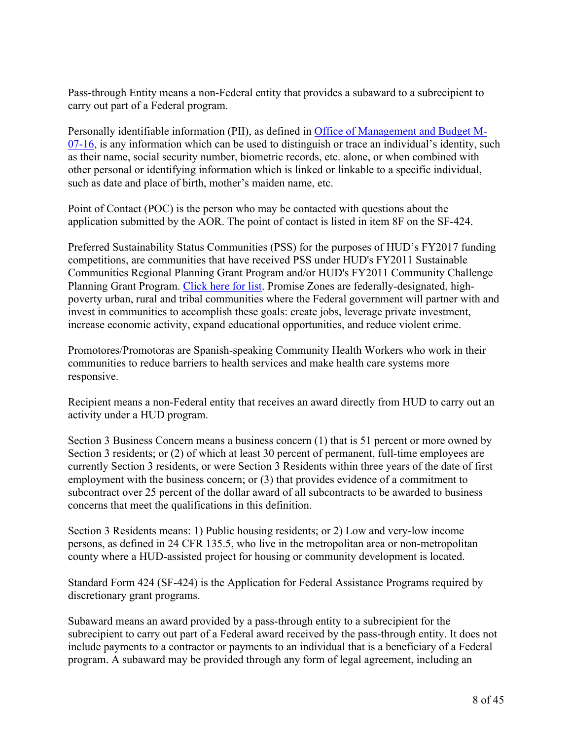Pass-through Entity means a non-Federal entity that provides a subaward to a subrecipient to carry out part of a Federal program.

Personally identifiable information (PII), as defined in [Office of Management and Budget M-07-16](), is any information which can be used to distinguish or trace an individual's identity, such as their name, social security number, biometric records, etc. alone, or when combined with other personal or identifying information which is linked or linkable to a specific individual, such as date and place of birth, mother's maiden name, etc.

Point of Contact (POC) is the person who may be contacted with questions about the application submitted by the AOR. The point of contact is listed in item 8F on the SF-424.

Preferred Sustainability Status Communities (PSS) for the purposes of HUD's FY2017 funding competitions, are communities that have received PSS under HUD's FY2011 Sustainable Communities Regional Planning Grant Program and/or HUD's FY2011 Community Challenge Planning Grant Program. [Click here for list](). Promise Zones are federally-designated, high-poverty urban, rural and tribal communities where the Federal government will partner with and invest in communities to accomplish these goals: create jobs, leverage private investment, increase economic activity, expand educational opportunities, and reduce violent crime.

Promotores/Promotoras are Spanish-speaking Community Health Workers who work in their communities to reduce barriers to health services and make health care systems more responsive.

Recipient means a non-Federal entity that receives an award directly from HUD to carry out an activity under a HUD program.

Section 3 Business Concern means a business concern (1) that is 51 percent or more owned by Section 3 residents; or (2) of which at least 30 percent of permanent, full-time employees are currently Section 3 residents, or were Section 3 Residents within three years of the date of first employment with the business concern; or (3) that provides evidence of a commitment to subcontract over 25 percent of the dollar award of all subcontracts to be awarded to business concerns that meet the qualifications in this definition.

Section 3 Residents means: 1) Public housing residents; or 2) Low and very-low income persons, as defined in 24 CFR 135.5, who live in the metropolitan area or non-metropolitan county where a HUD-assisted project for housing or community development is located.

Standard Form 424 (SF-424) is the Application for Federal Assistance Programs required by discretionary grant programs.

Subaward means an award provided by a pass-through entity to a subrecipient for the subrecipient to carry out part of a Federal award received by the pass-through entity. It does not include payments to a contractor or payments to an individual that is a beneficiary of a Federal program. A subaward may be provided through any form of legal agreement, including an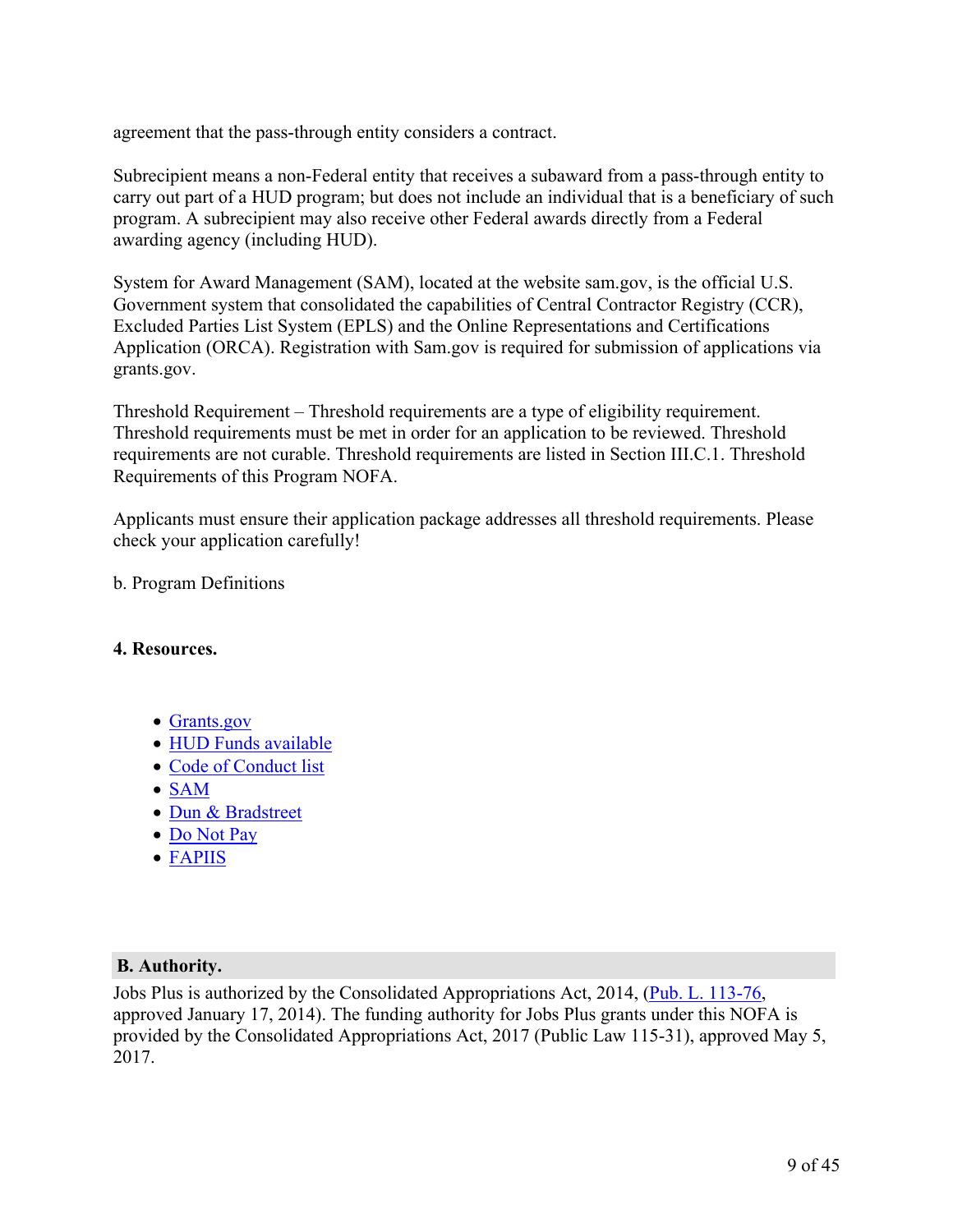agreement that the pass-through entity considers a contract.

Subrecipient means a non-Federal entity that receives a subaward from a pass-through entity to carry out part of a HUD program; but does not include an individual that is a beneficiary of such program. A subrecipient may also receive other Federal awards directly from a Federal awarding agency (including HUD).

System for Award Management (SAM), located at the website sam.gov, is the official U.S. Government system that consolidated the capabilities of Central Contractor Registry (CCR), Excluded Parties List System (EPLS) and the Online Representations and Certifications Application (ORCA). Registration with Sam.gov is required for submission of applications via grants.gov.

Threshold Requirement – Threshold requirements are a type of eligibility requirement. Threshold requirements must be met in order for an application to be reviewed. Threshold requirements are not curable. Threshold requirements are listed in Section III.C.1. Threshold Requirements of this Program NOFA.

Applicants must ensure their application package addresses all threshold requirements. Please check your application carefully!

b. Program Definitions

**4. Resources.**

- Grants.gov
- HUD Funds available
- Code of Conduct list
- SAM
- Dun & Bradstreet
- Do Not Pay
- FAPIIS

## B. Authority.

Jobs Plus is authorized by the Consolidated Appropriations Act, 2014, (Pub. L. 113-76, approved January 17, 2014). The funding authority for Jobs Plus grants under this NOFA is provided by the Consolidated Appropriations Act, 2017 (Public Law 115-31), approved May 5, 2017.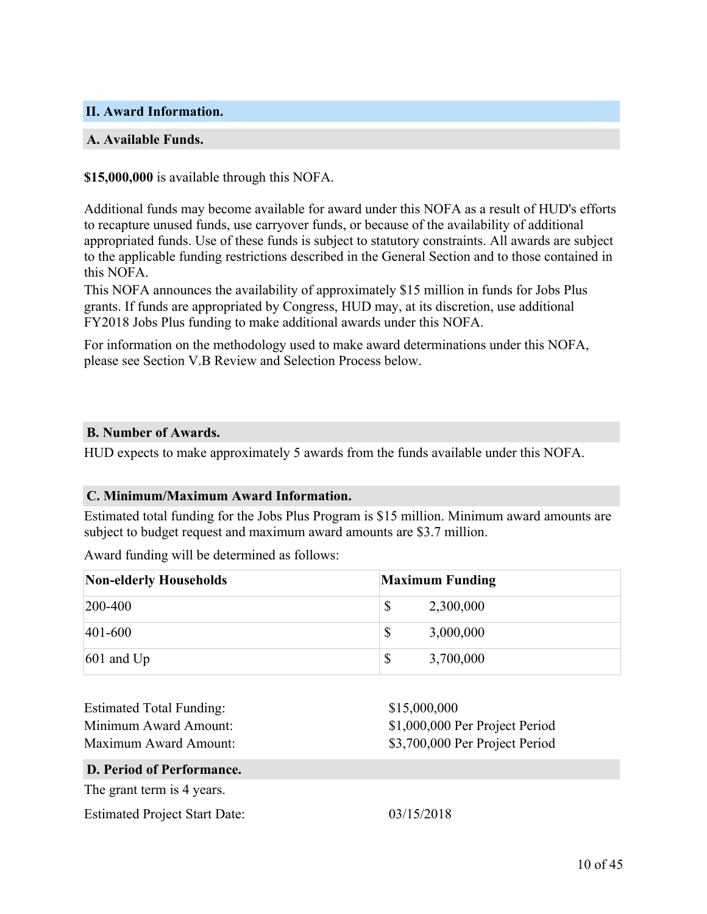## II. Award Information.

### A. Available Funds.

**$15,000,000** is available through this NOFA.

Additional funds may become available for award under this NOFA as a result of HUD's efforts to recapture unused funds, use carryover funds, or because of the availability of additional appropriated funds. Use of these funds is subject to statutory constraints. All awards are subject to the applicable funding restrictions described in the General Section and to those contained in this NOFA.

This NOFA announces the availability of approximately $15 million in funds for Jobs Plus grants. If funds are appropriated by Congress, HUD may, at its discretion, use additional FY2018 Jobs Plus funding to make additional awards under this NOFA.

For information on the methodology used to make award determinations under this NOFA, please see Section V.B Review and Selection Process below.

### B. Number of Awards.

HUD expects to make approximately 5 awards from the funds available under this NOFA.

### C. Minimum/Maximum Award Information.

Estimated total funding for the Jobs Plus Program is $15 million. Minimum award amounts are subject to budget request and maximum award amounts are $3.7 million.

Award funding will be determined as follows:

| Non-elderly Households | Maximum Funding |
|---|---|
| 200-400 | $ 2,300,000 |
| 401-600 | $ 3,000,000 |
| 601 and Up | $ 3,700,000 |

Estimated Total Funding: $15,000,000
Minimum Award Amount: $1,000,000 Per Project Period
Maximum Award Amount: $3,700,000 Per Project Period

### D. Period of Performance.

The grant term is 4 years.

Estimated Project Start Date: 03/15/2018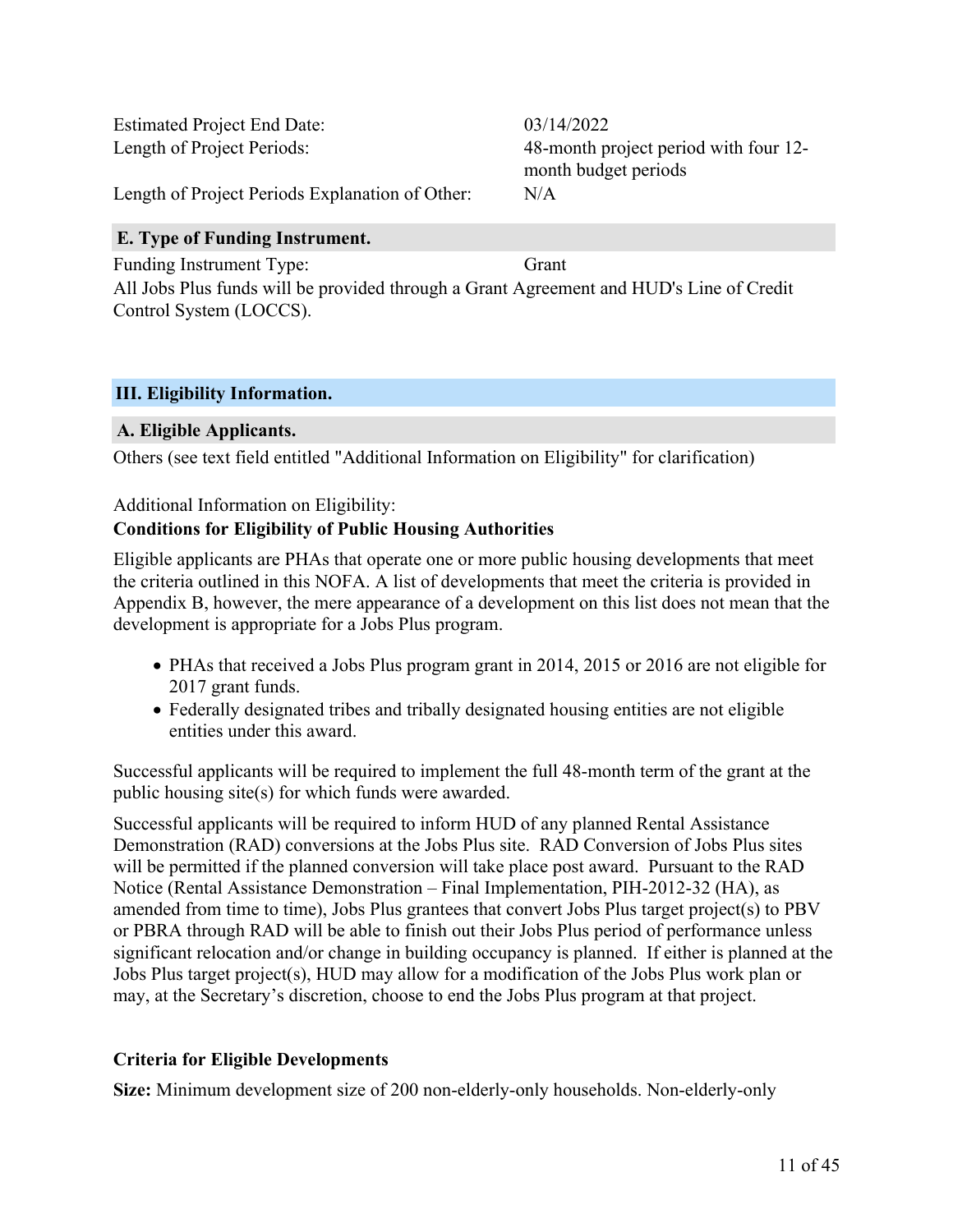Estimated Project End Date: 03/14/2022

Length of Project Periods: 48-month project period with four 12-month budget periods

Length of Project Periods Explanation of Other: N/A

### E. Type of Funding Instrument.

Funding Instrument Type: Grant

All Jobs Plus funds will be provided through a Grant Agreement and HUD's Line of Credit Control System (LOCCS).

## III. Eligibility Information.

### A. Eligible Applicants.

Others (see text field entitled "Additional Information on Eligibility" for clarification)

Additional Information on Eligibility:

**Conditions for Eligibility of Public Housing Authorities**

Eligible applicants are PHAs that operate one or more public housing developments that meet the criteria outlined in this NOFA. A list of developments that meet the criteria is provided in Appendix B, however, the mere appearance of a development on this list does not mean that the development is appropriate for a Jobs Plus program.

- PHAs that received a Jobs Plus program grant in 2014, 2015 or 2016 are not eligible for 2017 grant funds.
- Federally designated tribes and tribally designated housing entities are not eligible entities under this award.

Successful applicants will be required to implement the full 48-month term of the grant at the public housing site(s) for which funds were awarded.

Successful applicants will be required to inform HUD of any planned Rental Assistance Demonstration (RAD) conversions at the Jobs Plus site. RAD Conversion of Jobs Plus sites will be permitted if the planned conversion will take place post award. Pursuant to the RAD Notice (Rental Assistance Demonstration – Final Implementation, PIH-2012-32 (HA), as amended from time to time), Jobs Plus grantees that convert Jobs Plus target project(s) to PBV or PBRA through RAD will be able to finish out their Jobs Plus period of performance unless significant relocation and/or change in building occupancy is planned. If either is planned at the Jobs Plus target project(s), HUD may allow for a modification of the Jobs Plus work plan or may, at the Secretary's discretion, choose to end the Jobs Plus program at that project.

**Criteria for Eligible Developments**

**Size:** Minimum development size of 200 non-elderly-only households. Non-elderly-only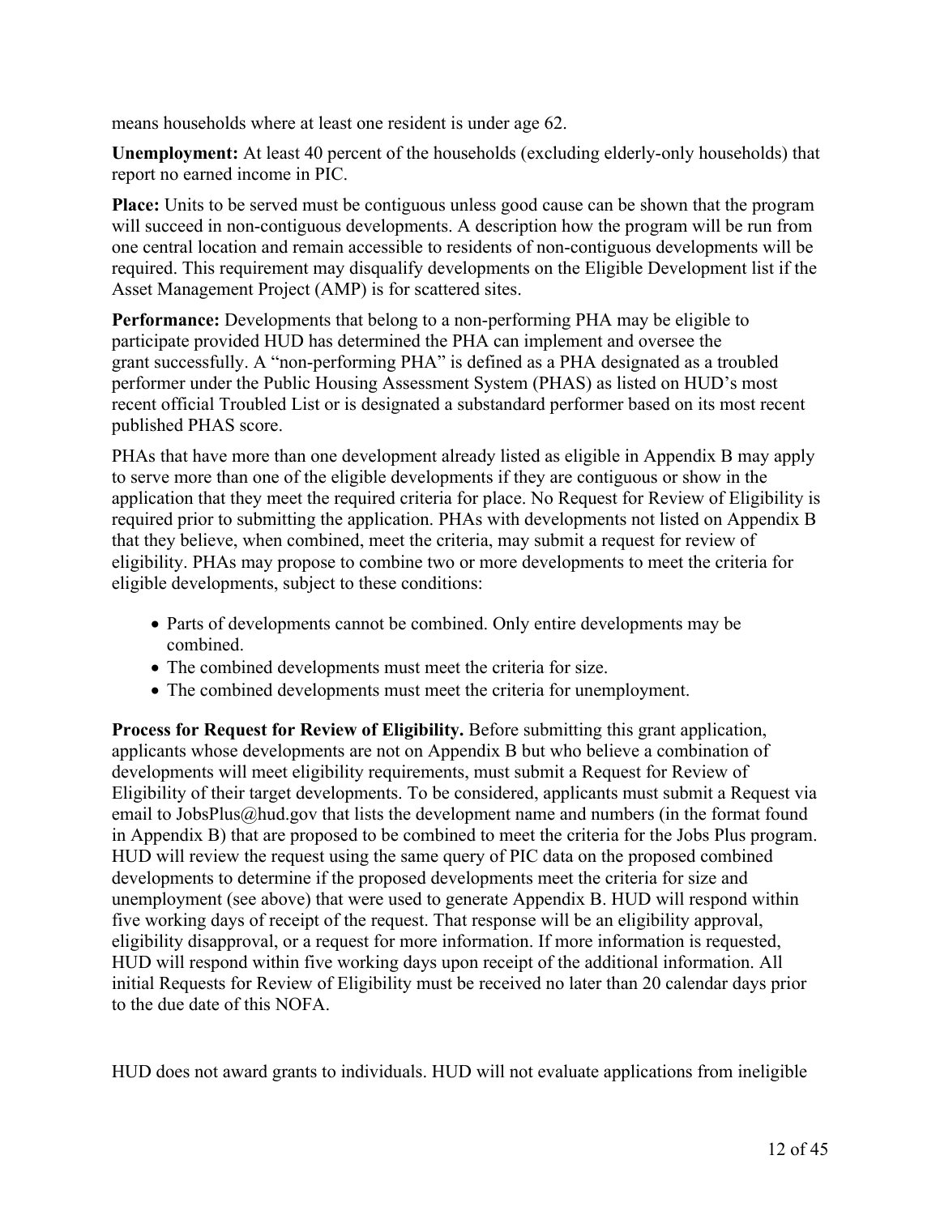means households where at least one resident is under age 62.

**Unemployment:** At least 40 percent of the households (excluding elderly-only households) that report no earned income in PIC.

**Place:** Units to be served must be contiguous unless good cause can be shown that the program will succeed in non-contiguous developments. A description how the program will be run from one central location and remain accessible to residents of non-contiguous developments will be required. This requirement may disqualify developments on the Eligible Development list if the Asset Management Project (AMP) is for scattered sites.

**Performance:** Developments that belong to a non-performing PHA may be eligible to participate provided HUD has determined the PHA can implement and oversee the grant successfully. A "non-performing PHA" is defined as a PHA designated as a troubled performer under the Public Housing Assessment System (PHAS) as listed on HUD's most recent official Troubled List or is designated a substandard performer based on its most recent published PHAS score.

PHAs that have more than one development already listed as eligible in Appendix B may apply to serve more than one of the eligible developments if they are contiguous or show in the application that they meet the required criteria for place. No Request for Review of Eligibility is required prior to submitting the application. PHAs with developments not listed on Appendix B that they believe, when combined, meet the criteria, may submit a request for review of eligibility. PHAs may propose to combine two or more developments to meet the criteria for eligible developments, subject to these conditions:

- Parts of developments cannot be combined. Only entire developments may be combined.
- The combined developments must meet the criteria for size.
- The combined developments must meet the criteria for unemployment.

**Process for Request for Review of Eligibility.** Before submitting this grant application, applicants whose developments are not on Appendix B but who believe a combination of developments will meet eligibility requirements, must submit a Request for Review of Eligibility of their target developments. To be considered, applicants must submit a Request via email to JobsPlus@hud.gov that lists the development name and numbers (in the format found in Appendix B) that are proposed to be combined to meet the criteria for the Jobs Plus program. HUD will review the request using the same query of PIC data on the proposed combined developments to determine if the proposed developments meet the criteria for size and unemployment (see above) that were used to generate Appendix B. HUD will respond within five working days of receipt of the request. That response will be an eligibility approval, eligibility disapproval, or a request for more information. If more information is requested, HUD will respond within five working days upon receipt of the additional information. All initial Requests for Review of Eligibility must be received no later than 20 calendar days prior to the due date of this NOFA.

HUD does not award grants to individuals. HUD will not evaluate applications from ineligible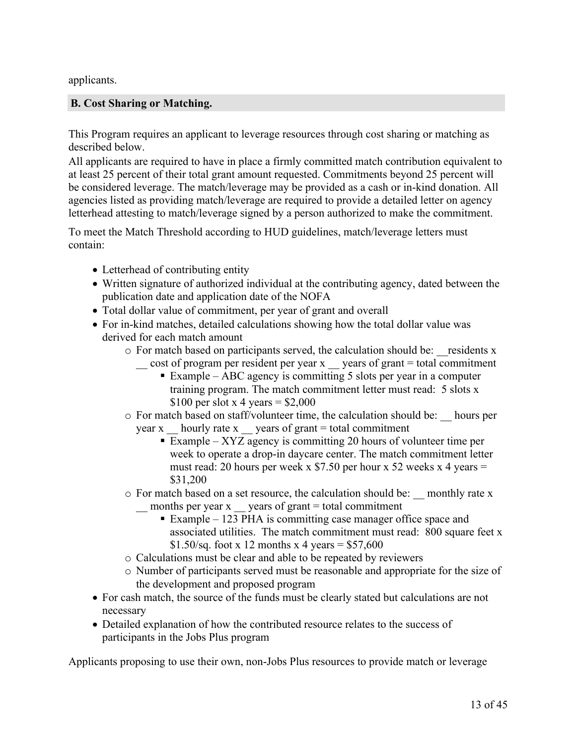applicants.

## B. Cost Sharing or Matching.

This Program requires an applicant to leverage resources through cost sharing or matching as described below.

All applicants are required to have in place a firmly committed match contribution equivalent to at least 25 percent of their total grant amount requested. Commitments beyond 25 percent will be considered leverage. The match/leverage may be provided as a cash or in-kind donation. All agencies listed as providing match/leverage are required to provide a detailed letter on agency letterhead attesting to match/leverage signed by a person authorized to make the commitment.

To meet the Match Threshold according to HUD guidelines, match/leverage letters must contain:

- Letterhead of contributing entity
- Written signature of authorized individual at the contributing agency, dated between the publication date and application date of the NOFA
- Total dollar value of commitment, per year of grant and overall
- For in-kind matches, detailed calculations showing how the total dollar value was derived for each match amount
  - For match based on participants served, the calculation should be: __residents x __ cost of program per resident per year x __ years of grant = total commitment
    - Example – ABC agency is committing 5 slots per year in a computer training program. The match commitment letter must read: 5 slots x $100 per slot x 4 years = $2,000
  - For match based on staff/volunteer time, the calculation should be: __ hours per year x __ hourly rate x __ years of grant = total commitment
    - Example – XYZ agency is committing 20 hours of volunteer time per week to operate a drop-in daycare center. The match commitment letter must read: 20 hours per week x $7.50 per hour x 52 weeks x 4 years = $31,200
  - For match based on a set resource, the calculation should be: __ monthly rate x __ months per year x __ years of grant = total commitment
    - Example – 123 PHA is committing case manager office space and associated utilities. The match commitment must read: 800 square feet x $1.50/sq. foot x 12 months x 4 years = $57,600
  - Calculations must be clear and able to be repeated by reviewers
  - Number of participants served must be reasonable and appropriate for the size of the development and proposed program
- For cash match, the source of the funds must be clearly stated but calculations are not necessary
- Detailed explanation of how the contributed resource relates to the success of participants in the Jobs Plus program

Applicants proposing to use their own, non-Jobs Plus resources to provide match or leverage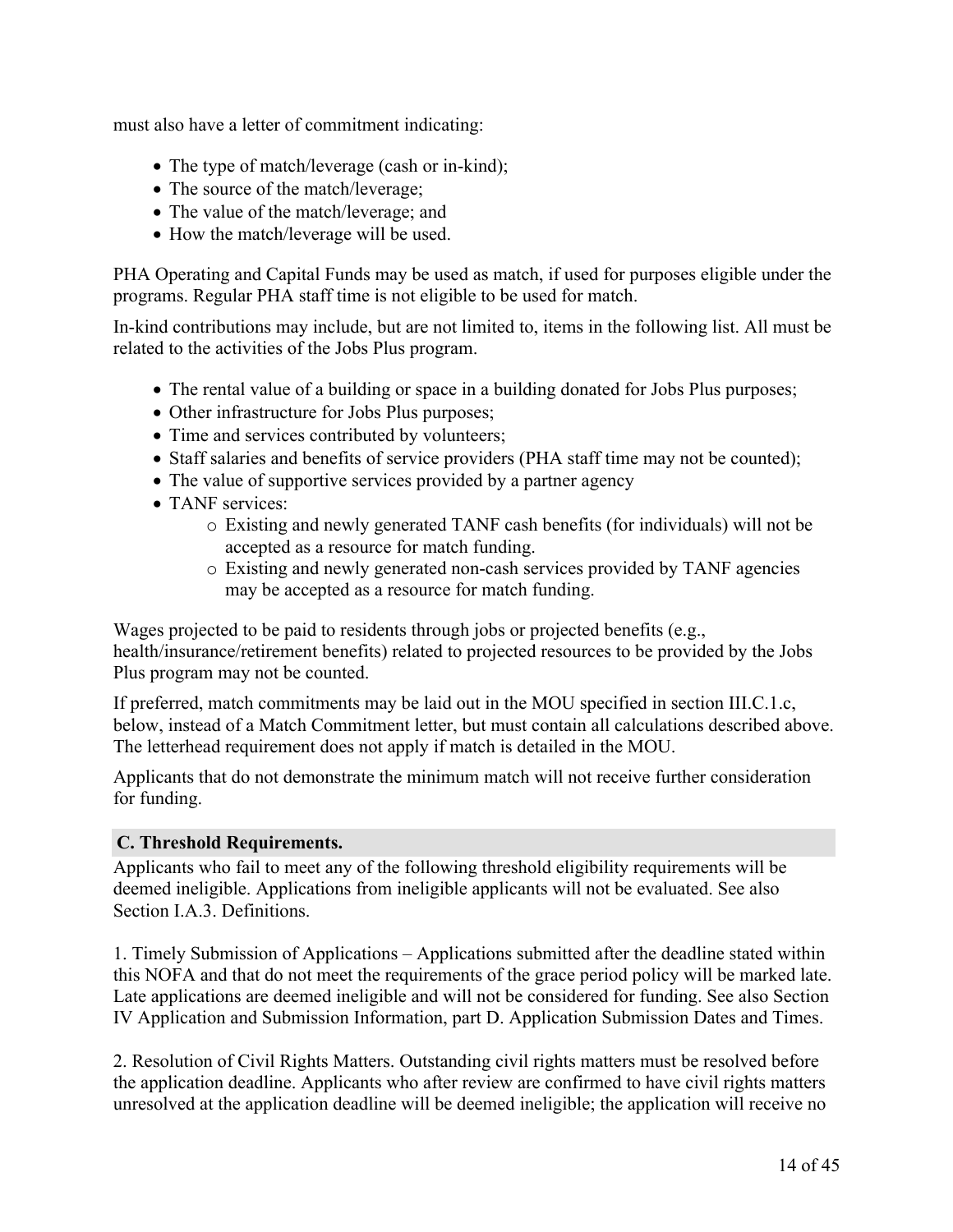must also have a letter of commitment indicating:

- The type of match/leverage (cash or in-kind);
- The source of the match/leverage;
- The value of the match/leverage; and
- How the match/leverage will be used.

PHA Operating and Capital Funds may be used as match, if used for purposes eligible under the programs. Regular PHA staff time is not eligible to be used for match.

In-kind contributions may include, but are not limited to, items in the following list. All must be related to the activities of the Jobs Plus program.

- The rental value of a building or space in a building donated for Jobs Plus purposes;
- Other infrastructure for Jobs Plus purposes;
- Time and services contributed by volunteers;
- Staff salaries and benefits of service providers (PHA staff time may not be counted);
- The value of supportive services provided by a partner agency
- TANF services:
  - Existing and newly generated TANF cash benefits (for individuals) will not be accepted as a resource for match funding.
  - Existing and newly generated non-cash services provided by TANF agencies may be accepted as a resource for match funding.

Wages projected to be paid to residents through jobs or projected benefits (e.g., health/insurance/retirement benefits) related to projected resources to be provided by the Jobs Plus program may not be counted.

If preferred, match commitments may be laid out in the MOU specified in section III.C.1.c, below, instead of a Match Commitment letter, but must contain all calculations described above. The letterhead requirement does not apply if match is detailed in the MOU.

Applicants that do not demonstrate the minimum match will not receive further consideration for funding.

### C. Threshold Requirements.

Applicants who fail to meet any of the following threshold eligibility requirements will be deemed ineligible. Applications from ineligible applicants will not be evaluated. See also Section I.A.3. Definitions.

1. Timely Submission of Applications – Applications submitted after the deadline stated within this NOFA and that do not meet the requirements of the grace period policy will be marked late. Late applications are deemed ineligible and will not be considered for funding. See also Section IV Application and Submission Information, part D. Application Submission Dates and Times.

2. Resolution of Civil Rights Matters. Outstanding civil rights matters must be resolved before the application deadline. Applicants who after review are confirmed to have civil rights matters unresolved at the application deadline will be deemed ineligible; the application will receive no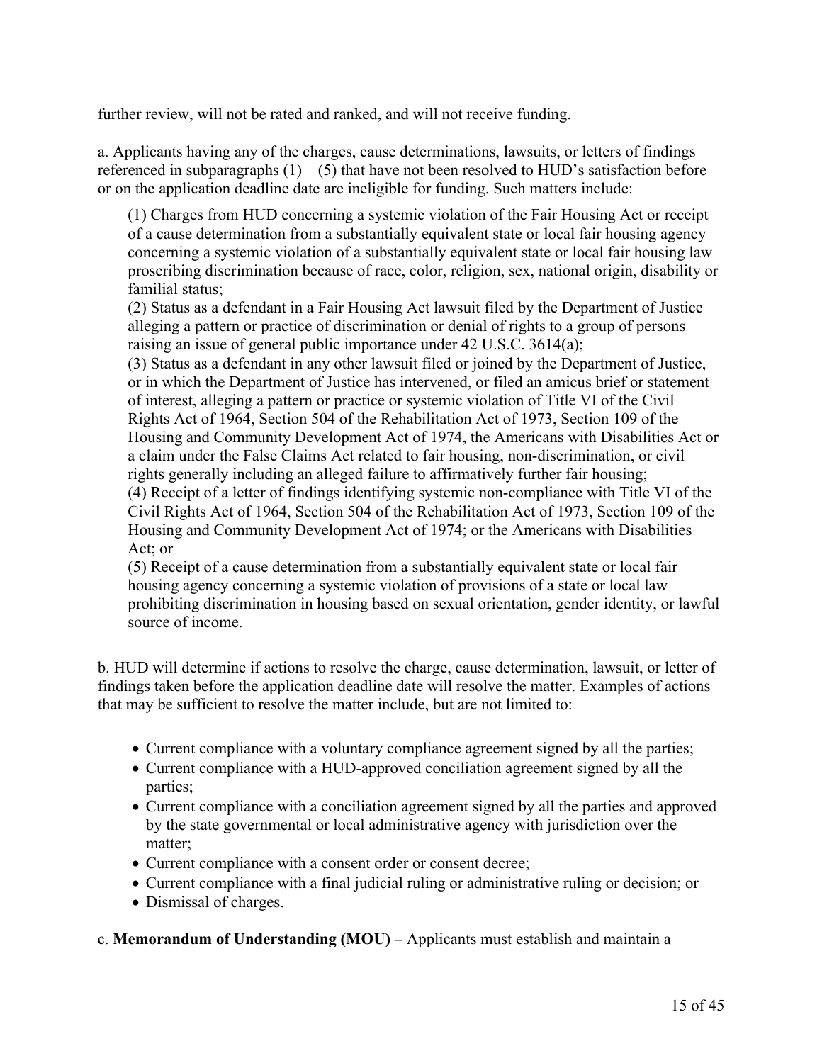further review, will not be rated and ranked, and will not receive funding.

a. Applicants having any of the charges, cause determinations, lawsuits, or letters of findings referenced in subparagraphs (1) – (5) that have not been resolved to HUD's satisfaction before or on the application deadline date are ineligible for funding. Such matters include:

> (1) Charges from HUD concerning a systemic violation of the Fair Housing Act or receipt of a cause determination from a substantially equivalent state or local fair housing agency concerning a systemic violation of a substantially equivalent state or local fair housing law proscribing discrimination because of race, color, religion, sex, national origin, disability or familial status;
> (2) Status as a defendant in a Fair Housing Act lawsuit filed by the Department of Justice alleging a pattern or practice of discrimination or denial of rights to a group of persons raising an issue of general public importance under 42 U.S.C. 3614(a);
> (3) Status as a defendant in any other lawsuit filed or joined by the Department of Justice, or in which the Department of Justice has intervened, or filed an amicus brief or statement of interest, alleging a pattern or practice or systemic violation of Title VI of the Civil Rights Act of 1964, Section 504 of the Rehabilitation Act of 1973, Section 109 of the Housing and Community Development Act of 1974, the Americans with Disabilities Act or a claim under the False Claims Act related to fair housing, non-discrimination, or civil rights generally including an alleged failure to affirmatively further fair housing;
> (4) Receipt of a letter of findings identifying systemic non-compliance with Title VI of the Civil Rights Act of 1964, Section 504 of the Rehabilitation Act of 1973, Section 109 of the Housing and Community Development Act of 1974; or the Americans with Disabilities Act; or
> (5) Receipt of a cause determination from a substantially equivalent state or local fair housing agency concerning a systemic violation of provisions of a state or local law prohibiting discrimination in housing based on sexual orientation, gender identity, or lawful source of income.

b. HUD will determine if actions to resolve the charge, cause determination, lawsuit, or letter of findings taken before the application deadline date will resolve the matter. Examples of actions that may be sufficient to resolve the matter include, but are not limited to:

- Current compliance with a voluntary compliance agreement signed by all the parties;
- Current compliance with a HUD-approved conciliation agreement signed by all the parties;
- Current compliance with a conciliation agreement signed by all the parties and approved by the state governmental or local administrative agency with jurisdiction over the matter;
- Current compliance with a consent order or consent decree;
- Current compliance with a final judicial ruling or administrative ruling or decision; or
- Dismissal of charges.

c. **Memorandum of Understanding (MOU) –** Applicants must establish and maintain a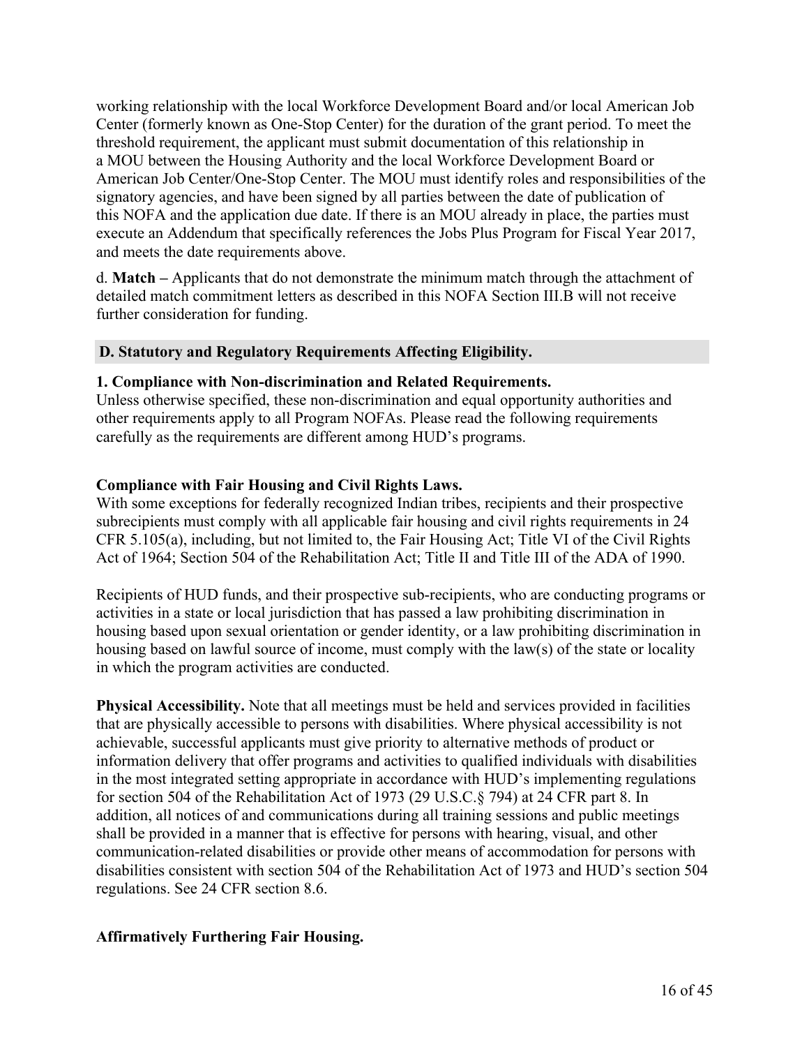working relationship with the local Workforce Development Board and/or local American Job Center (formerly known as One-Stop Center) for the duration of the grant period. To meet the threshold requirement, the applicant must submit documentation of this relationship in a MOU between the Housing Authority and the local Workforce Development Board or American Job Center/One-Stop Center. The MOU must identify roles and responsibilities of the signatory agencies, and have been signed by all parties between the date of publication of this NOFA and the application due date. If there is an MOU already in place, the parties must execute an Addendum that specifically references the Jobs Plus Program for Fiscal Year 2017, and meets the date requirements above.

d. **Match –** Applicants that do not demonstrate the minimum match through the attachment of detailed match commitment letters as described in this NOFA Section III.B will not receive further consideration for funding.

## D. Statutory and Regulatory Requirements Affecting Eligibility.

**1. Compliance with Non-discrimination and Related Requirements.**
Unless otherwise specified, these non-discrimination and equal opportunity authorities and other requirements apply to all Program NOFAs. Please read the following requirements carefully as the requirements are different among HUD's programs.

**Compliance with Fair Housing and Civil Rights Laws.**
With some exceptions for federally recognized Indian tribes, recipients and their prospective subrecipients must comply with all applicable fair housing and civil rights requirements in 24 CFR 5.105(a), including, but not limited to, the Fair Housing Act; Title VI of the Civil Rights Act of 1964; Section 504 of the Rehabilitation Act; Title II and Title III of the ADA of 1990.

Recipients of HUD funds, and their prospective sub-recipients, who are conducting programs or activities in a state or local jurisdiction that has passed a law prohibiting discrimination in housing based upon sexual orientation or gender identity, or a law prohibiting discrimination in housing based on lawful source of income, must comply with the law(s) of the state or locality in which the program activities are conducted.

**Physical Accessibility.** Note that all meetings must be held and services provided in facilities that are physically accessible to persons with disabilities. Where physical accessibility is not achievable, successful applicants must give priority to alternative methods of product or information delivery that offer programs and activities to qualified individuals with disabilities in the most integrated setting appropriate in accordance with HUD's implementing regulations for section 504 of the Rehabilitation Act of 1973 (29 U.S.C.§ 794) at 24 CFR part 8. In addition, all notices of and communications during all training sessions and public meetings shall be provided in a manner that is effective for persons with hearing, visual, and other communication-related disabilities or provide other means of accommodation for persons with disabilities consistent with section 504 of the Rehabilitation Act of 1973 and HUD's section 504 regulations. See 24 CFR section 8.6.

**Affirmatively Furthering Fair Housing.**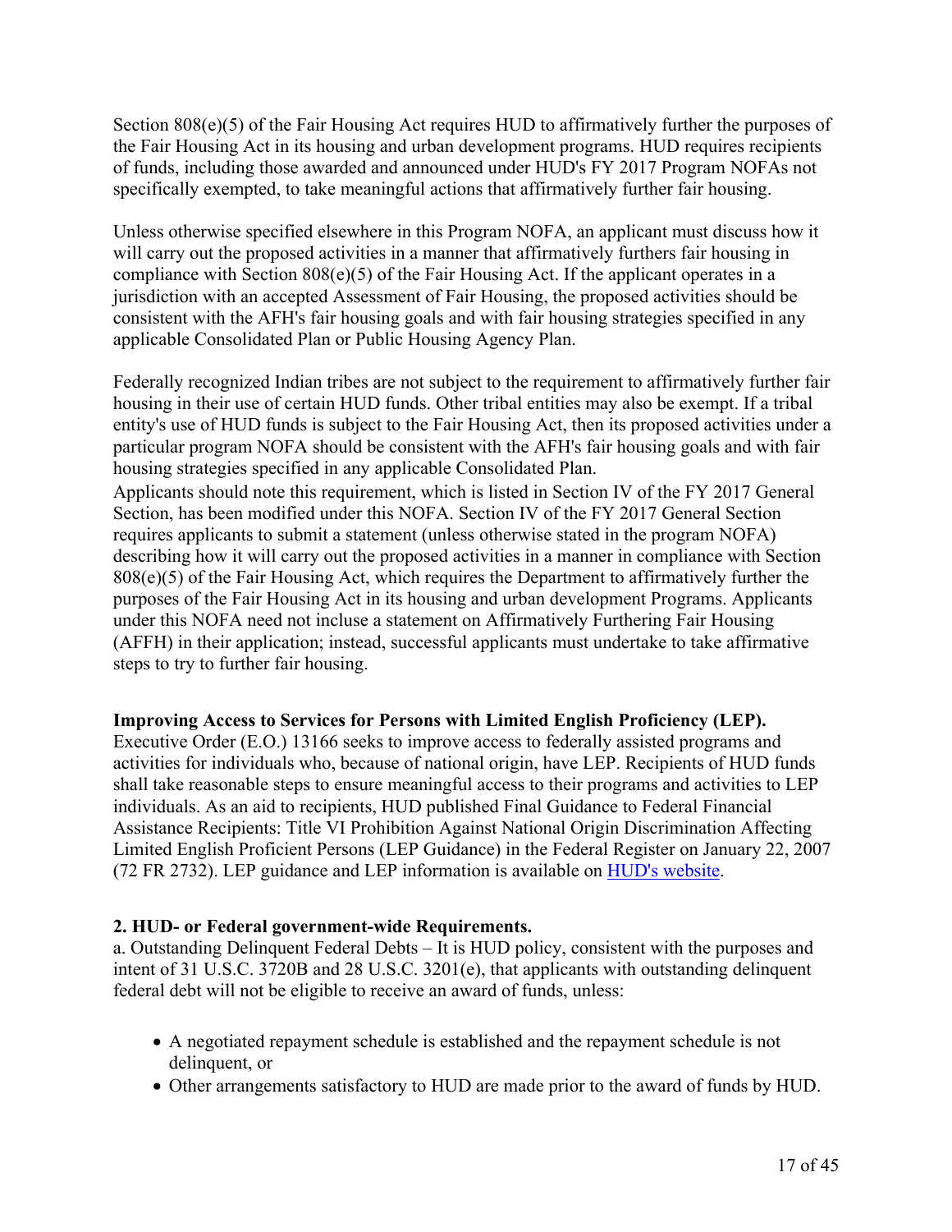Section 808(e)(5) of the Fair Housing Act requires HUD to affirmatively further the purposes of the Fair Housing Act in its housing and urban development programs. HUD requires recipients of funds, including those awarded and announced under HUD's FY 2017 Program NOFAs not specifically exempted, to take meaningful actions that affirmatively further fair housing.

Unless otherwise specified elsewhere in this Program NOFA, an applicant must discuss how it will carry out the proposed activities in a manner that affirmatively furthers fair housing in compliance with Section 808(e)(5) of the Fair Housing Act. If the applicant operates in a jurisdiction with an accepted Assessment of Fair Housing, the proposed activities should be consistent with the AFH's fair housing goals and with fair housing strategies specified in any applicable Consolidated Plan or Public Housing Agency Plan.

Federally recognized Indian tribes are not subject to the requirement to affirmatively further fair housing in their use of certain HUD funds. Other tribal entities may also be exempt. If a tribal entity's use of HUD funds is subject to the Fair Housing Act, then its proposed activities under a particular program NOFA should be consistent with the AFH's fair housing goals and with fair housing strategies specified in any applicable Consolidated Plan.
Applicants should note this requirement, which is listed in Section IV of the FY 2017 General Section, has been modified under this NOFA. Section IV of the FY 2017 General Section requires applicants to submit a statement (unless otherwise stated in the program NOFA) describing how it will carry out the proposed activities in a manner in compliance with Section 808(e)(5) of the Fair Housing Act, which requires the Department to affirmatively further the purposes of the Fair Housing Act in its housing and urban development Programs. Applicants under this NOFA need not incluse a statement on Affirmatively Furthering Fair Housing (AFFH) in their application; instead, successful applicants must undertake to take affirmative steps to try to further fair housing.

**Improving Access to Services for Persons with Limited English Proficiency (LEP).**
Executive Order (E.O.) 13166 seeks to improve access to federally assisted programs and activities for individuals who, because of national origin, have LEP. Recipients of HUD funds shall take reasonable steps to ensure meaningful access to their programs and activities to LEP individuals. As an aid to recipients, HUD published Final Guidance to Federal Financial Assistance Recipients: Title VI Prohibition Against National Origin Discrimination Affecting Limited English Proficient Persons (LEP Guidance) in the Federal Register on January 22, 2007 (72 FR 2732). LEP guidance and LEP information is available on HUD's website.

**2. HUD- or Federal government-wide Requirements.**
a. Outstanding Delinquent Federal Debts – It is HUD policy, consistent with the purposes and intent of 31 U.S.C. 3720B and 28 U.S.C. 3201(e), that applicants with outstanding delinquent federal debt will not be eligible to receive an award of funds, unless:

- A negotiated repayment schedule is established and the repayment schedule is not delinquent, or
- Other arrangements satisfactory to HUD are made prior to the award of funds by HUD.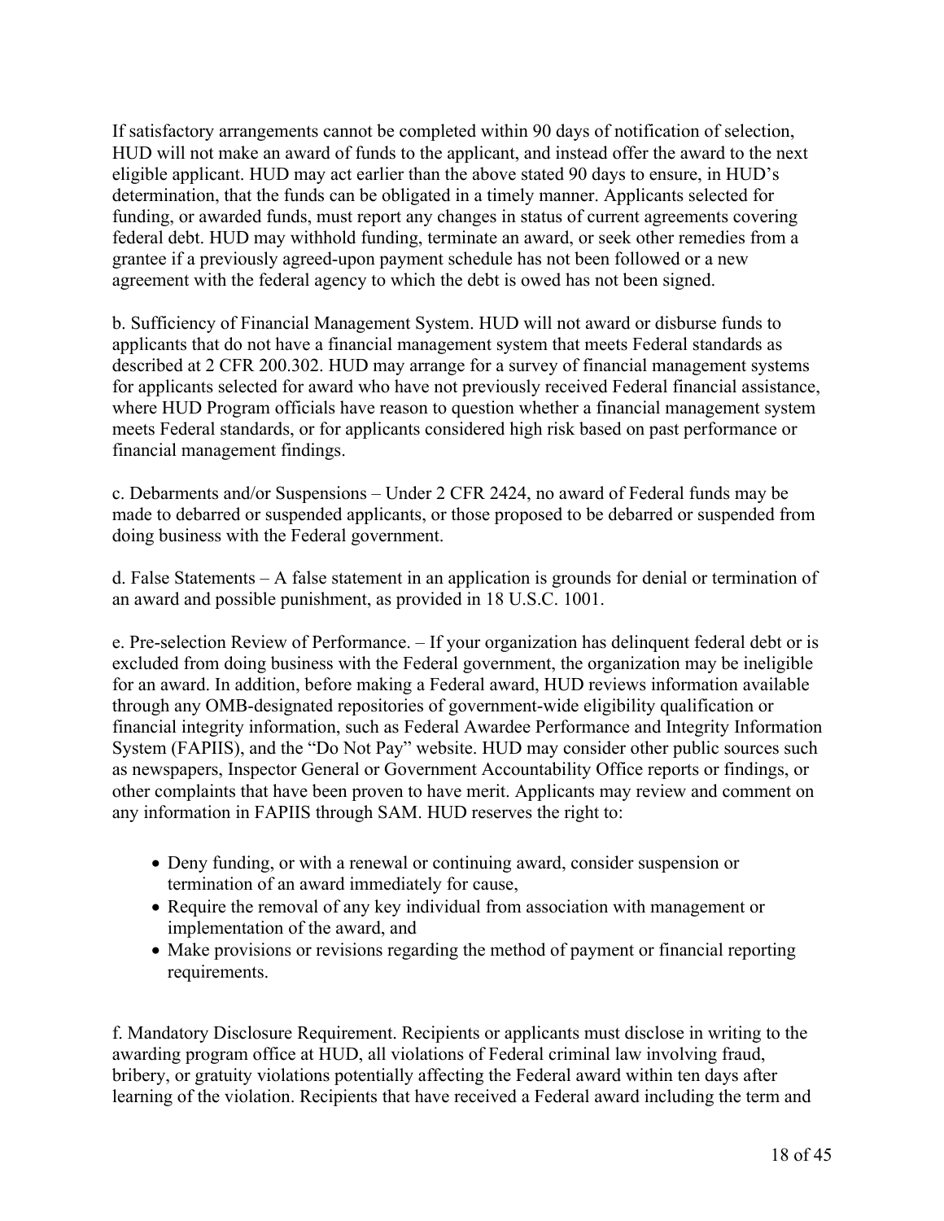If satisfactory arrangements cannot be completed within 90 days of notification of selection, HUD will not make an award of funds to the applicant, and instead offer the award to the next eligible applicant. HUD may act earlier than the above stated 90 days to ensure, in HUD's determination, that the funds can be obligated in a timely manner. Applicants selected for funding, or awarded funds, must report any changes in status of current agreements covering federal debt. HUD may withhold funding, terminate an award, or seek other remedies from a grantee if a previously agreed-upon payment schedule has not been followed or a new agreement with the federal agency to which the debt is owed has not been signed.

b. Sufficiency of Financial Management System. HUD will not award or disburse funds to applicants that do not have a financial management system that meets Federal standards as described at 2 CFR 200.302. HUD may arrange for a survey of financial management systems for applicants selected for award who have not previously received Federal financial assistance, where HUD Program officials have reason to question whether a financial management system meets Federal standards, or for applicants considered high risk based on past performance or financial management findings.

c. Debarments and/or Suspensions – Under 2 CFR 2424, no award of Federal funds may be made to debarred or suspended applicants, or those proposed to be debarred or suspended from doing business with the Federal government.

d. False Statements – A false statement in an application is grounds for denial or termination of an award and possible punishment, as provided in 18 U.S.C. 1001.

e. Pre-selection Review of Performance. – If your organization has delinquent federal debt or is excluded from doing business with the Federal government, the organization may be ineligible for an award. In addition, before making a Federal award, HUD reviews information available through any OMB-designated repositories of government-wide eligibility qualification or financial integrity information, such as Federal Awardee Performance and Integrity Information System (FAPIIS), and the "Do Not Pay" website. HUD may consider other public sources such as newspapers, Inspector General or Government Accountability Office reports or findings, or other complaints that have been proven to have merit. Applicants may review and comment on any information in FAPIIS through SAM. HUD reserves the right to:

- Deny funding, or with a renewal or continuing award, consider suspension or termination of an award immediately for cause,
- Require the removal of any key individual from association with management or implementation of the award, and
- Make provisions or revisions regarding the method of payment or financial reporting requirements.

f. Mandatory Disclosure Requirement. Recipients or applicants must disclose in writing to the awarding program office at HUD, all violations of Federal criminal law involving fraud, bribery, or gratuity violations potentially affecting the Federal award within ten days after learning of the violation. Recipients that have received a Federal award including the term and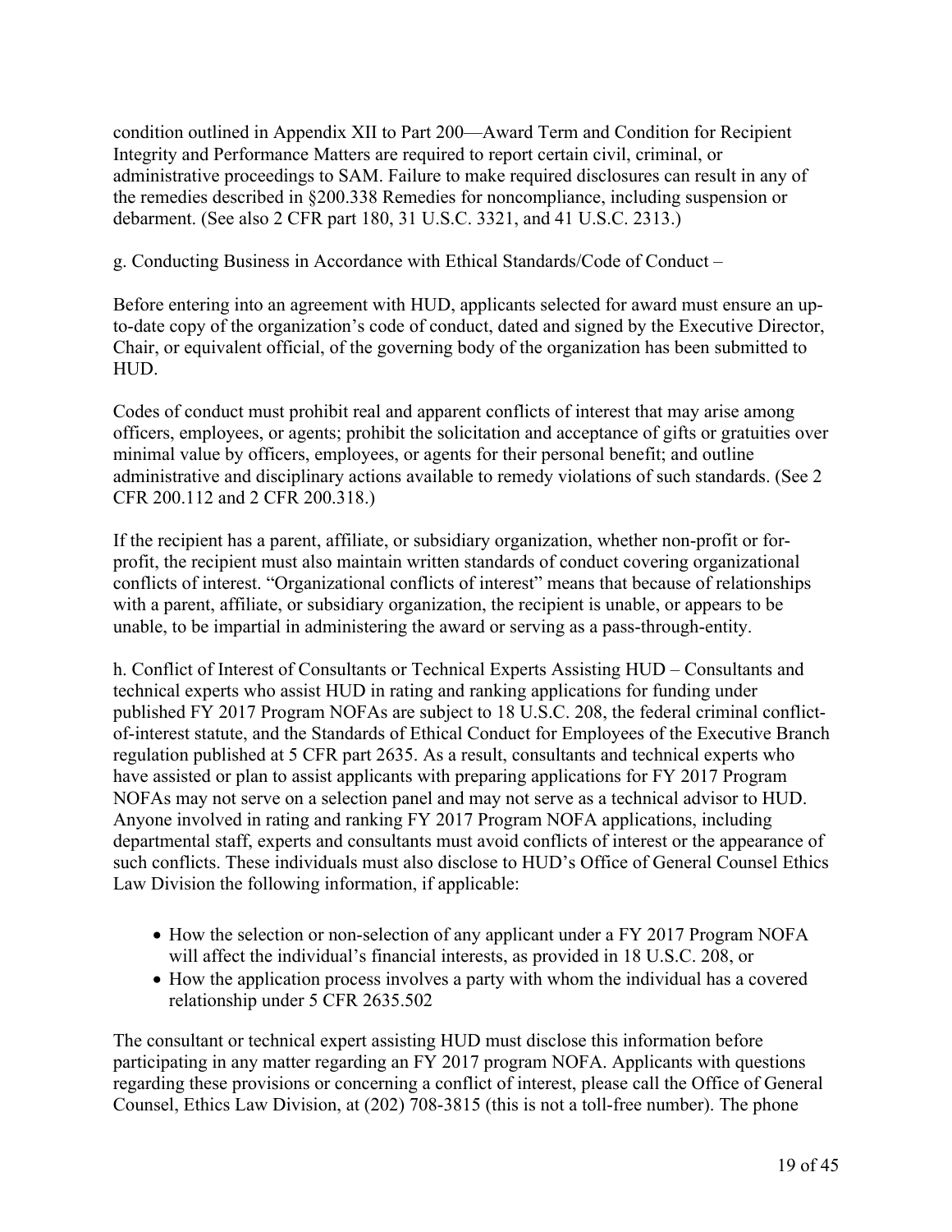condition outlined in Appendix XII to Part 200—Award Term and Condition for Recipient Integrity and Performance Matters are required to report certain civil, criminal, or administrative proceedings to SAM. Failure to make required disclosures can result in any of the remedies described in §200.338 Remedies for noncompliance, including suspension or debarment. (See also 2 CFR part 180, 31 U.S.C. 3321, and 41 U.S.C. 2313.)

g. Conducting Business in Accordance with Ethical Standards/Code of Conduct –

Before entering into an agreement with HUD, applicants selected for award must ensure an up-to-date copy of the organization's code of conduct, dated and signed by the Executive Director, Chair, or equivalent official, of the governing body of the organization has been submitted to HUD.

Codes of conduct must prohibit real and apparent conflicts of interest that may arise among officers, employees, or agents; prohibit the solicitation and acceptance of gifts or gratuities over minimal value by officers, employees, or agents for their personal benefit; and outline administrative and disciplinary actions available to remedy violations of such standards. (See 2 CFR 200.112 and 2 CFR 200.318.)

If the recipient has a parent, affiliate, or subsidiary organization, whether non-profit or for-profit, the recipient must also maintain written standards of conduct covering organizational conflicts of interest. "Organizational conflicts of interest" means that because of relationships with a parent, affiliate, or subsidiary organization, the recipient is unable, or appears to be unable, to be impartial in administering the award or serving as a pass-through-entity.

h. Conflict of Interest of Consultants or Technical Experts Assisting HUD – Consultants and technical experts who assist HUD in rating and ranking applications for funding under published FY 2017 Program NOFAs are subject to 18 U.S.C. 208, the federal criminal conflict-of-interest statute, and the Standards of Ethical Conduct for Employees of the Executive Branch regulation published at 5 CFR part 2635. As a result, consultants and technical experts who have assisted or plan to assist applicants with preparing applications for FY 2017 Program NOFAs may not serve on a selection panel and may not serve as a technical advisor to HUD. Anyone involved in rating and ranking FY 2017 Program NOFA applications, including departmental staff, experts and consultants must avoid conflicts of interest or the appearance of such conflicts. These individuals must also disclose to HUD's Office of General Counsel Ethics Law Division the following information, if applicable:

- How the selection or non-selection of any applicant under a FY 2017 Program NOFA will affect the individual's financial interests, as provided in 18 U.S.C. 208, or
- How the application process involves a party with whom the individual has a covered relationship under 5 CFR 2635.502

The consultant or technical expert assisting HUD must disclose this information before participating in any matter regarding an FY 2017 program NOFA. Applicants with questions regarding these provisions or concerning a conflict of interest, please call the Office of General Counsel, Ethics Law Division, at (202) 708-3815 (this is not a toll-free number). The phone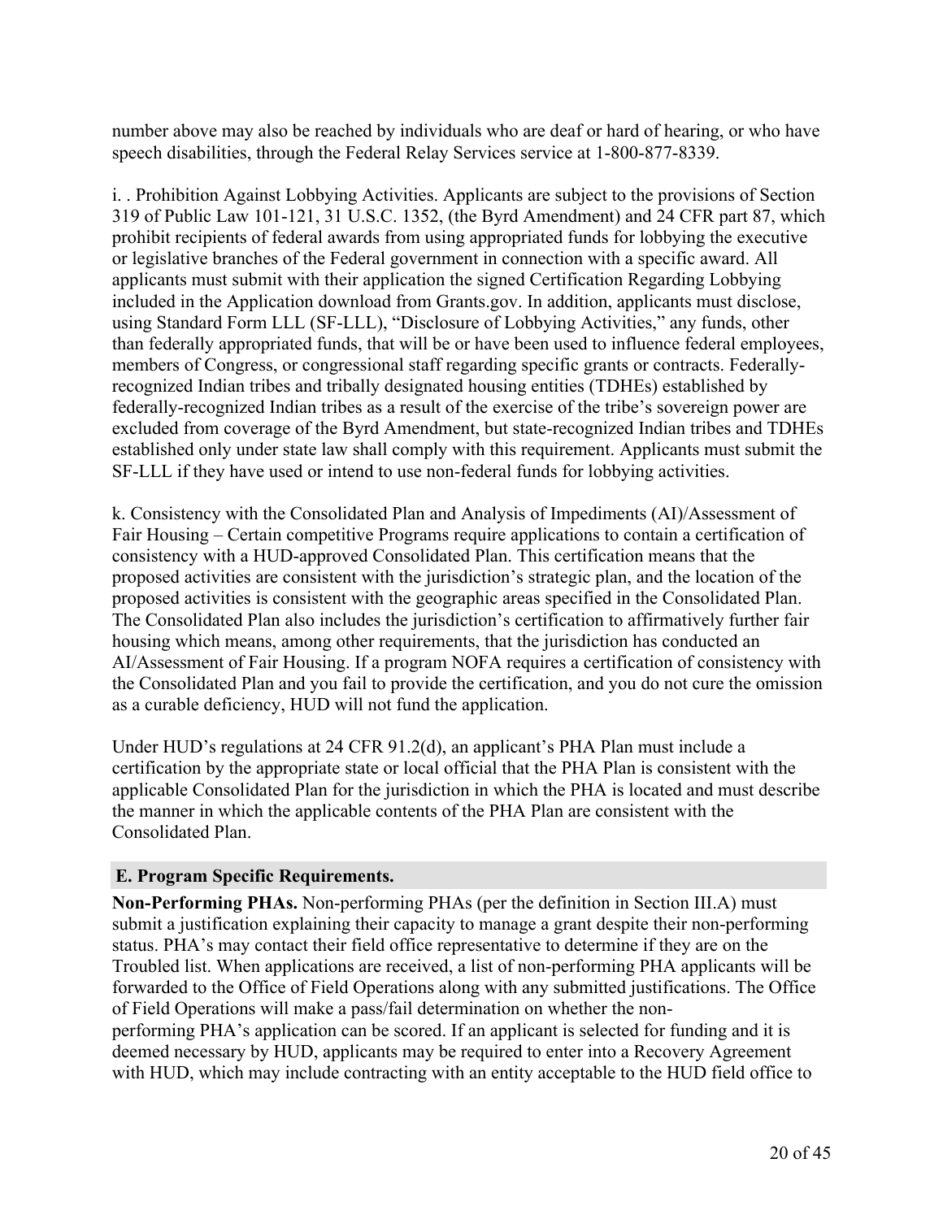number above may also be reached by individuals who are deaf or hard of hearing, or who have speech disabilities, through the Federal Relay Services service at 1-800-877-8339.

i. . Prohibition Against Lobbying Activities. Applicants are subject to the provisions of Section 319 of Public Law 101-121, 31 U.S.C. 1352, (the Byrd Amendment) and 24 CFR part 87, which prohibit recipients of federal awards from using appropriated funds for lobbying the executive or legislative branches of the Federal government in connection with a specific award. All applicants must submit with their application the signed Certification Regarding Lobbying included in the Application download from Grants.gov. In addition, applicants must disclose, using Standard Form LLL (SF-LLL), "Disclosure of Lobbying Activities," any funds, other than federally appropriated funds, that will be or have been used to influence federal employees, members of Congress, or congressional staff regarding specific grants or contracts. Federally-recognized Indian tribes and tribally designated housing entities (TDHEs) established by federally-recognized Indian tribes as a result of the exercise of the tribe's sovereign power are excluded from coverage of the Byrd Amendment, but state-recognized Indian tribes and TDHEs established only under state law shall comply with this requirement. Applicants must submit the SF-LLL if they have used or intend to use non-federal funds for lobbying activities.

k. Consistency with the Consolidated Plan and Analysis of Impediments (AI)/Assessment of Fair Housing – Certain competitive Programs require applications to contain a certification of consistency with a HUD-approved Consolidated Plan. This certification means that the proposed activities are consistent with the jurisdiction's strategic plan, and the location of the proposed activities is consistent with the geographic areas specified in the Consolidated Plan. The Consolidated Plan also includes the jurisdiction's certification to affirmatively further fair housing which means, among other requirements, that the jurisdiction has conducted an AI/Assessment of Fair Housing. If a program NOFA requires a certification of consistency with the Consolidated Plan and you fail to provide the certification, and you do not cure the omission as a curable deficiency, HUD will not fund the application.

Under HUD's regulations at 24 CFR 91.2(d), an applicant's PHA Plan must include a certification by the appropriate state or local official that the PHA Plan is consistent with the applicable Consolidated Plan for the jurisdiction in which the PHA is located and must describe the manner in which the applicable contents of the PHA Plan are consistent with the Consolidated Plan.

## E. Program Specific Requirements.

**Non-Performing PHAs.** Non-performing PHAs (per the definition in Section III.A) must submit a justification explaining their capacity to manage a grant despite their non-performing status. PHA's may contact their field office representative to determine if they are on the Troubled list. When applications are received, a list of non-performing PHA applicants will be forwarded to the Office of Field Operations along with any submitted justifications. The Office of Field Operations will make a pass/fail determination on whether the non-performing PHA's application can be scored. If an applicant is selected for funding and it is deemed necessary by HUD, applicants may be required to enter into a Recovery Agreement with HUD, which may include contracting with an entity acceptable to the HUD field office to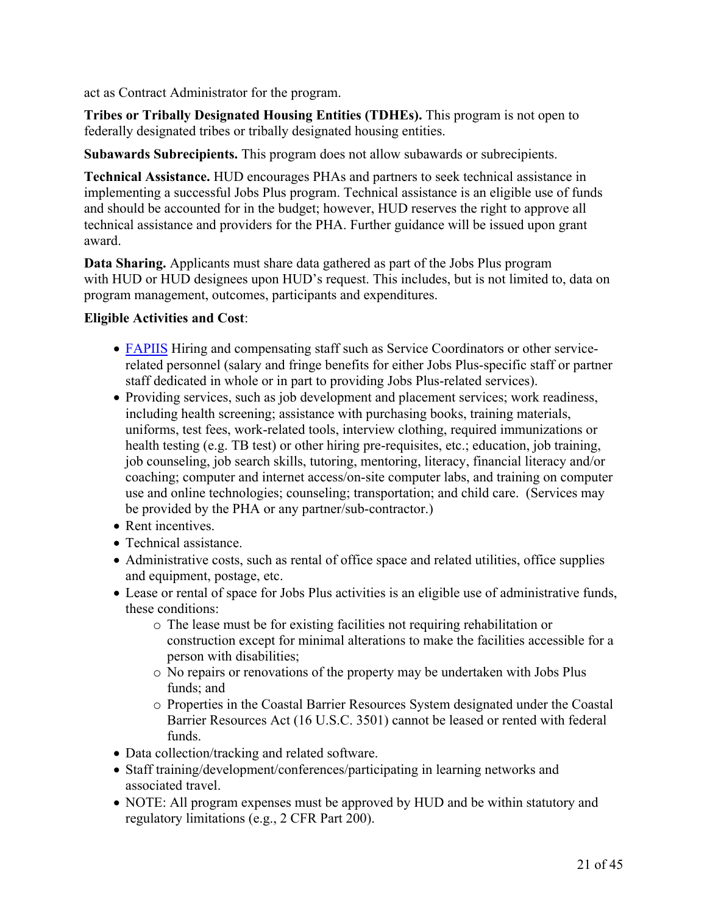act as Contract Administrator for the program.

**Tribes or Tribally Designated Housing Entities (TDHEs).** This program is not open to federally designated tribes or tribally designated housing entities.

**Subawards Subrecipients.** This program does not allow subawards or subrecipients.

**Technical Assistance.** HUD encourages PHAs and partners to seek technical assistance in implementing a successful Jobs Plus program. Technical assistance is an eligible use of funds and should be accounted for in the budget; however, HUD reserves the right to approve all technical assistance and providers for the PHA. Further guidance will be issued upon grant award.

**Data Sharing.** Applicants must share data gathered as part of the Jobs Plus program with HUD or HUD designees upon HUD's request. This includes, but is not limited to, data on program management, outcomes, participants and expenditures.

**Eligible Activities and Cost**:

- FAPIIS Hiring and compensating staff such as Service Coordinators or other service-related personnel (salary and fringe benefits for either Jobs Plus-specific staff or partner staff dedicated in whole or in part to providing Jobs Plus-related services).
- Providing services, such as job development and placement services; work readiness, including health screening; assistance with purchasing books, training materials, uniforms, test fees, work-related tools, interview clothing, required immunizations or health testing (e.g. TB test) or other hiring pre-requisites, etc.; education, job training, job counseling, job search skills, tutoring, mentoring, literacy, financial literacy and/or coaching; computer and internet access/on-site computer labs, and training on computer use and online technologies; counseling; transportation; and child care. (Services may be provided by the PHA or any partner/sub-contractor.)
- Rent incentives.
- Technical assistance.
- Administrative costs, such as rental of office space and related utilities, office supplies and equipment, postage, etc.
- Lease or rental of space for Jobs Plus activities is an eligible use of administrative funds, these conditions:
  - The lease must be for existing facilities not requiring rehabilitation or construction except for minimal alterations to make the facilities accessible for a person with disabilities;
  - No repairs or renovations of the property may be undertaken with Jobs Plus funds; and
  - Properties in the Coastal Barrier Resources System designated under the Coastal Barrier Resources Act (16 U.S.C. 3501) cannot be leased or rented with federal funds.
- Data collection/tracking and related software.
- Staff training/development/conferences/participating in learning networks and associated travel.
- NOTE: All program expenses must be approved by HUD and be within statutory and regulatory limitations (e.g., 2 CFR Part 200).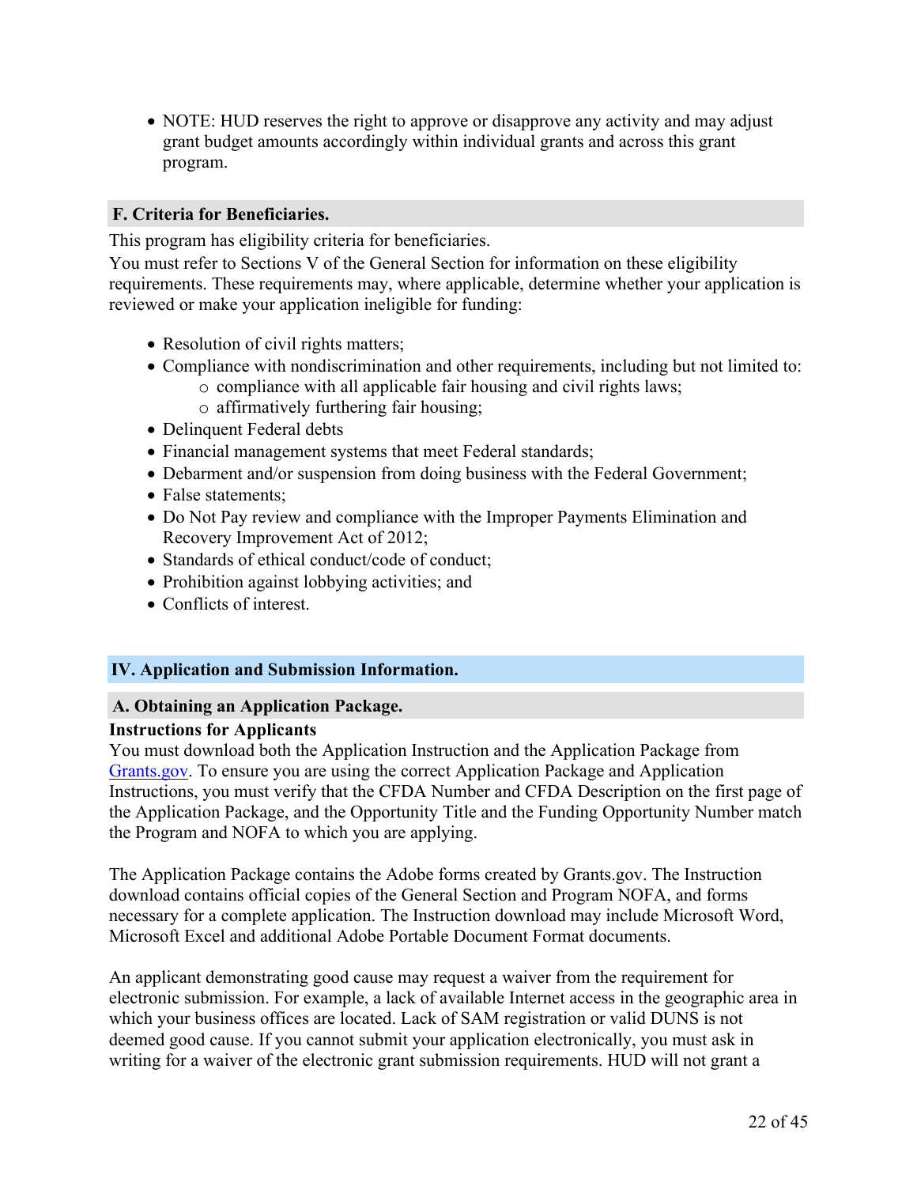- NOTE: HUD reserves the right to approve or disapprove any activity and may adjust grant budget amounts accordingly within individual grants and across this grant program.

### F. Criteria for Beneficiaries.

This program has eligibility criteria for beneficiaries.
You must refer to Sections V of the General Section for information on these eligibility requirements. These requirements may, where applicable, determine whether your application is reviewed or make your application ineligible for funding:

- Resolution of civil rights matters;
- Compliance with nondiscrimination and other requirements, including but not limited to:
  - compliance with all applicable fair housing and civil rights laws;
  - affirmatively furthering fair housing;
- Delinquent Federal debts
- Financial management systems that meet Federal standards;
- Debarment and/or suspension from doing business with the Federal Government;
- False statements;
- Do Not Pay review and compliance with the Improper Payments Elimination and Recovery Improvement Act of 2012;
- Standards of ethical conduct/code of conduct;
- Prohibition against lobbying activities; and
- Conflicts of interest.

## IV. Application and Submission Information.

### A. Obtaining an Application Package.

**Instructions for Applicants**
You must download both the Application Instruction and the Application Package from [Grants.gov](Grants.gov). To ensure you are using the correct Application Package and Application Instructions, you must verify that the CFDA Number and CFDA Description on the first page of the Application Package, and the Opportunity Title and the Funding Opportunity Number match the Program and NOFA to which you are applying.

The Application Package contains the Adobe forms created by Grants.gov. The Instruction download contains official copies of the General Section and Program NOFA, and forms necessary for a complete application. The Instruction download may include Microsoft Word, Microsoft Excel and additional Adobe Portable Document Format documents.

An applicant demonstrating good cause may request a waiver from the requirement for electronic submission. For example, a lack of available Internet access in the geographic area in which your business offices are located. Lack of SAM registration or valid DUNS is not deemed good cause. If you cannot submit your application electronically, you must ask in writing for a waiver of the electronic grant submission requirements. HUD will not grant a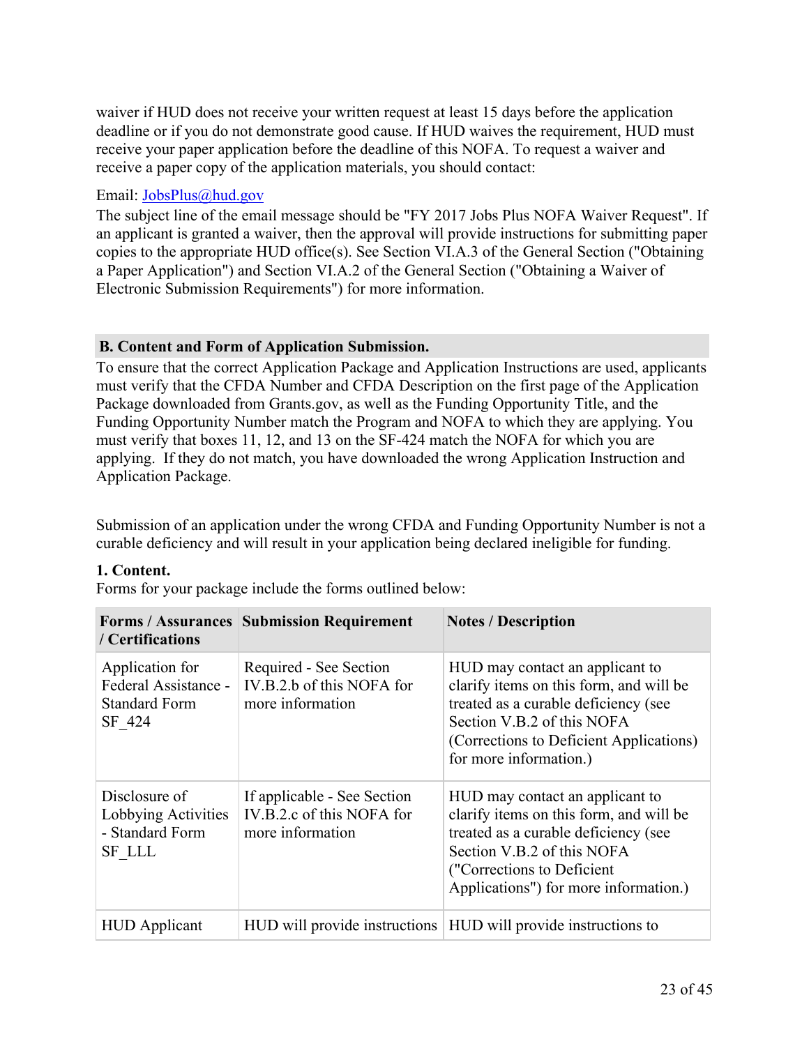waiver if HUD does not receive your written request at least 15 days before the application deadline or if you do not demonstrate good cause. If HUD waives the requirement, HUD must receive your paper application before the deadline of this NOFA. To request a waiver and receive a paper copy of the application materials, you should contact:

Email: JobsPlus@hud.gov
The subject line of the email message should be "FY 2017 Jobs Plus NOFA Waiver Request". If an applicant is granted a waiver, then the approval will provide instructions for submitting paper copies to the appropriate HUD office(s). See Section VI.A.3 of the General Section ("Obtaining a Paper Application") and Section VI.A.2 of the General Section ("Obtaining a Waiver of Electronic Submission Requirements") for more information.

## B. Content and Form of Application Submission.

To ensure that the correct Application Package and Application Instructions are used, applicants must verify that the CFDA Number and CFDA Description on the first page of the Application Package downloaded from Grants.gov, as well as the Funding Opportunity Title, and the Funding Opportunity Number match the Program and NOFA to which they are applying. You must verify that boxes 11, 12, and 13 on the SF-424 match the NOFA for which you are applying. If they do not match, you have downloaded the wrong Application Instruction and Application Package.

Submission of an application under the wrong CFDA and Funding Opportunity Number is not a curable deficiency and will result in your application being declared ineligible for funding.

**1. Content.**
Forms for your package include the forms outlined below:

| Forms / Assurances / Certifications | Submission Requirement | Notes / Description |
|---|---|---|
| Application for Federal Assistance - Standard Form SF_424 | Required - See Section IV.B.2.b of this NOFA for more information | HUD may contact an applicant to clarify items on this form, and will be treated as a curable deficiency (see Section V.B.2 of this NOFA (Corrections to Deficient Applications) for more information.) |
| Disclosure of Lobbying Activities - Standard Form SF_LLL | If applicable - See Section IV.B.2.c of this NOFA for more information | HUD may contact an applicant to clarify items on this form, and will be treated as a curable deficiency (see Section V.B.2 of this NOFA ("Corrections to Deficient Applications") for more information.) |
| HUD Applicant | HUD will provide instructions | HUD will provide instructions to |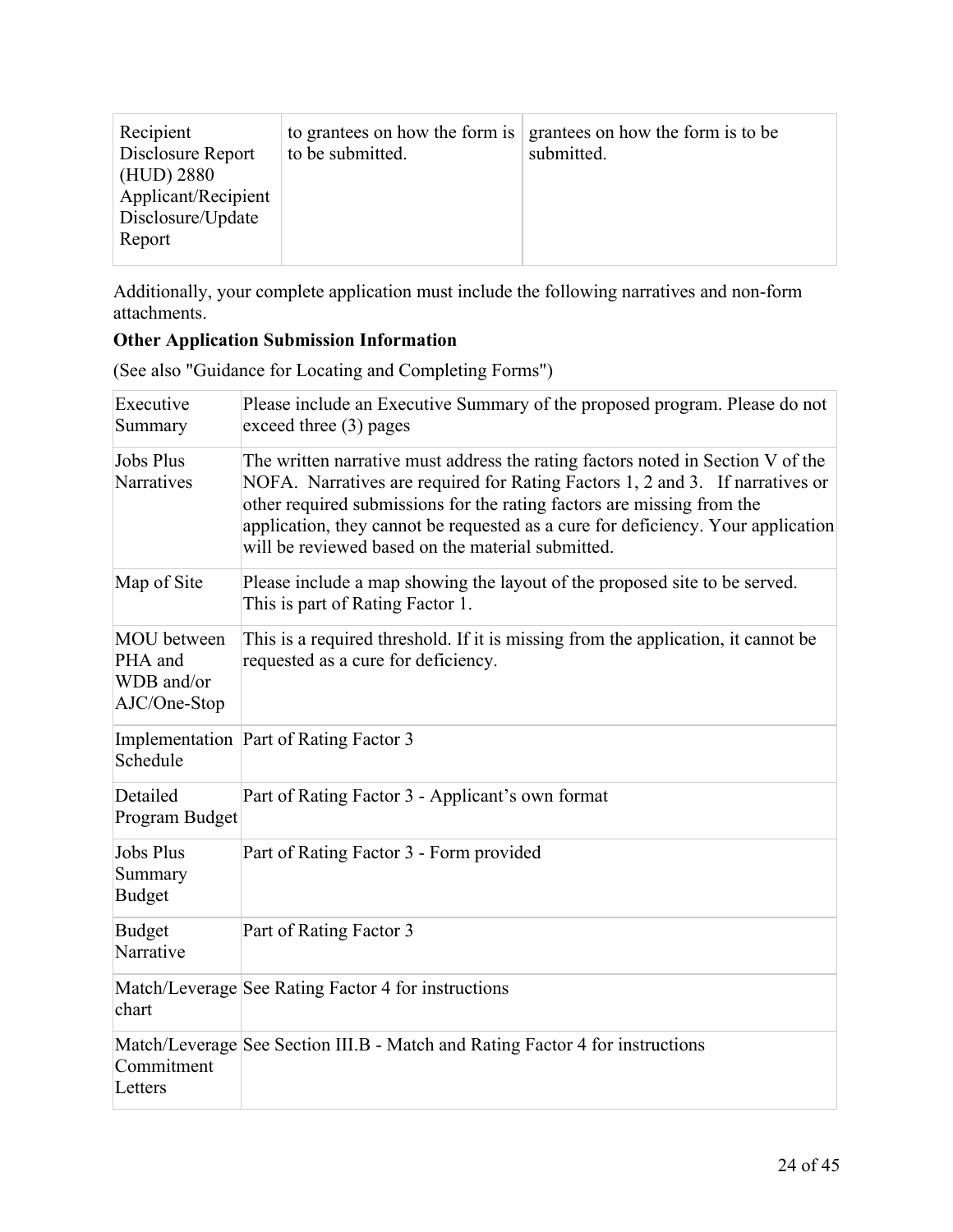| Recipient Disclosure Report (HUD) 2880 Applicant/Recipient Disclosure/Update Report | to grantees on how the form is to be submitted. | grantees on how the form is to be submitted. |
|---|---|---|

Additionally, your complete application must include the following narratives and non-form attachments.

**Other Application Submission Information**

(See also "Guidance for Locating and Completing Forms")

| Executive Summary | Please include an Executive Summary of the proposed program. Please do not exceed three (3) pages |
|---|---|
| Jobs Plus Narratives | The written narrative must address the rating factors noted in Section V of the NOFA. Narratives are required for Rating Factors 1, 2 and 3. If narratives or other required submissions for the rating factors are missing from the application, they cannot be requested as a cure for deficiency. Your application will be reviewed based on the material submitted. |
| Map of Site | Please include a map showing the layout of the proposed site to be served. This is part of Rating Factor 1. |
| MOU between PHA and WDB and/or AJC/One-Stop | This is a required threshold. If it is missing from the application, it cannot be requested as a cure for deficiency. |
| Implementation Schedule | Part of Rating Factor 3 |
| Detailed Program Budget | Part of Rating Factor 3 - Applicant's own format |
| Jobs Plus Summary Budget | Part of Rating Factor 3 - Form provided |
| Budget Narrative | Part of Rating Factor 3 |
| Match/Leverage chart | See Rating Factor 4 for instructions |
| Match/Leverage Commitment Letters | See Section III.B - Match and Rating Factor 4 for instructions |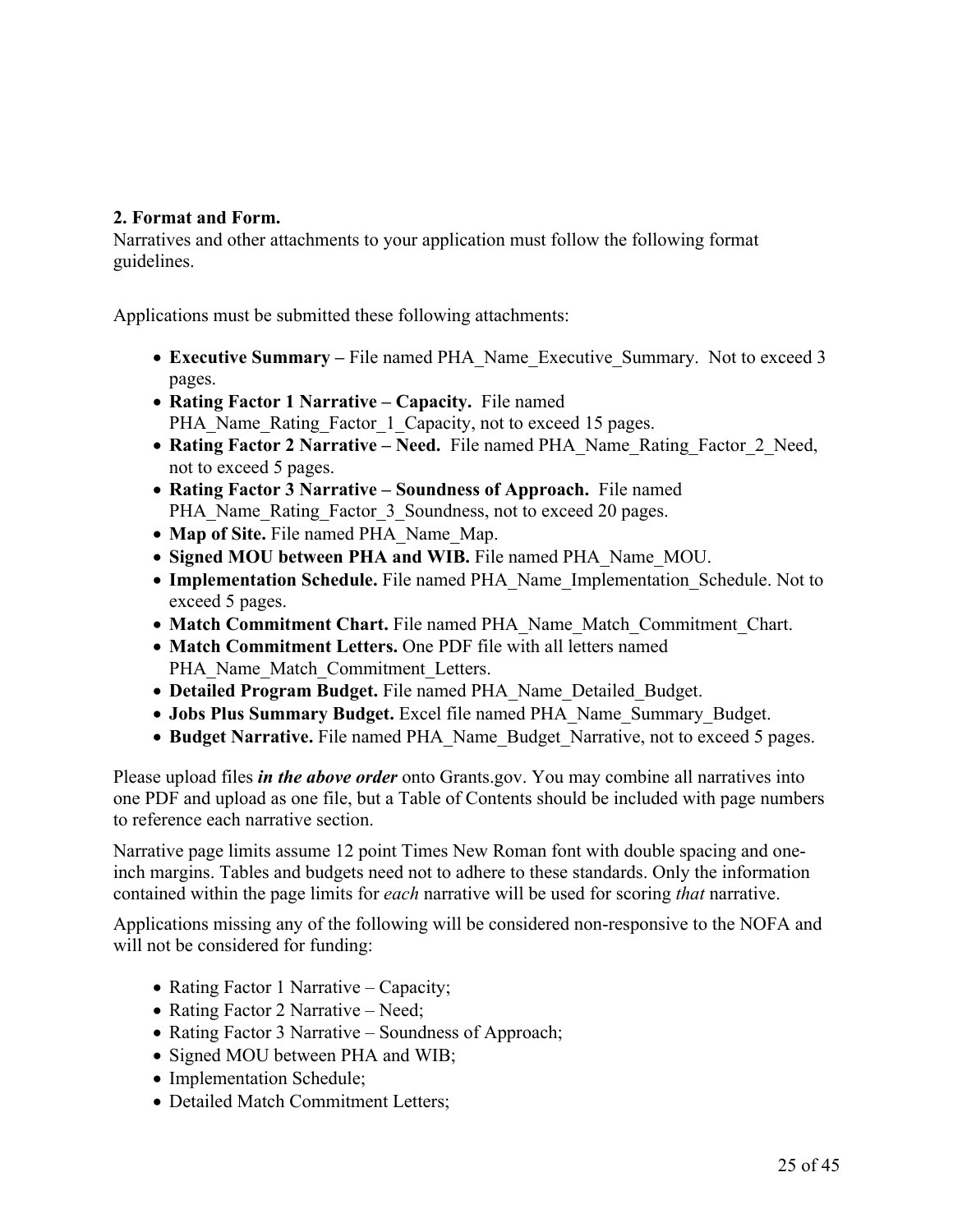**2. Format and Form.**

Narratives and other attachments to your application must follow the following format guidelines.

Applications must be submitted these following attachments:

- **Executive Summary –** File named PHA_Name_Executive_Summary. Not to exceed 3 pages.
- **Rating Factor 1 Narrative – Capacity.** File named PHA_Name_Rating_Factor_1_Capacity, not to exceed 15 pages.
- **Rating Factor 2 Narrative – Need.** File named PHA_Name_Rating_Factor_2_Need, not to exceed 5 pages.
- **Rating Factor 3 Narrative – Soundness of Approach.** File named PHA_Name_Rating_Factor_3_Soundness, not to exceed 20 pages.
- **Map of Site.** File named PHA_Name_Map.
- **Signed MOU between PHA and WIB.** File named PHA_Name_MOU.
- **Implementation Schedule.** File named PHA_Name_Implementation_Schedule. Not to exceed 5 pages.
- **Match Commitment Chart.** File named PHA_Name_Match_Commitment_Chart.
- **Match Commitment Letters.** One PDF file with all letters named PHA_Name_Match_Commitment_Letters.
- **Detailed Program Budget.** File named PHA_Name_Detailed_Budget.
- **Jobs Plus Summary Budget.** Excel file named PHA_Name_Summary_Budget.
- **Budget Narrative.** File named PHA_Name_Budget_Narrative, not to exceed 5 pages.

Please upload files ***in the above order*** onto Grants.gov. You may combine all narratives into one PDF and upload as one file, but a Table of Contents should be included with page numbers to reference each narrative section.

Narrative page limits assume 12 point Times New Roman font with double spacing and one-inch margins. Tables and budgets need not to adhere to these standards. Only the information contained within the page limits for *each* narrative will be used for scoring *that* narrative.

Applications missing any of the following will be considered non-responsive to the NOFA and will not be considered for funding:

- Rating Factor 1 Narrative – Capacity;
- Rating Factor 2 Narrative – Need;
- Rating Factor 3 Narrative – Soundness of Approach;
- Signed MOU between PHA and WIB;
- Implementation Schedule;
- Detailed Match Commitment Letters;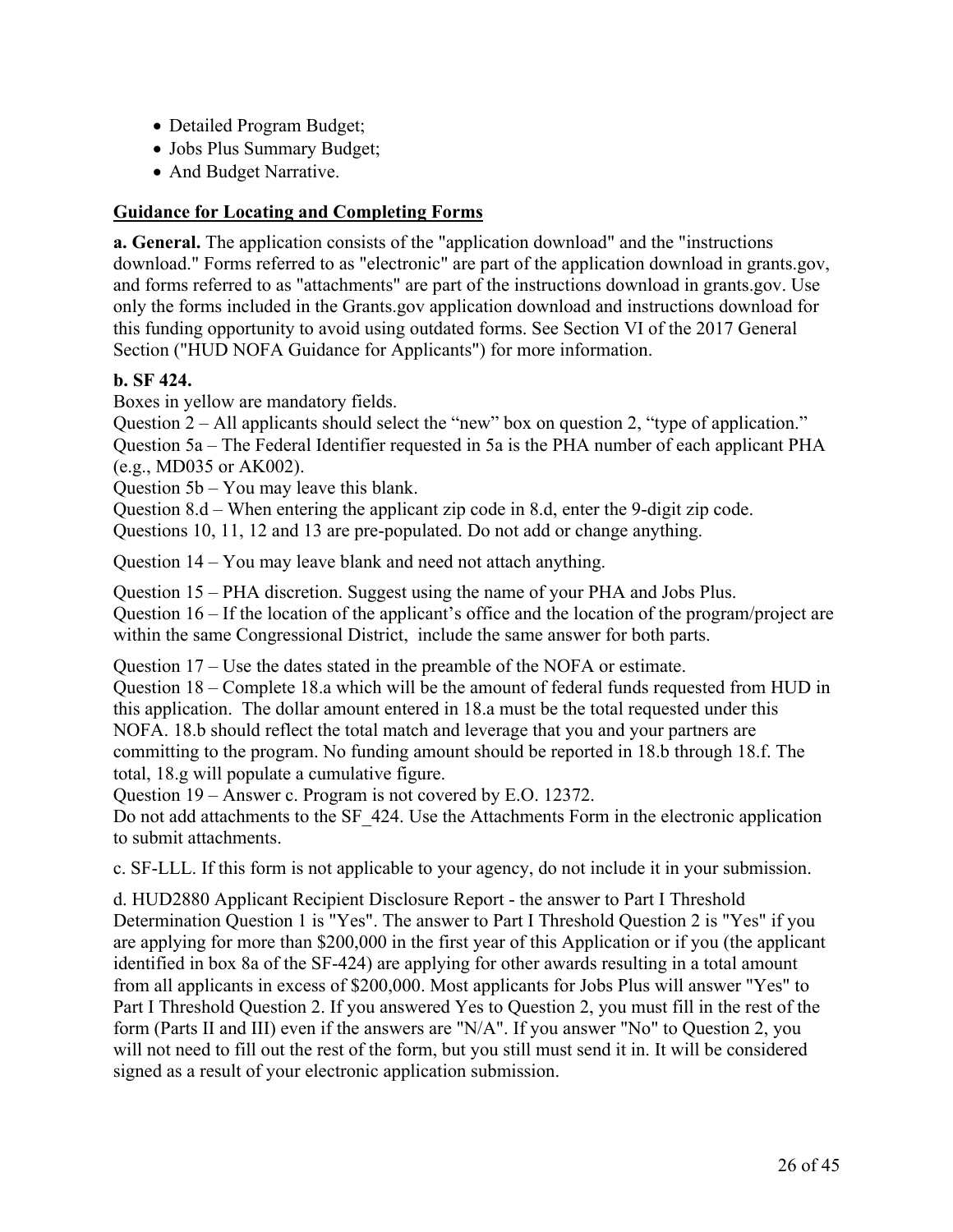- Detailed Program Budget;
- Jobs Plus Summary Budget;
- And Budget Narrative.

**Guidance for Locating and Completing Forms**

**a. General.** The application consists of the "application download" and the "instructions download." Forms referred to as "electronic" are part of the application download in grants.gov, and forms referred to as "attachments" are part of the instructions download in grants.gov. Use only the forms included in the Grants.gov application download and instructions download for this funding opportunity to avoid using outdated forms. See Section VI of the 2017 General Section ("HUD NOFA Guidance for Applicants") for more information.

**b. SF 424.**

Boxes in yellow are mandatory fields.

Question 2 – All applicants should select the "new" box on question 2, "type of application."

Question 5a – The Federal Identifier requested in 5a is the PHA number of each applicant PHA (e.g., MD035 or AK002).

Question 5b – You may leave this blank.

Question 8.d – When entering the applicant zip code in 8.d, enter the 9-digit zip code.

Questions 10, 11, 12 and 13 are pre-populated. Do not add or change anything.

Question 14 – You may leave blank and need not attach anything.

Question 15 – PHA discretion. Suggest using the name of your PHA and Jobs Plus.

Question 16 – If the location of the applicant's office and the location of the program/project are within the same Congressional District, include the same answer for both parts.

Question 17 – Use the dates stated in the preamble of the NOFA or estimate.

Question 18 – Complete 18.a which will be the amount of federal funds requested from HUD in this application. The dollar amount entered in 18.a must be the total requested under this NOFA. 18.b should reflect the total match and leverage that you and your partners are committing to the program. No funding amount should be reported in 18.b through 18.f. The total, 18.g will populate a cumulative figure.

Question 19 – Answer c. Program is not covered by E.O. 12372.

Do not add attachments to the SF_424. Use the Attachments Form in the electronic application to submit attachments.

c. SF-LLL. If this form is not applicable to your agency, do not include it in your submission.

d. HUD2880 Applicant Recipient Disclosure Report - the answer to Part I Threshold Determination Question 1 is "Yes". The answer to Part I Threshold Question 2 is "Yes" if you are applying for more than $200,000 in the first year of this Application or if you (the applicant identified in box 8a of the SF-424) are applying for other awards resulting in a total amount from all applicants in excess of $200,000. Most applicants for Jobs Plus will answer "Yes" to Part I Threshold Question 2. If you answered Yes to Question 2, you must fill in the rest of the form (Parts II and III) even if the answers are "N/A". If you answer "No" to Question 2, you will not need to fill out the rest of the form, but you still must send it in. It will be considered signed as a result of your electronic application submission.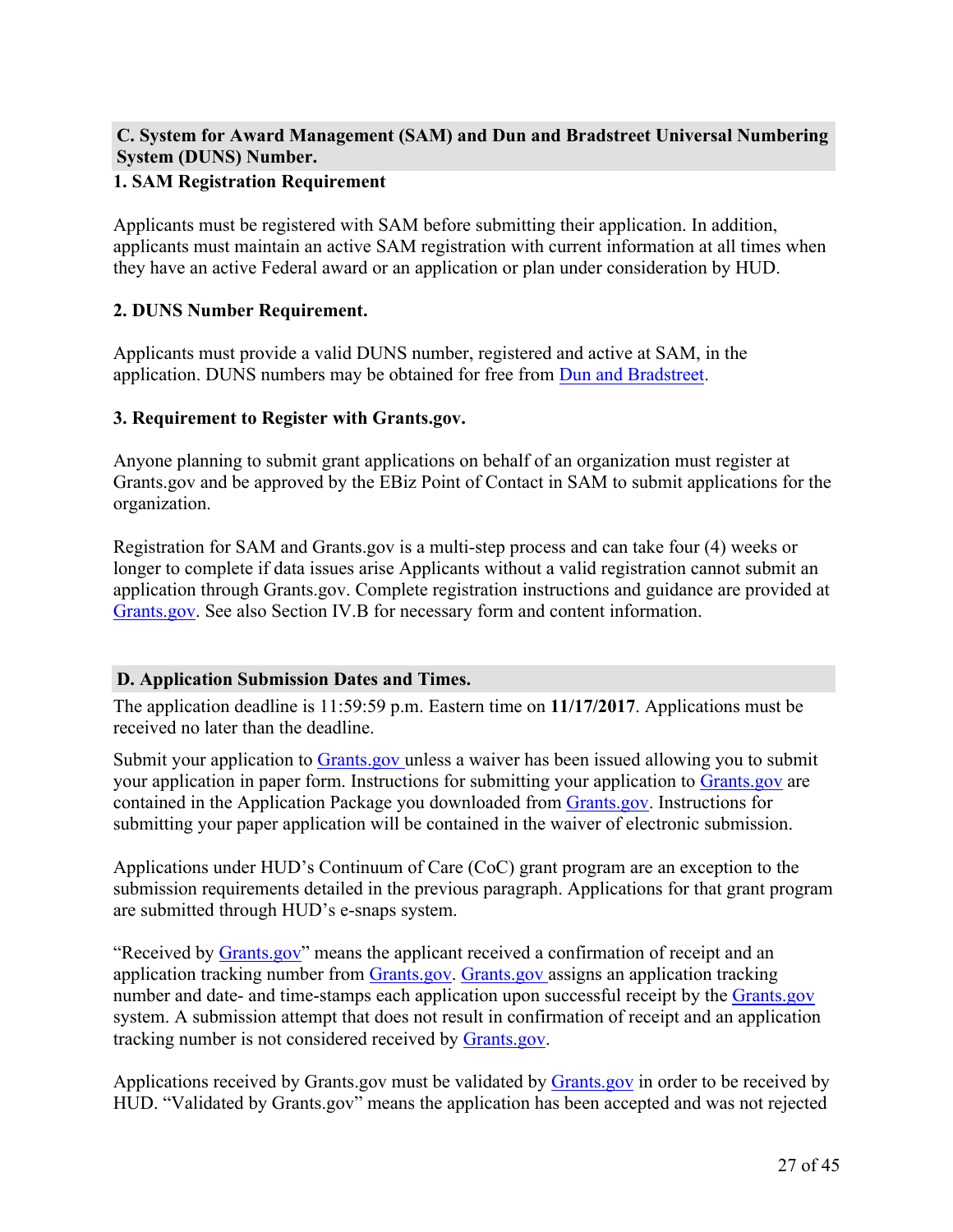## C. System for Award Management (SAM) and Dun and Bradstreet Universal Numbering System (DUNS) Number.

### 1. SAM Registration Requirement

Applicants must be registered with SAM before submitting their application. In addition, applicants must maintain an active SAM registration with current information at all times when they have an active Federal award or an application or plan under consideration by HUD.

### 2. DUNS Number Requirement.

Applicants must provide a valid DUNS number, registered and active at SAM, in the application. DUNS numbers may be obtained for free from Dun and Bradstreet.

### 3. Requirement to Register with Grants.gov.

Anyone planning to submit grant applications on behalf of an organization must register at Grants.gov and be approved by the EBiz Point of Contact in SAM to submit applications for the organization.

Registration for SAM and Grants.gov is a multi-step process and can take four (4) weeks or longer to complete if data issues arise Applicants without a valid registration cannot submit an application through Grants.gov. Complete registration instructions and guidance are provided at Grants.gov. See also Section IV.B for necessary form and content information.

## D. Application Submission Dates and Times.

The application deadline is 11:59:59 p.m. Eastern time on **11/17/2017**. Applications must be received no later than the deadline.

Submit your application to Grants.gov unless a waiver has been issued allowing you to submit your application in paper form. Instructions for submitting your application to Grants.gov are contained in the Application Package you downloaded from Grants.gov. Instructions for submitting your paper application will be contained in the waiver of electronic submission.

Applications under HUD's Continuum of Care (CoC) grant program are an exception to the submission requirements detailed in the previous paragraph. Applications for that grant program are submitted through HUD's e-snaps system.

"Received by Grants.gov" means the applicant received a confirmation of receipt and an application tracking number from Grants.gov. Grants.gov assigns an application tracking number and date- and time-stamps each application upon successful receipt by the Grants.gov system. A submission attempt that does not result in confirmation of receipt and an application tracking number is not considered received by Grants.gov.

Applications received by Grants.gov must be validated by Grants.gov in order to be received by HUD. "Validated by Grants.gov" means the application has been accepted and was not rejected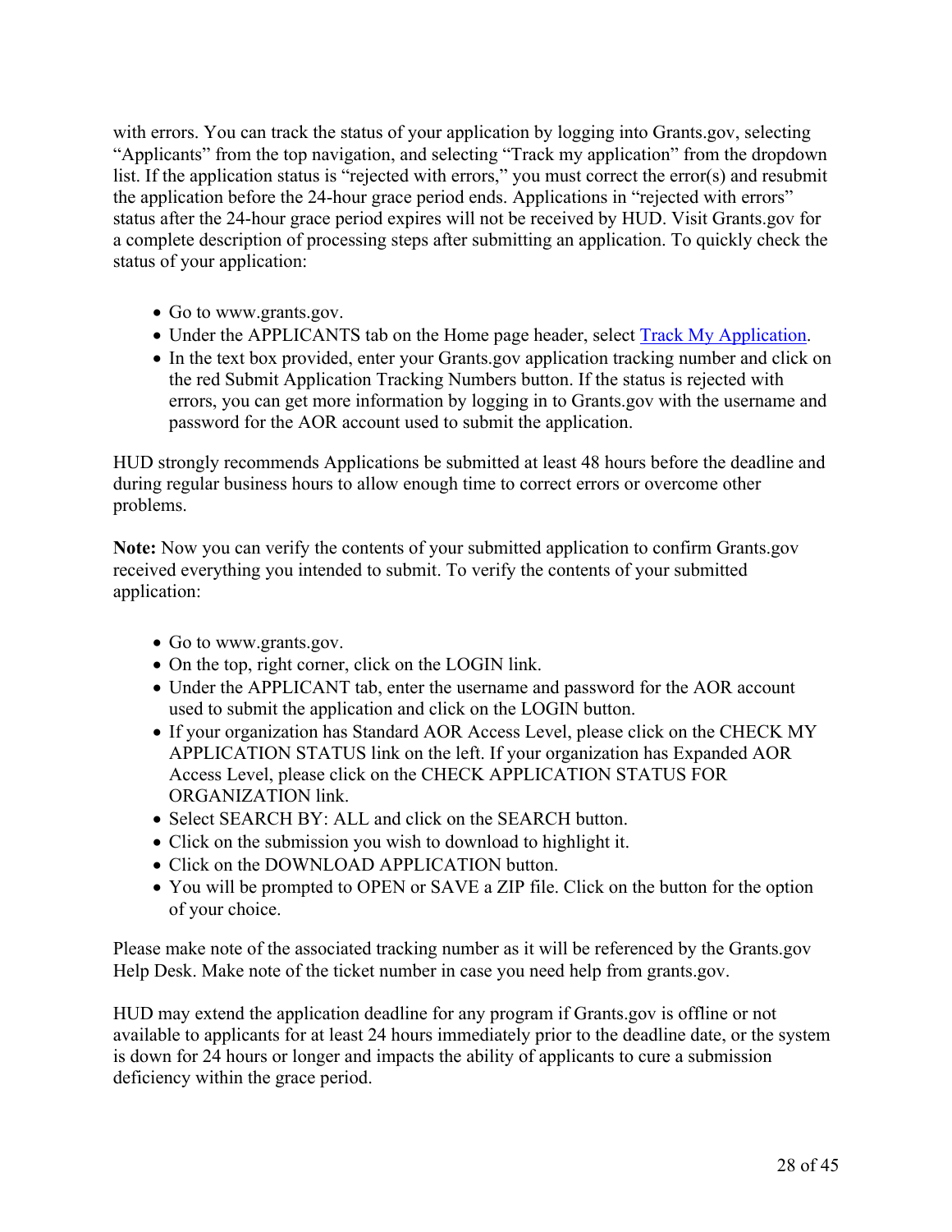with errors. You can track the status of your application by logging into Grants.gov, selecting "Applicants" from the top navigation, and selecting "Track my application" from the dropdown list. If the application status is "rejected with errors," you must correct the error(s) and resubmit the application before the 24-hour grace period ends. Applications in "rejected with errors" status after the 24-hour grace period expires will not be received by HUD. Visit Grants.gov for a complete description of processing steps after submitting an application. To quickly check the status of your application:

- Go to www.grants.gov.
- Under the APPLICANTS tab on the Home page header, select Track My Application.
- In the text box provided, enter your Grants.gov application tracking number and click on the red Submit Application Tracking Numbers button. If the status is rejected with errors, you can get more information by logging in to Grants.gov with the username and password for the AOR account used to submit the application.

HUD strongly recommends Applications be submitted at least 48 hours before the deadline and during regular business hours to allow enough time to correct errors or overcome other problems.

**Note:** Now you can verify the contents of your submitted application to confirm Grants.gov received everything you intended to submit. To verify the contents of your submitted application:

- Go to www.grants.gov.
- On the top, right corner, click on the LOGIN link.
- Under the APPLICANT tab, enter the username and password for the AOR account used to submit the application and click on the LOGIN button.
- If your organization has Standard AOR Access Level, please click on the CHECK MY APPLICATION STATUS link on the left. If your organization has Expanded AOR Access Level, please click on the CHECK APPLICATION STATUS FOR ORGANIZATION link.
- Select SEARCH BY: ALL and click on the SEARCH button.
- Click on the submission you wish to download to highlight it.
- Click on the DOWNLOAD APPLICATION button.
- You will be prompted to OPEN or SAVE a ZIP file. Click on the button for the option of your choice.

Please make note of the associated tracking number as it will be referenced by the Grants.gov Help Desk. Make note of the ticket number in case you need help from grants.gov.

HUD may extend the application deadline for any program if Grants.gov is offline or not available to applicants for at least 24 hours immediately prior to the deadline date, or the system is down for 24 hours or longer and impacts the ability of applicants to cure a submission deficiency within the grace period.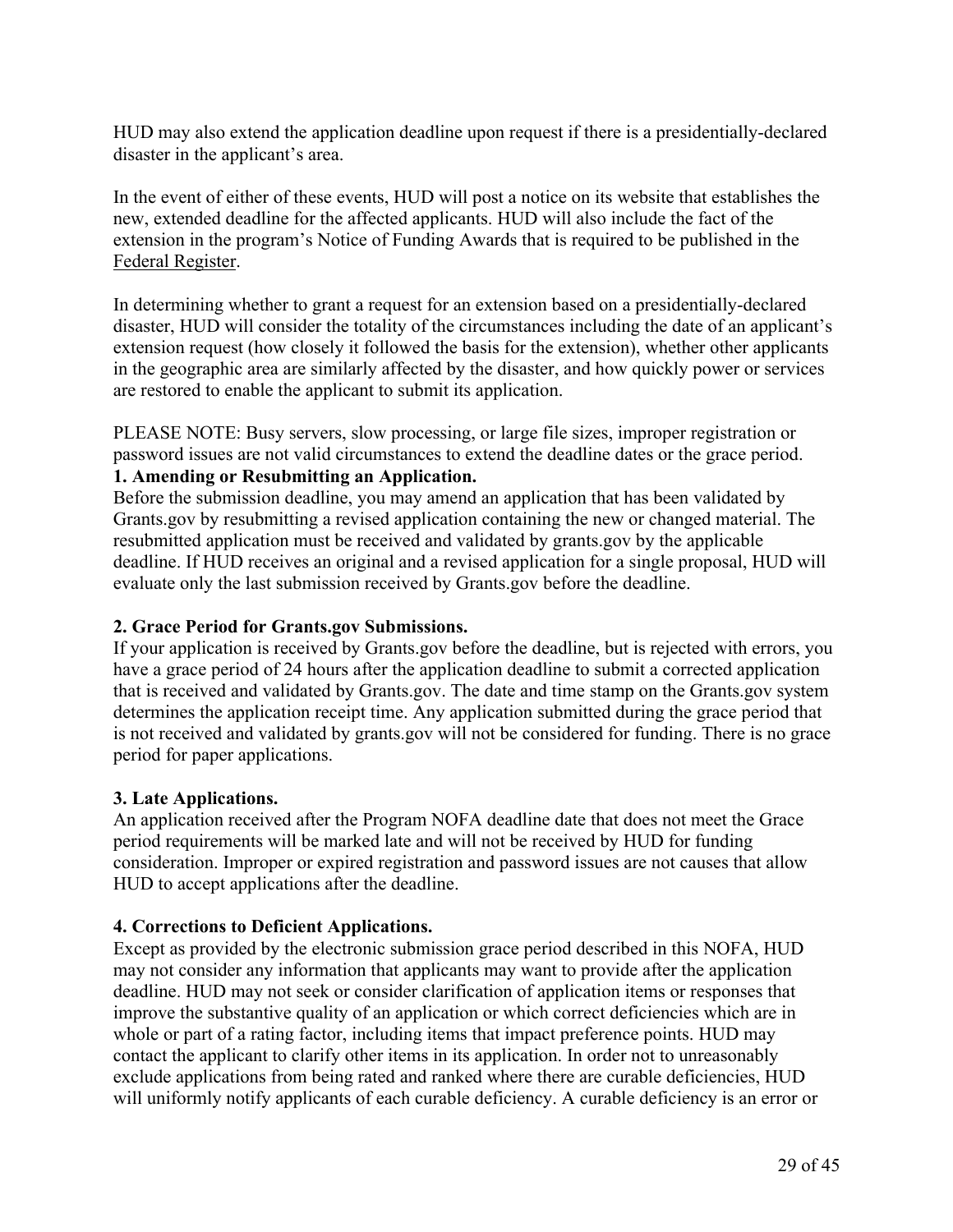HUD may also extend the application deadline upon request if there is a presidentially-declared disaster in the applicant's area.

In the event of either of these events, HUD will post a notice on its website that establishes the new, extended deadline for the affected applicants. HUD will also include the fact of the extension in the program's Notice of Funding Awards that is required to be published in the Federal Register.

In determining whether to grant a request for an extension based on a presidentially-declared disaster, HUD will consider the totality of the circumstances including the date of an applicant's extension request (how closely it followed the basis for the extension), whether other applicants in the geographic area are similarly affected by the disaster, and how quickly power or services are restored to enable the applicant to submit its application.

PLEASE NOTE: Busy servers, slow processing, or large file sizes, improper registration or password issues are not valid circumstances to extend the deadline dates or the grace period.

**1. Amending or Resubmitting an Application.**

Before the submission deadline, you may amend an application that has been validated by Grants.gov by resubmitting a revised application containing the new or changed material. The resubmitted application must be received and validated by grants.gov by the applicable deadline. If HUD receives an original and a revised application for a single proposal, HUD will evaluate only the last submission received by Grants.gov before the deadline.

**2. Grace Period for Grants.gov Submissions.**

If your application is received by Grants.gov before the deadline, but is rejected with errors, you have a grace period of 24 hours after the application deadline to submit a corrected application that is received and validated by Grants.gov. The date and time stamp on the Grants.gov system determines the application receipt time. Any application submitted during the grace period that is not received and validated by grants.gov will not be considered for funding. There is no grace period for paper applications.

**3. Late Applications.**

An application received after the Program NOFA deadline date that does not meet the Grace period requirements will be marked late and will not be received by HUD for funding consideration. Improper or expired registration and password issues are not causes that allow HUD to accept applications after the deadline.

**4. Corrections to Deficient Applications.**

Except as provided by the electronic submission grace period described in this NOFA, HUD may not consider any information that applicants may want to provide after the application deadline. HUD may not seek or consider clarification of application items or responses that improve the substantive quality of an application or which correct deficiencies which are in whole or part of a rating factor, including items that impact preference points. HUD may contact the applicant to clarify other items in its application. In order not to unreasonably exclude applications from being rated and ranked where there are curable deficiencies, HUD will uniformly notify applicants of each curable deficiency. A curable deficiency is an error or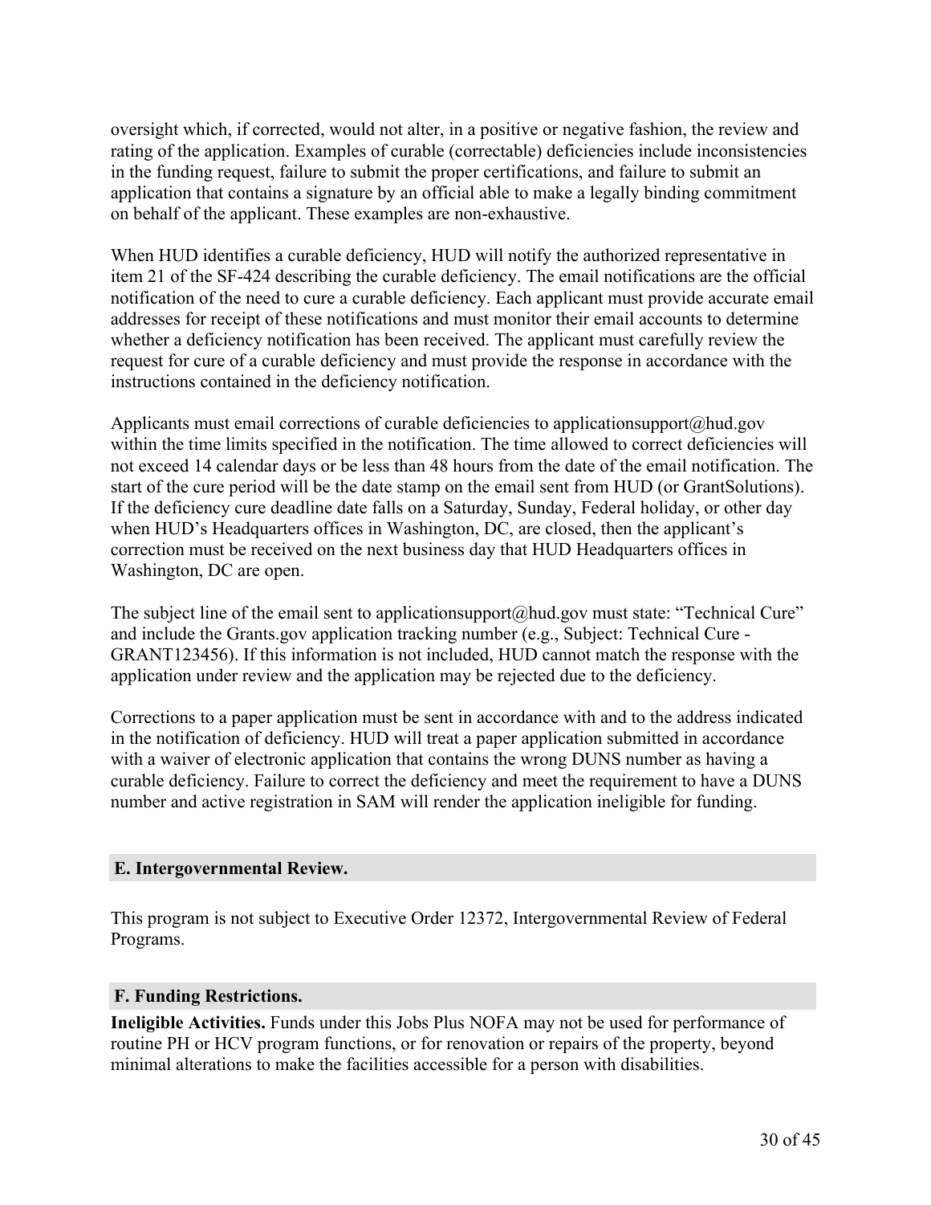oversight which, if corrected, would not alter, in a positive or negative fashion, the review and rating of the application. Examples of curable (correctable) deficiencies include inconsistencies in the funding request, failure to submit the proper certifications, and failure to submit an application that contains a signature by an official able to make a legally binding commitment on behalf of the applicant. These examples are non-exhaustive.

When HUD identifies a curable deficiency, HUD will notify the authorized representative in item 21 of the SF-424 describing the curable deficiency. The email notifications are the official notification of the need to cure a curable deficiency. Each applicant must provide accurate email addresses for receipt of these notifications and must monitor their email accounts to determine whether a deficiency notification has been received. The applicant must carefully review the request for cure of a curable deficiency and must provide the response in accordance with the instructions contained in the deficiency notification.

Applicants must email corrections of curable deficiencies to applicationsupport@hud.gov within the time limits specified in the notification. The time allowed to correct deficiencies will not exceed 14 calendar days or be less than 48 hours from the date of the email notification. The start of the cure period will be the date stamp on the email sent from HUD (or GrantSolutions). If the deficiency cure deadline date falls on a Saturday, Sunday, Federal holiday, or other day when HUD's Headquarters offices in Washington, DC, are closed, then the applicant's correction must be received on the next business day that HUD Headquarters offices in Washington, DC are open.

The subject line of the email sent to applicationsupport@hud.gov must state: "Technical Cure" and include the Grants.gov application tracking number (e.g., Subject: Technical Cure - GRANT123456). If this information is not included, HUD cannot match the response with the application under review and the application may be rejected due to the deficiency.

Corrections to a paper application must be sent in accordance with and to the address indicated in the notification of deficiency. HUD will treat a paper application submitted in accordance with a waiver of electronic application that contains the wrong DUNS number as having a curable deficiency. Failure to correct the deficiency and meet the requirement to have a DUNS number and active registration in SAM will render the application ineligible for funding.

### E. Intergovernmental Review.

This program is not subject to Executive Order 12372, Intergovernmental Review of Federal Programs.

### F. Funding Restrictions.

**Ineligible Activities.** Funds under this Jobs Plus NOFA may not be used for performance of routine PH or HCV program functions, or for renovation or repairs of the property, beyond minimal alterations to make the facilities accessible for a person with disabilities.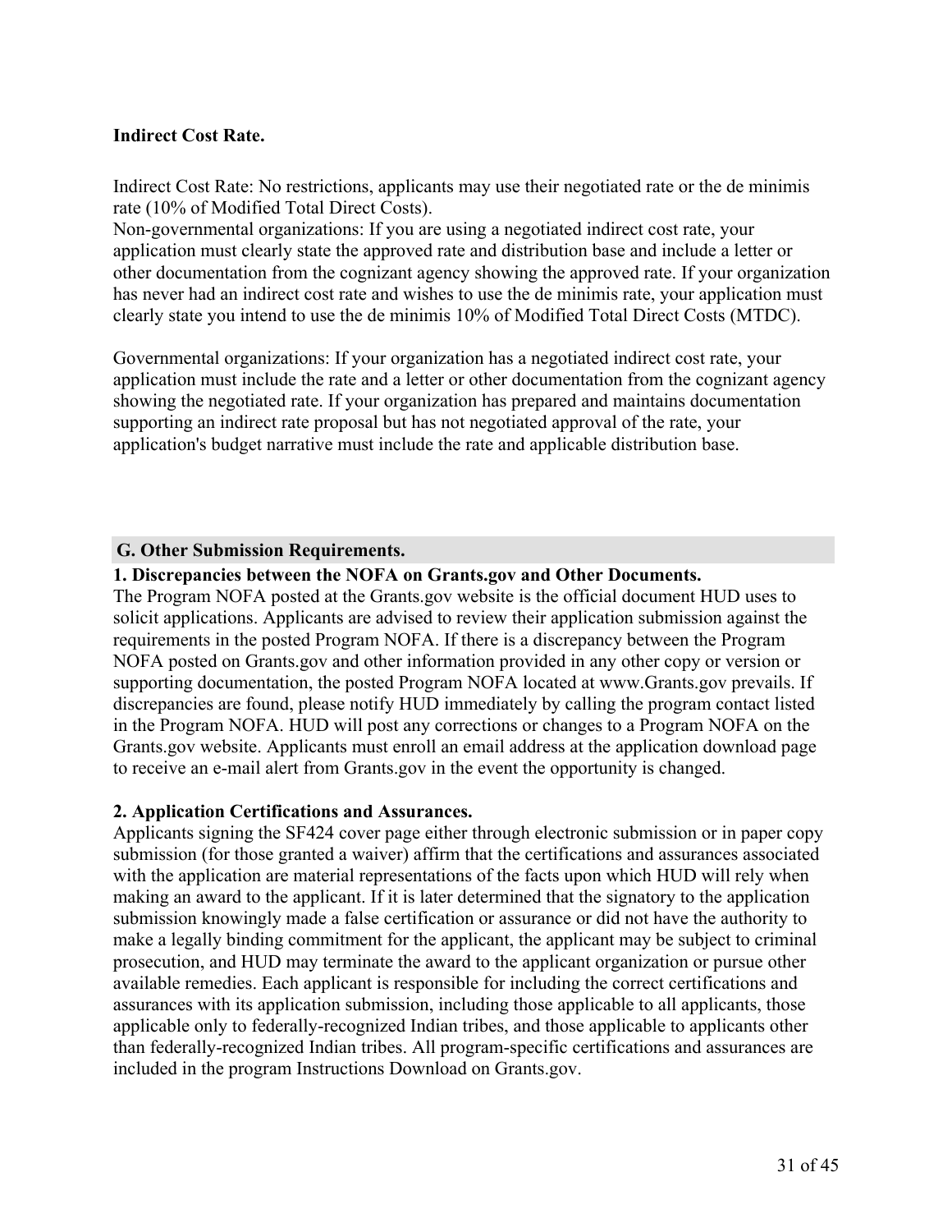**Indirect Cost Rate.**

Indirect Cost Rate: No restrictions, applicants may use their negotiated rate or the de minimis rate (10% of Modified Total Direct Costs).
Non-governmental organizations: If you are using a negotiated indirect cost rate, your application must clearly state the approved rate and distribution base and include a letter or other documentation from the cognizant agency showing the approved rate. If your organization has never had an indirect cost rate and wishes to use the de minimis rate, your application must clearly state you intend to use the de minimis 10% of Modified Total Direct Costs (MTDC).

Governmental organizations: If your organization has a negotiated indirect cost rate, your application must include the rate and a letter or other documentation from the cognizant agency showing the negotiated rate. If your organization has prepared and maintains documentation supporting an indirect rate proposal but has not negotiated approval of the rate, your application's budget narrative must include the rate and applicable distribution base.

## G. Other Submission Requirements.

**1. Discrepancies between the NOFA on Grants.gov and Other Documents.**
The Program NOFA posted at the Grants.gov website is the official document HUD uses to solicit applications. Applicants are advised to review their application submission against the requirements in the posted Program NOFA. If there is a discrepancy between the Program NOFA posted on Grants.gov and other information provided in any other copy or version or supporting documentation, the posted Program NOFA located at www.Grants.gov prevails. If discrepancies are found, please notify HUD immediately by calling the program contact listed in the Program NOFA. HUD will post any corrections or changes to a Program NOFA on the Grants.gov website. Applicants must enroll an email address at the application download page to receive an e-mail alert from Grants.gov in the event the opportunity is changed.

**2. Application Certifications and Assurances.**
Applicants signing the SF424 cover page either through electronic submission or in paper copy submission (for those granted a waiver) affirm that the certifications and assurances associated with the application are material representations of the facts upon which HUD will rely when making an award to the applicant. If it is later determined that the signatory to the application submission knowingly made a false certification or assurance or did not have the authority to make a legally binding commitment for the applicant, the applicant may be subject to criminal prosecution, and HUD may terminate the award to the applicant organization or pursue other available remedies. Each applicant is responsible for including the correct certifications and assurances with its application submission, including those applicable to all applicants, those applicable only to federally-recognized Indian tribes, and those applicable to applicants other than federally-recognized Indian tribes. All program-specific certifications and assurances are included in the program Instructions Download on Grants.gov.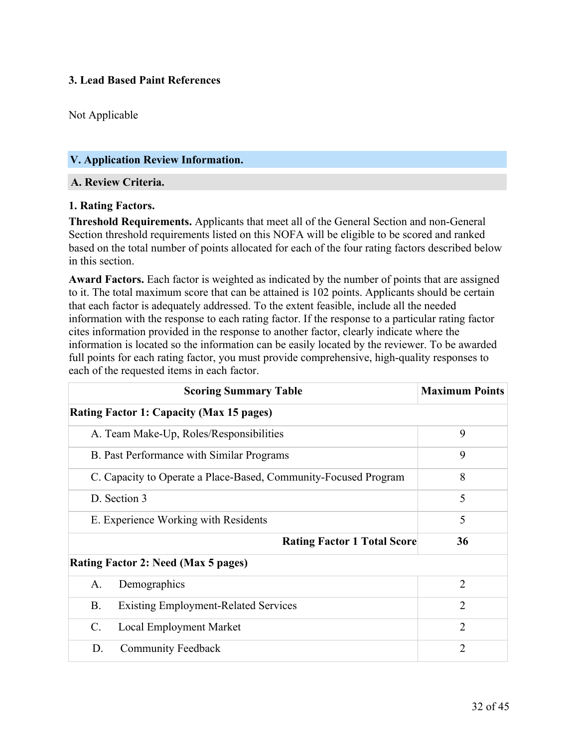### 3. Lead Based Paint References

Not Applicable

## V. Application Review Information.

### A. Review Criteria.

#### 1. Rating Factors.

**Threshold Requirements.** Applicants that meet all of the General Section and non-General Section threshold requirements listed on this NOFA will be eligible to be scored and ranked based on the total number of points allocated for each of the four rating factors described below in this section.

**Award Factors.** Each factor is weighted as indicated by the number of points that are assigned to it. The total maximum score that can be attained is 102 points. Applicants should be certain that each factor is adequately addressed. To the extent feasible, include all the needed information with the response to each rating factor. If the response to a particular rating factor cites information provided in the response to another factor, clearly indicate where the information is located so the information can be easily located by the reviewer. To be awarded full points for each rating factor, you must provide comprehensive, high-quality responses to each of the requested items in each factor.

| Scoring Summary Table | Maximum Points |
|---|---|
| **Rating Factor 1: Capacity (Max 15 pages)** | |
| A. Team Make-Up, Roles/Responsibilities | 9 |
| B. Past Performance with Similar Programs | 9 |
| C. Capacity to Operate a Place-Based, Community-Focused Program | 8 |
| D. Section 3 | 5 |
| E. Experience Working with Residents | 5 |
| **Rating Factor 1 Total Score** | **36** |
| **Rating Factor 2: Need (Max 5 pages)** | |
| A. Demographics | 2 |
| B. Existing Employment-Related Services | 2 |
| C. Local Employment Market | 2 |
| D. Community Feedback | 2 |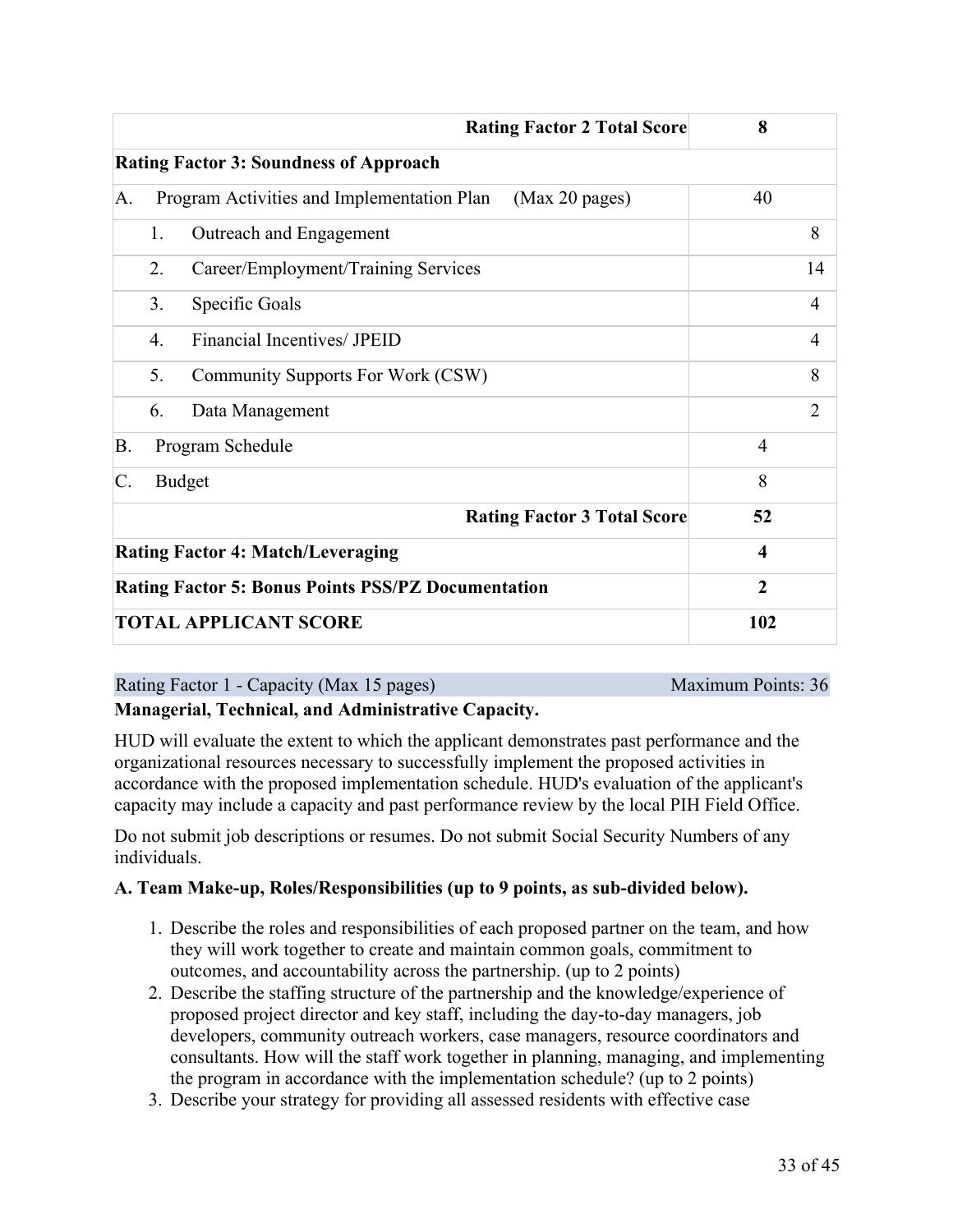| | |
|---|---|
| **Rating Factor 2 Total Score** | **8** |
| **Rating Factor 3: Soundness of Approach** | |
| A. Program Activities and Implementation Plan (Max 20 pages) | 40 |
| 1. Outreach and Engagement | 8 |
| 2. Career/Employment/Training Services | 14 |
| 3. Specific Goals | 4 |
| 4. Financial Incentives/ JPEID | 4 |
| 5. Community Supports For Work (CSW) | 8 |
| 6. Data Management | 2 |
| B. Program Schedule | 4 |
| C. Budget | 8 |
| **Rating Factor 3 Total Score** | **52** |
| **Rating Factor 4: Match/Leveraging** | **4** |
| **Rating Factor 5: Bonus Points PSS/PZ Documentation** | **2** |
| **TOTAL APPLICANT SCORE** | **102** |

Rating Factor 1 - Capacity (Max 15 pages) Maximum Points: 36

**Managerial, Technical, and Administrative Capacity.**

HUD will evaluate the extent to which the applicant demonstrates past performance and the organizational resources necessary to successfully implement the proposed activities in accordance with the proposed implementation schedule. HUD's evaluation of the applicant's capacity may include a capacity and past performance review by the local PIH Field Office.

Do not submit job descriptions or resumes. Do not submit Social Security Numbers of any individuals.

**A. Team Make-up, Roles/Responsibilities (up to 9 points, as sub-divided below).**

1. Describe the roles and responsibilities of each proposed partner on the team, and how they will work together to create and maintain common goals, commitment to outcomes, and accountability across the partnership. (up to 2 points)
2. Describe the staffing structure of the partnership and the knowledge/experience of proposed project director and key staff, including the day-to-day managers, job developers, community outreach workers, case managers, resource coordinators and consultants. How will the staff work together in planning, managing, and implementing the program in accordance with the implementation schedule? (up to 2 points)
3. Describe your strategy for providing all assessed residents with effective case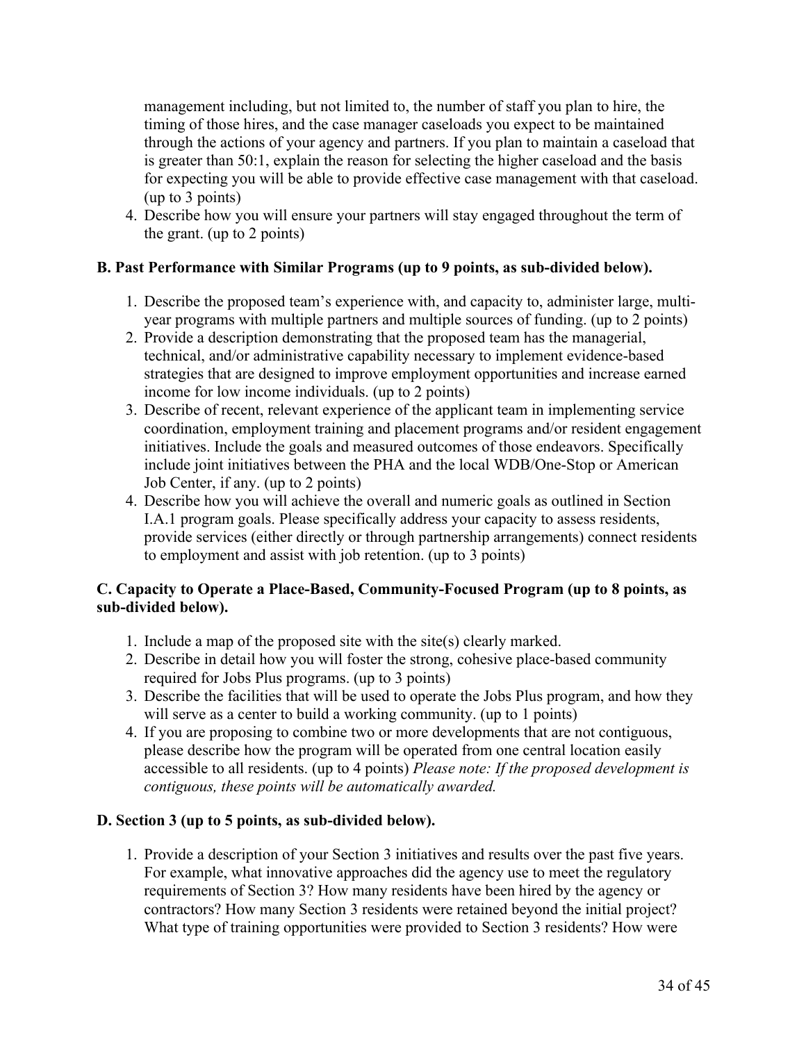management including, but not limited to, the number of staff you plan to hire, the timing of those hires, and the case manager caseloads you expect to be maintained through the actions of your agency and partners. If you plan to maintain a caseload that is greater than 50:1, explain the reason for selecting the higher caseload and the basis for expecting you will be able to provide effective case management with that caseload. (up to 3 points)

4. Describe how you will ensure your partners will stay engaged throughout the term of the grant. (up to 2 points)

**B. Past Performance with Similar Programs (up to 9 points, as sub-divided below).**

1. Describe the proposed team's experience with, and capacity to, administer large, multi-year programs with multiple partners and multiple sources of funding. (up to 2 points)
2. Provide a description demonstrating that the proposed team has the managerial, technical, and/or administrative capability necessary to implement evidence-based strategies that are designed to improve employment opportunities and increase earned income for low income individuals. (up to 2 points)
3. Describe of recent, relevant experience of the applicant team in implementing service coordination, employment training and placement programs and/or resident engagement initiatives. Include the goals and measured outcomes of those endeavors. Specifically include joint initiatives between the PHA and the local WDB/One-Stop or American Job Center, if any. (up to 2 points)
4. Describe how you will achieve the overall and numeric goals as outlined in Section I.A.1 program goals. Please specifically address your capacity to assess residents, provide services (either directly or through partnership arrangements) connect residents to employment and assist with job retention. (up to 3 points)

**C. Capacity to Operate a Place-Based, Community-Focused Program (up to 8 points, as sub-divided below).**

1. Include a map of the proposed site with the site(s) clearly marked.
2. Describe in detail how you will foster the strong, cohesive place-based community required for Jobs Plus programs. (up to 3 points)
3. Describe the facilities that will be used to operate the Jobs Plus program, and how they will serve as a center to build a working community. (up to 1 points)
4. If you are proposing to combine two or more developments that are not contiguous, please describe how the program will be operated from one central location easily accessible to all residents. (up to 4 points) *Please note: If the proposed development is contiguous, these points will be automatically awarded.*

**D. Section 3 (up to 5 points, as sub-divided below).**

1. Provide a description of your Section 3 initiatives and results over the past five years. For example, what innovative approaches did the agency use to meet the regulatory requirements of Section 3? How many residents have been hired by the agency or contractors? How many Section 3 residents were retained beyond the initial project? What type of training opportunities were provided to Section 3 residents? How were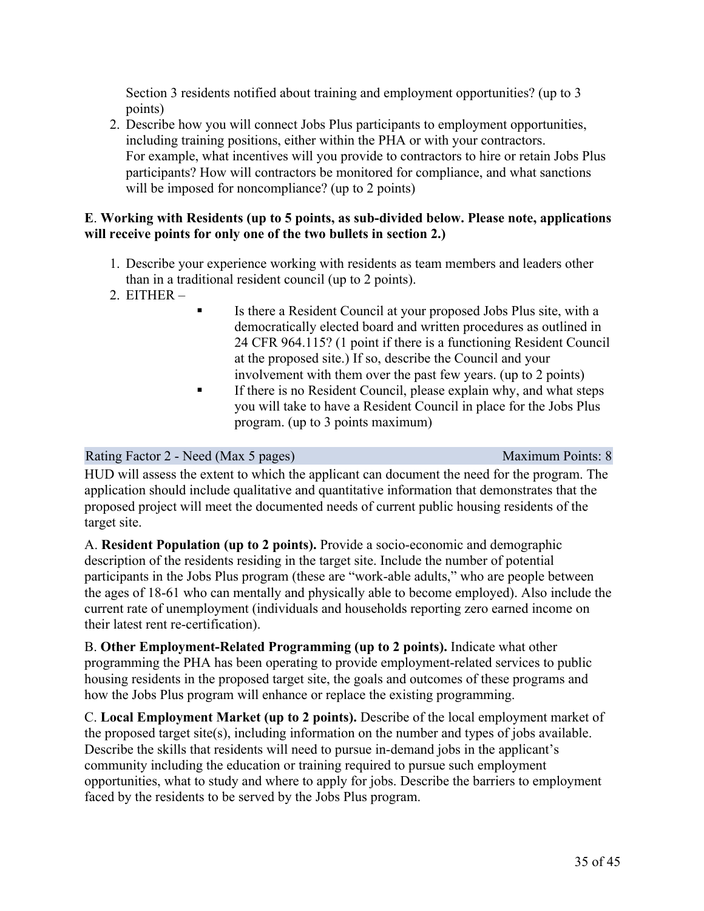Section 3 residents notified about training and employment opportunities? (up to 3 points)

2. Describe how you will connect Jobs Plus participants to employment opportunities, including training positions, either within the PHA or with your contractors. For example, what incentives will you provide to contractors to hire or retain Jobs Plus participants? How will contractors be monitored for compliance, and what sanctions will be imposed for noncompliance? (up to 2 points)

**E**. **Working with Residents (up to 5 points, as sub-divided below. Please note, applications will receive points for only one of the two bullets in section 2.)**

1. Describe your experience working with residents as team members and leaders other than in a traditional resident council (up to 2 points).
2. EITHER –
   - Is there a Resident Council at your proposed Jobs Plus site, with a democratically elected board and written procedures as outlined in 24 CFR 964.115? (1 point if there is a functioning Resident Council at the proposed site.) If so, describe the Council and your involvement with them over the past few years. (up to 2 points)
   - If there is no Resident Council, please explain why, and what steps you will take to have a Resident Council in place for the Jobs Plus program. (up to 3 points maximum)

## Rating Factor 2 - Need (Max 5 pages) — Maximum Points: 8

HUD will assess the extent to which the applicant can document the need for the program. The application should include qualitative and quantitative information that demonstrates that the proposed project will meet the documented needs of current public housing residents of the target site.

A. **Resident Population (up to 2 points).** Provide a socio-economic and demographic description of the residents residing in the target site. Include the number of potential participants in the Jobs Plus program (these are "work-able adults," who are people between the ages of 18-61 who can mentally and physically able to become employed). Also include the current rate of unemployment (individuals and households reporting zero earned income on their latest rent re-certification).

B. **Other Employment-Related Programming (up to 2 points).** Indicate what other programming the PHA has been operating to provide employment-related services to public housing residents in the proposed target site, the goals and outcomes of these programs and how the Jobs Plus program will enhance or replace the existing programming.

C. **Local Employment Market (up to 2 points).** Describe of the local employment market of the proposed target site(s), including information on the number and types of jobs available. Describe the skills that residents will need to pursue in-demand jobs in the applicant's community including the education or training required to pursue such employment opportunities, what to study and where to apply for jobs. Describe the barriers to employment faced by the residents to be served by the Jobs Plus program.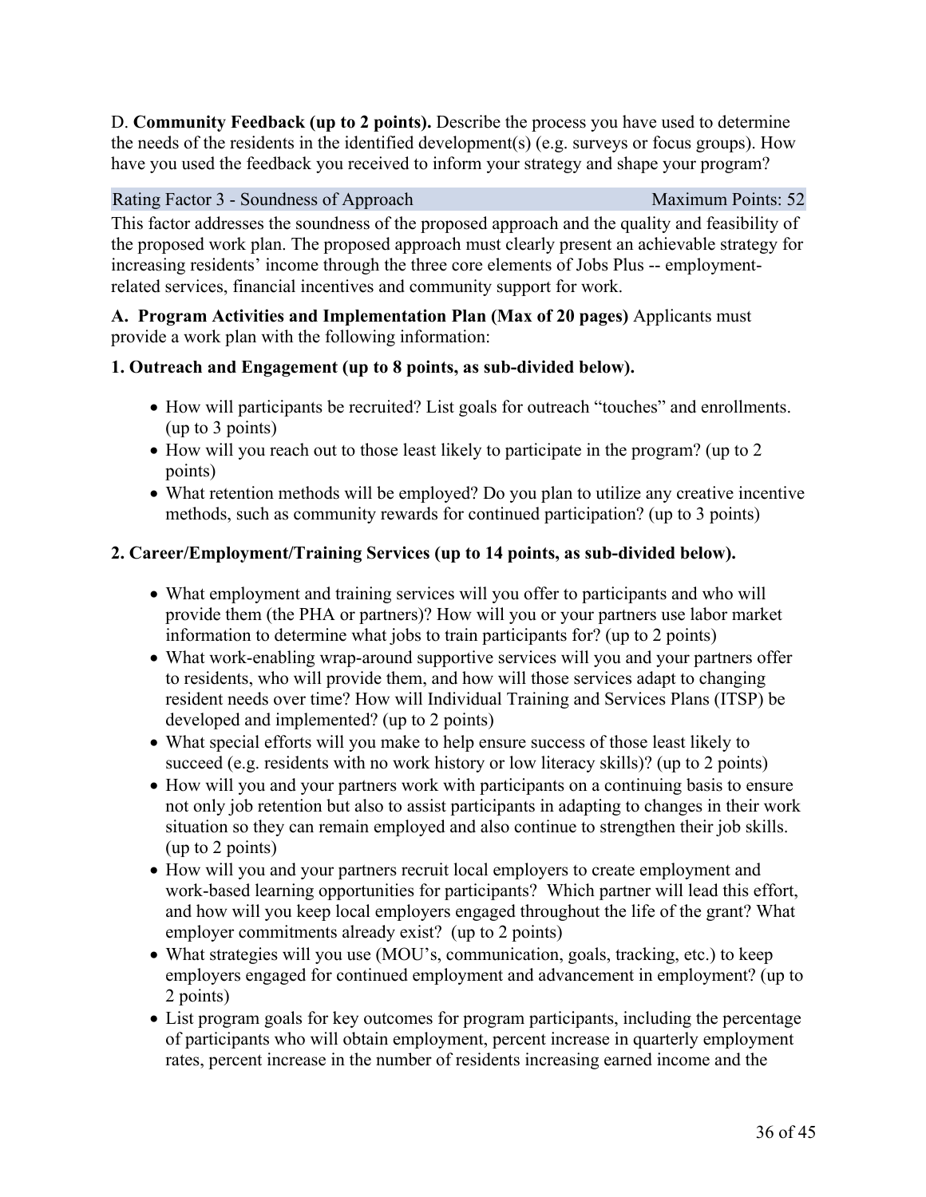D. **Community Feedback (up to 2 points).** Describe the process you have used to determine the needs of the residents in the identified development(s) (e.g. surveys or focus groups). How have you used the feedback you received to inform your strategy and shape your program?

| Rating Factor 3 - Soundness of Approach | Maximum Points: 52 |
|---|---|

This factor addresses the soundness of the proposed approach and the quality and feasibility of the proposed work plan. The proposed approach must clearly present an achievable strategy for increasing residents' income through the three core elements of Jobs Plus -- employment-related services, financial incentives and community support for work.

**A. Program Activities and Implementation Plan (Max of 20 pages)** Applicants must provide a work plan with the following information:

**1. Outreach and Engagement (up to 8 points, as sub-divided below).**

- How will participants be recruited? List goals for outreach "touches" and enrollments. (up to 3 points)
- How will you reach out to those least likely to participate in the program? (up to 2 points)
- What retention methods will be employed? Do you plan to utilize any creative incentive methods, such as community rewards for continued participation? (up to 3 points)

**2. Career/Employment/Training Services (up to 14 points, as sub-divided below).**

- What employment and training services will you offer to participants and who will provide them (the PHA or partners)? How will you or your partners use labor market information to determine what jobs to train participants for? (up to 2 points)
- What work-enabling wrap-around supportive services will you and your partners offer to residents, who will provide them, and how will those services adapt to changing resident needs over time? How will Individual Training and Services Plans (ITSP) be developed and implemented? (up to 2 points)
- What special efforts will you make to help ensure success of those least likely to succeed (e.g. residents with no work history or low literacy skills)? (up to 2 points)
- How will you and your partners work with participants on a continuing basis to ensure not only job retention but also to assist participants in adapting to changes in their work situation so they can remain employed and also continue to strengthen their job skills. (up to 2 points)
- How will you and your partners recruit local employers to create employment and work-based learning opportunities for participants? Which partner will lead this effort, and how will you keep local employers engaged throughout the life of the grant? What employer commitments already exist? (up to 2 points)
- What strategies will you use (MOU's, communication, goals, tracking, etc.) to keep employers engaged for continued employment and advancement in employment? (up to 2 points)
- List program goals for key outcomes for program participants, including the percentage of participants who will obtain employment, percent increase in quarterly employment rates, percent increase in the number of residents increasing earned income and the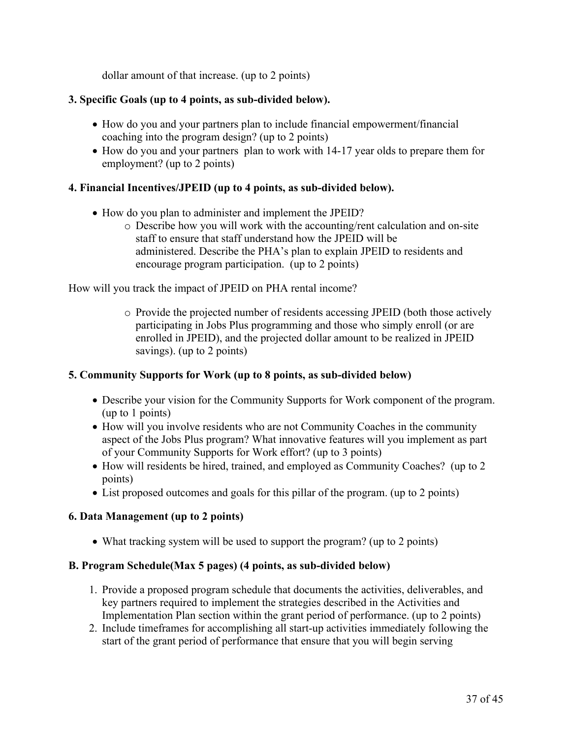dollar amount of that increase. (up to 2 points)

**3. Specific Goals (up to 4 points, as sub-divided below).**

- How do you and your partners plan to include financial empowerment/financial coaching into the program design? (up to 2 points)
- How do you and your partners plan to work with 14-17 year olds to prepare them for employment? (up to 2 points)

**4. Financial Incentives/JPEID (up to 4 points, as sub-divided below).**

- How do you plan to administer and implement the JPEID?
    - Describe how you will work with the accounting/rent calculation and on-site staff to ensure that staff understand how the JPEID will be administered. Describe the PHA's plan to explain JPEID to residents and encourage program participation. (up to 2 points)

How will you track the impact of JPEID on PHA rental income?

- Provide the projected number of residents accessing JPEID (both those actively participating in Jobs Plus programming and those who simply enroll (or are enrolled in JPEID), and the projected dollar amount to be realized in JPEID savings). (up to 2 points)

**5. Community Supports for Work (up to 8 points, as sub-divided below)**

- Describe your vision for the Community Supports for Work component of the program. (up to 1 points)
- How will you involve residents who are not Community Coaches in the community aspect of the Jobs Plus program? What innovative features will you implement as part of your Community Supports for Work effort? (up to 3 points)
- How will residents be hired, trained, and employed as Community Coaches? (up to 2 points)
- List proposed outcomes and goals for this pillar of the program. (up to 2 points)

**6. Data Management (up to 2 points)**

- What tracking system will be used to support the program? (up to 2 points)

**B. Program Schedule(Max 5 pages) (4 points, as sub-divided below)**

1. Provide a proposed program schedule that documents the activities, deliverables, and key partners required to implement the strategies described in the Activities and Implementation Plan section within the grant period of performance. (up to 2 points)
2. Include timeframes for accomplishing all start-up activities immediately following the start of the grant period of performance that ensure that you will begin serving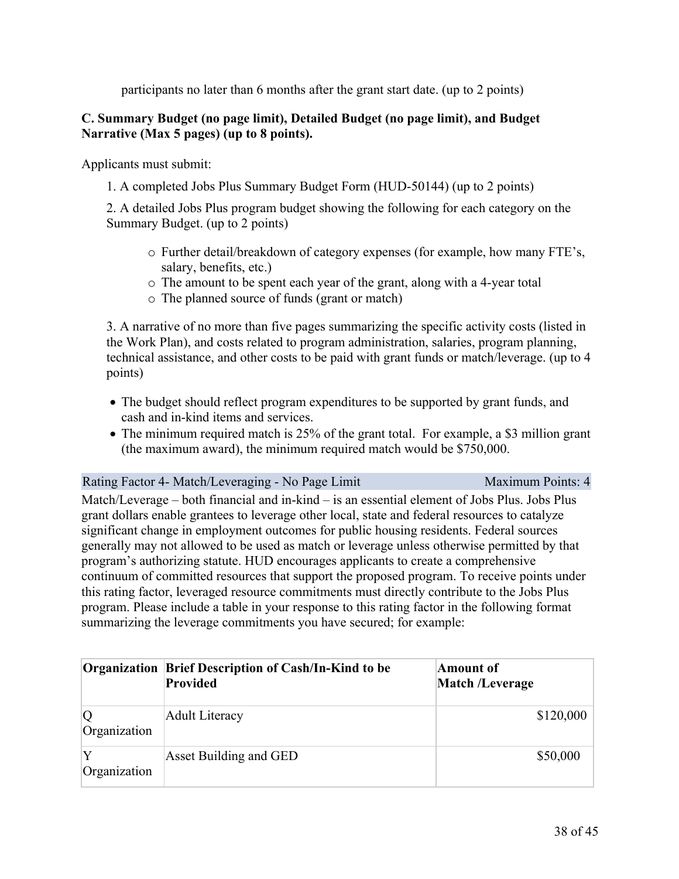participants no later than 6 months after the grant start date. (up to 2 points)

**C. Summary Budget (no page limit), Detailed Budget (no page limit), and Budget Narrative (Max 5 pages) (up to 8 points).**

Applicants must submit:

1. A completed Jobs Plus Summary Budget Form (HUD-50144) (up to 2 points)

2. A detailed Jobs Plus program budget showing the following for each category on the Summary Budget. (up to 2 points)

   - Further detail/breakdown of category expenses (for example, how many FTE's, salary, benefits, etc.)
   - The amount to be spent each year of the grant, along with a 4-year total
   - The planned source of funds (grant or match)

3. A narrative of no more than five pages summarizing the specific activity costs (listed in the Work Plan), and costs related to program administration, salaries, program planning, technical assistance, and other costs to be paid with grant funds or match/leverage. (up to 4 points)

- The budget should reflect program expenditures to be supported by grant funds, and cash and in-kind items and services.
- The minimum required match is 25% of the grant total. For example, a $3 million grant (the maximum award), the minimum required match would be $750,000.

**Rating Factor 4- Match/Leveraging - No Page Limit** — Maximum Points: 4

Match/Leverage – both financial and in-kind – is an essential element of Jobs Plus. Jobs Plus grant dollars enable grantees to leverage other local, state and federal resources to catalyze significant change in employment outcomes for public housing residents. Federal sources generally may not allowed to be used as match or leverage unless otherwise permitted by that program's authorizing statute. HUD encourages applicants to create a comprehensive continuum of committed resources that support the proposed program. To receive points under this rating factor, leveraged resource commitments must directly contribute to the Jobs Plus program. Please include a table in your response to this rating factor in the following format summarizing the leverage commitments you have secured; for example:

| Organization | Brief Description of Cash/In-Kind to be Provided | Amount of Match /Leverage |
|---|---|---:|
| Q Organization | Adult Literacy | $120,000 |
| Y Organization | Asset Building and GED | $50,000 |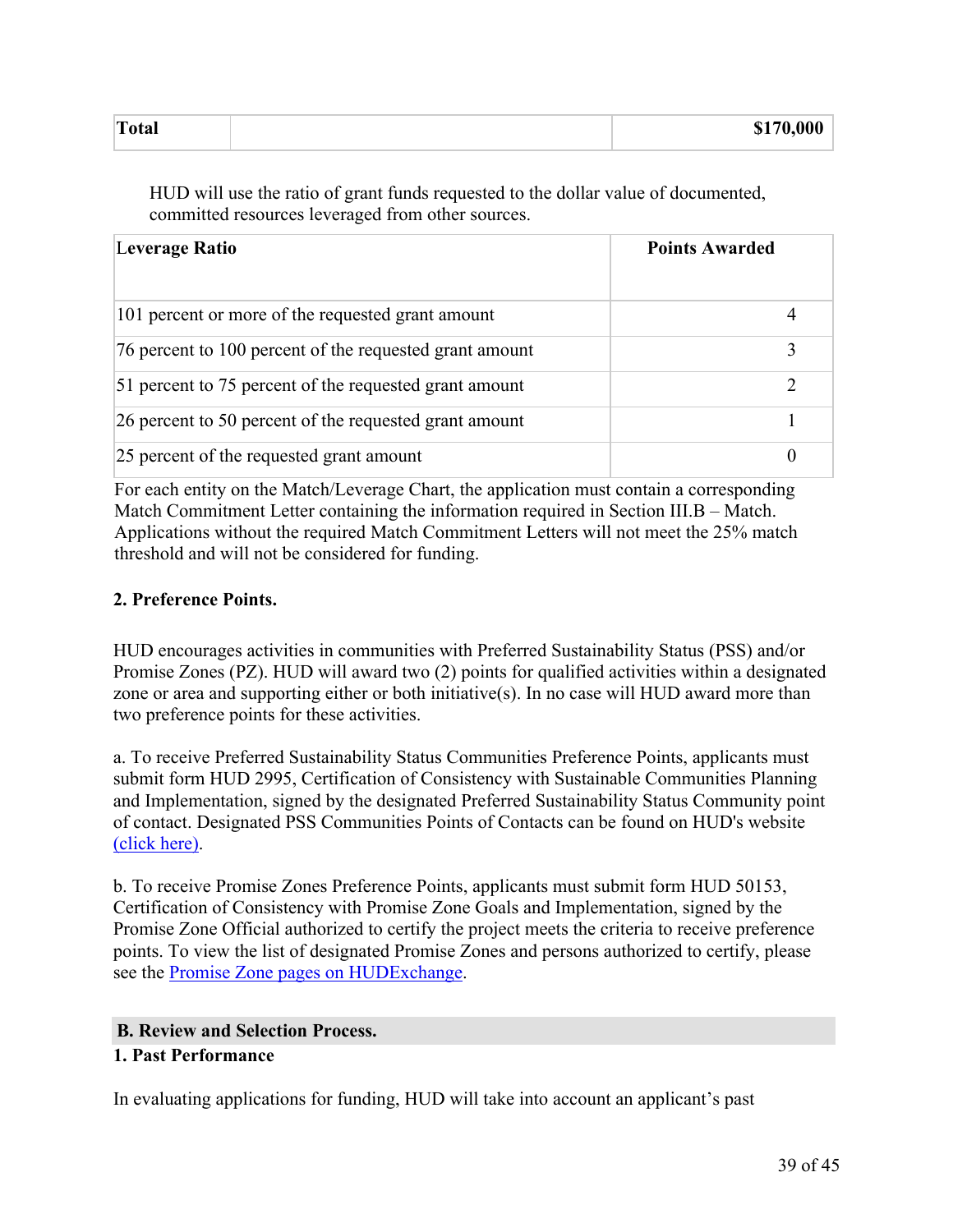| Total | | $170,000 |
|---|---|---|

HUD will use the ratio of grant funds requested to the dollar value of documented, committed resources leveraged from other sources.

| Leverage Ratio | Points Awarded |
|---|---|
| 101 percent or more of the requested grant amount | 4 |
| 76 percent to 100 percent of the requested grant amount | 3 |
| 51 percent to 75 percent of the requested grant amount | 2 |
| 26 percent to 50 percent of the requested grant amount | 1 |
| 25 percent of the requested grant amount | 0 |

For each entity on the Match/Leverage Chart, the application must contain a corresponding Match Commitment Letter containing the information required in Section III.B – Match. Applications without the required Match Commitment Letters will not meet the 25% match threshold and will not be considered for funding.

**2. Preference Points.**

HUD encourages activities in communities with Preferred Sustainability Status (PSS) and/or Promise Zones (PZ). HUD will award two (2) points for qualified activities within a designated zone or area and supporting either or both initiative(s). In no case will HUD award more than two preference points for these activities.

a. To receive Preferred Sustainability Status Communities Preference Points, applicants must submit form HUD 2995, Certification of Consistency with Sustainable Communities Planning and Implementation, signed by the designated Preferred Sustainability Status Community point of contact. Designated PSS Communities Points of Contacts can be found on HUD's website (click here).

b. To receive Promise Zones Preference Points, applicants must submit form HUD 50153, Certification of Consistency with Promise Zone Goals and Implementation, signed by the Promise Zone Official authorized to certify the project meets the criteria to receive preference points. To view the list of designated Promise Zones and persons authorized to certify, please see the Promise Zone pages on HUDExchange.

## B. Review and Selection Process.

### 1. Past Performance

In evaluating applications for funding, HUD will take into account an applicant's past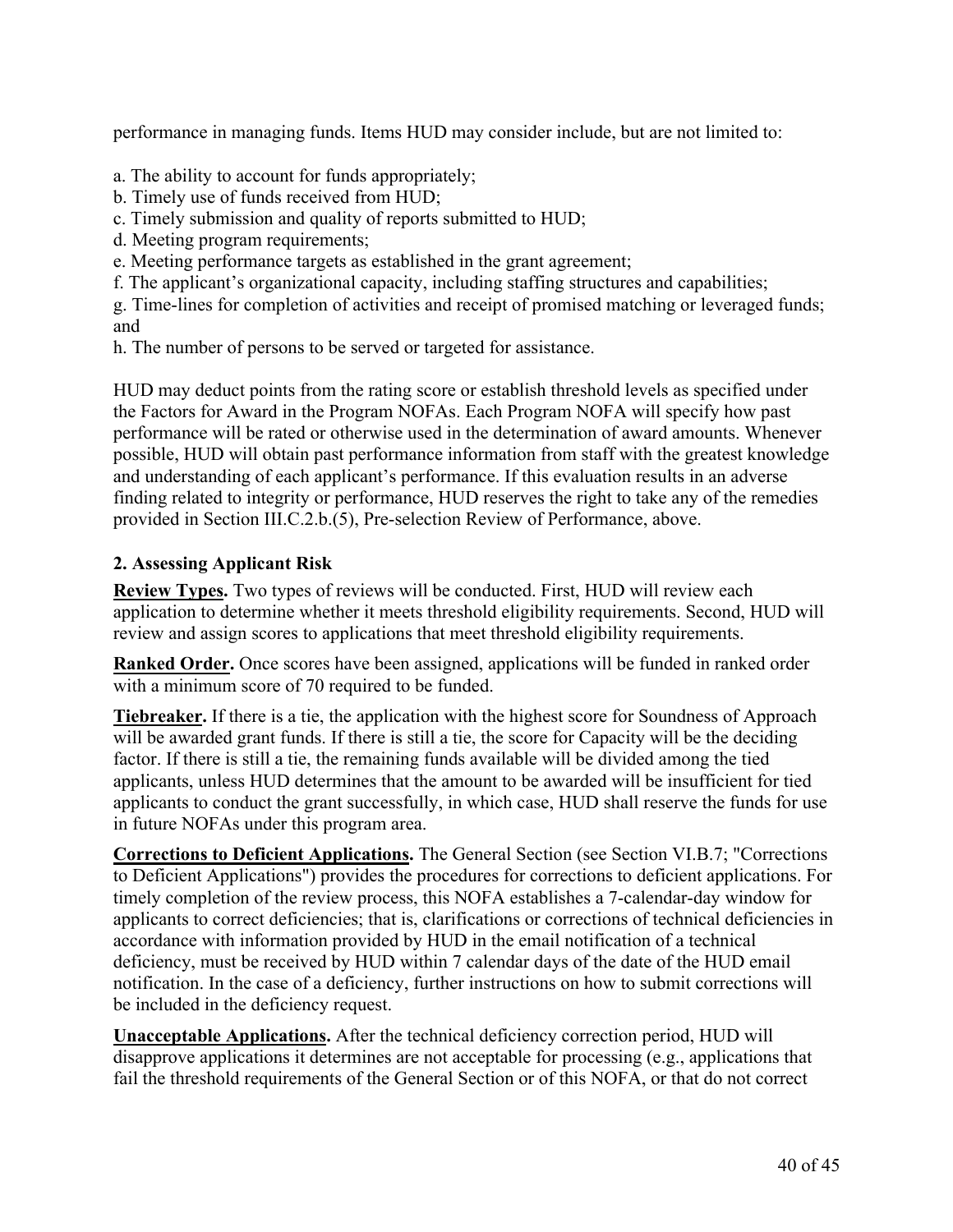performance in managing funds. Items HUD may consider include, but are not limited to:

a. The ability to account for funds appropriately;
b. Timely use of funds received from HUD;
c. Timely submission and quality of reports submitted to HUD;
d. Meeting program requirements;
e. Meeting performance targets as established in the grant agreement;
f. The applicant's organizational capacity, including staffing structures and capabilities;
g. Time-lines for completion of activities and receipt of promised matching or leveraged funds; and
h. The number of persons to be served or targeted for assistance.

HUD may deduct points from the rating score or establish threshold levels as specified under the Factors for Award in the Program NOFAs. Each Program NOFA will specify how past performance will be rated or otherwise used in the determination of award amounts. Whenever possible, HUD will obtain past performance information from staff with the greatest knowledge and understanding of each applicant's performance. If this evaluation results in an adverse finding related to integrity or performance, HUD reserves the right to take any of the remedies provided in Section III.C.2.b.(5), Pre-selection Review of Performance, above.

### 2. Assessing Applicant Risk

**Review Types.** Two types of reviews will be conducted. First, HUD will review each application to determine whether it meets threshold eligibility requirements. Second, HUD will review and assign scores to applications that meet threshold eligibility requirements.

**Ranked Order.** Once scores have been assigned, applications will be funded in ranked order with a minimum score of 70 required to be funded.

**Tiebreaker.** If there is a tie, the application with the highest score for Soundness of Approach will be awarded grant funds. If there is still a tie, the score for Capacity will be the deciding factor. If there is still a tie, the remaining funds available will be divided among the tied applicants, unless HUD determines that the amount to be awarded will be insufficient for tied applicants to conduct the grant successfully, in which case, HUD shall reserve the funds for use in future NOFAs under this program area.

**Corrections to Deficient Applications.** The General Section (see Section VI.B.7; "Corrections to Deficient Applications") provides the procedures for corrections to deficient applications. For timely completion of the review process, this NOFA establishes a 7-calendar-day window for applicants to correct deficiencies; that is, clarifications or corrections of technical deficiencies in accordance with information provided by HUD in the email notification of a technical deficiency, must be received by HUD within 7 calendar days of the date of the HUD email notification. In the case of a deficiency, further instructions on how to submit corrections will be included in the deficiency request.

**Unacceptable Applications.** After the technical deficiency correction period, HUD will disapprove applications it determines are not acceptable for processing (e.g., applications that fail the threshold requirements of the General Section or of this NOFA, or that do not correct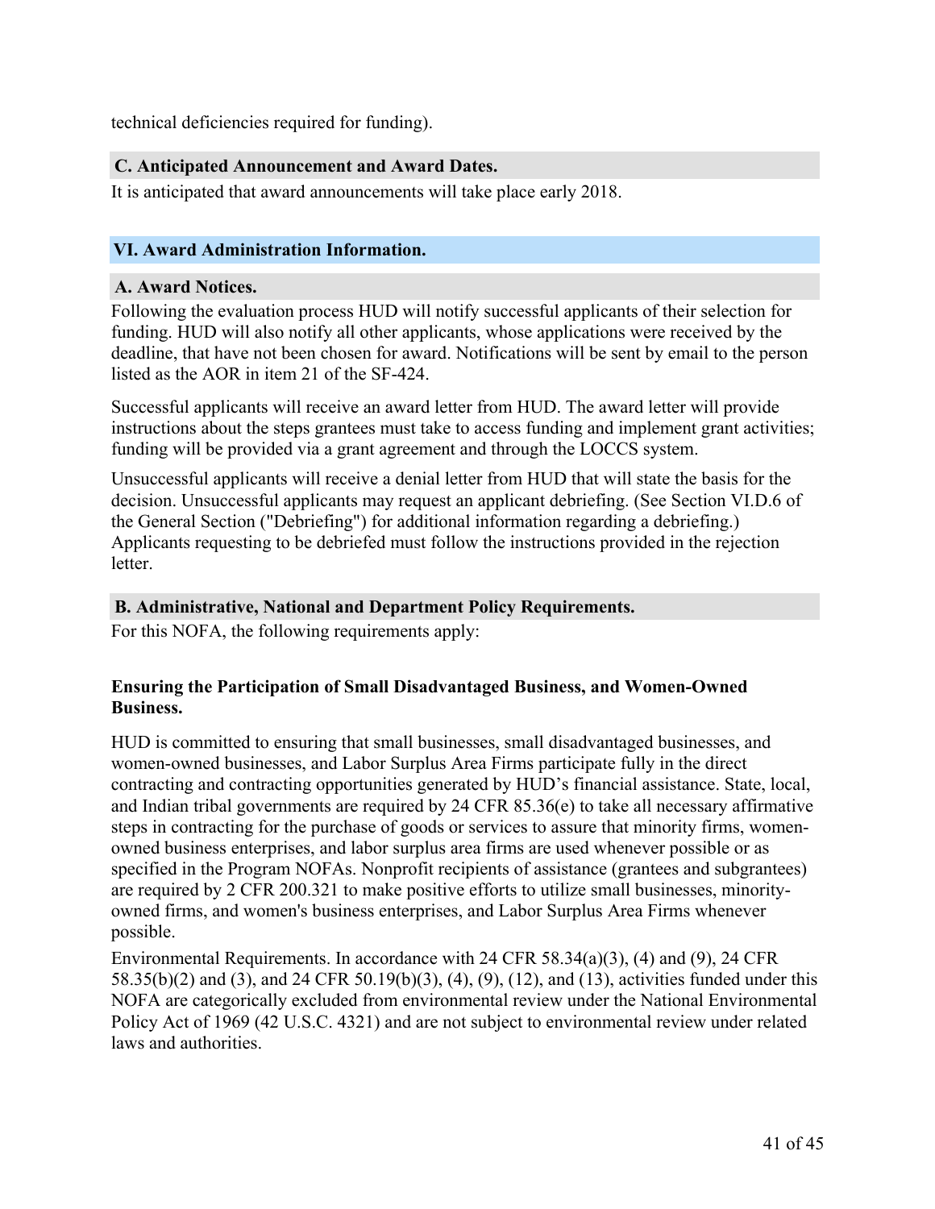technical deficiencies required for funding).

### C. Anticipated Announcement and Award Dates.

It is anticipated that award announcements will take place early 2018.

## VI. Award Administration Information.

### A. Award Notices.

Following the evaluation process HUD will notify successful applicants of their selection for funding. HUD will also notify all other applicants, whose applications were received by the deadline, that have not been chosen for award. Notifications will be sent by email to the person listed as the AOR in item 21 of the SF-424.

Successful applicants will receive an award letter from HUD. The award letter will provide instructions about the steps grantees must take to access funding and implement grant activities; funding will be provided via a grant agreement and through the LOCCS system.

Unsuccessful applicants will receive a denial letter from HUD that will state the basis for the decision. Unsuccessful applicants may request an applicant debriefing. (See Section VI.D.6 of the General Section ("Debriefing") for additional information regarding a debriefing.) Applicants requesting to be debriefed must follow the instructions provided in the rejection letter.

### B. Administrative, National and Department Policy Requirements.

For this NOFA, the following requirements apply:

**Ensuring the Participation of Small Disadvantaged Business, and Women-Owned Business.**

HUD is committed to ensuring that small businesses, small disadvantaged businesses, and women-owned businesses, and Labor Surplus Area Firms participate fully in the direct contracting and contracting opportunities generated by HUD's financial assistance. State, local, and Indian tribal governments are required by 24 CFR 85.36(e) to take all necessary affirmative steps in contracting for the purchase of goods or services to assure that minority firms, women-owned business enterprises, and labor surplus area firms are used whenever possible or as specified in the Program NOFAs. Nonprofit recipients of assistance (grantees and subgrantees) are required by 2 CFR 200.321 to make positive efforts to utilize small businesses, minority-owned firms, and women's business enterprises, and Labor Surplus Area Firms whenever possible.

Environmental Requirements. In accordance with 24 CFR 58.34(a)(3), (4) and (9), 24 CFR 58.35(b)(2) and (3), and 24 CFR 50.19(b)(3), (4), (9), (12), and (13), activities funded under this NOFA are categorically excluded from environmental review under the National Environmental Policy Act of 1969 (42 U.S.C. 4321) and are not subject to environmental review under related laws and authorities.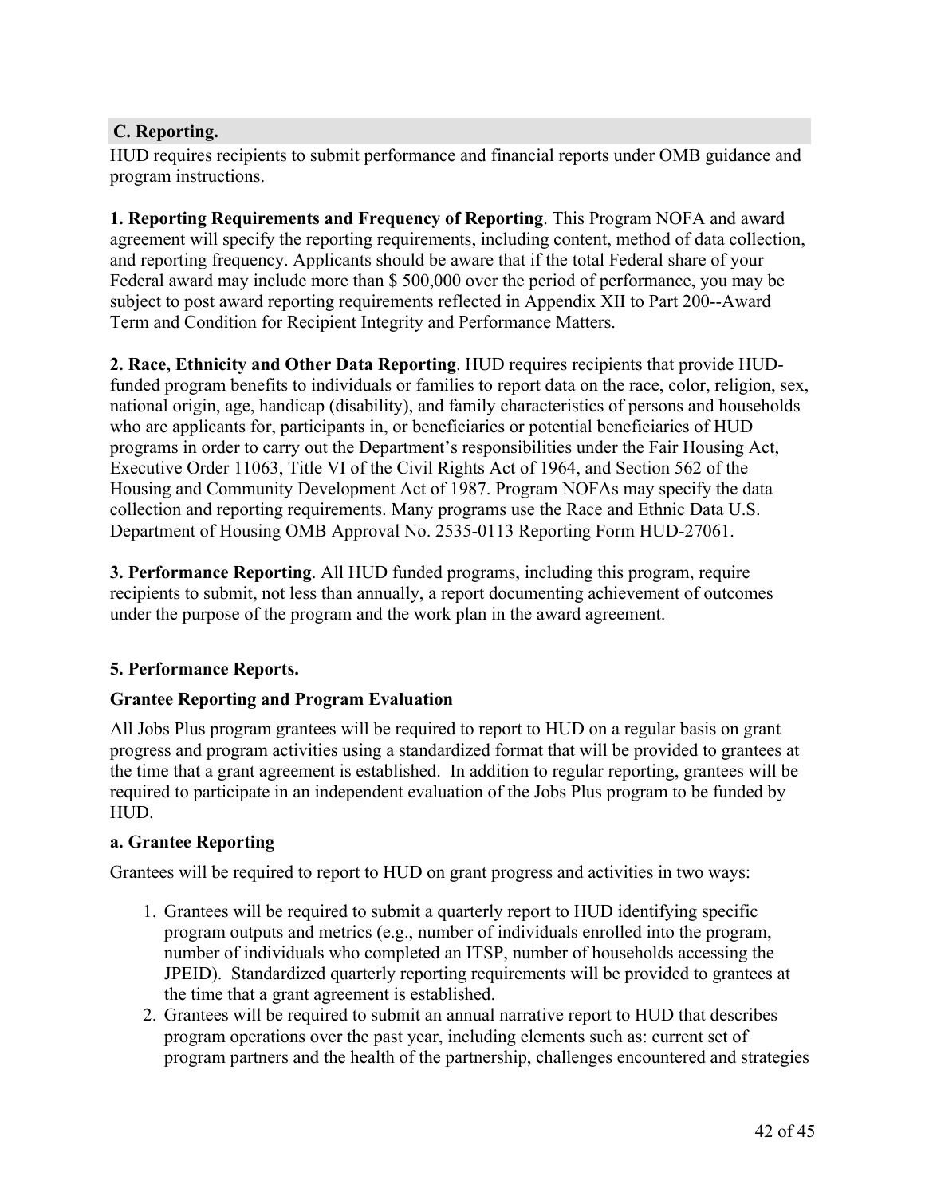## C. Reporting.

HUD requires recipients to submit performance and financial reports under OMB guidance and program instructions.

**1. Reporting Requirements and Frequency of Reporting**. This Program NOFA and award agreement will specify the reporting requirements, including content, method of data collection, and reporting frequency. Applicants should be aware that if the total Federal share of your Federal award may include more than $ 500,000 over the period of performance, you may be subject to post award reporting requirements reflected in Appendix XII to Part 200--Award Term and Condition for Recipient Integrity and Performance Matters.

**2. Race, Ethnicity and Other Data Reporting**. HUD requires recipients that provide HUD-funded program benefits to individuals or families to report data on the race, color, religion, sex, national origin, age, handicap (disability), and family characteristics of persons and households who are applicants for, participants in, or beneficiaries or potential beneficiaries of HUD programs in order to carry out the Department's responsibilities under the Fair Housing Act, Executive Order 11063, Title VI of the Civil Rights Act of 1964, and Section 562 of the Housing and Community Development Act of 1987. Program NOFAs may specify the data collection and reporting requirements. Many programs use the Race and Ethnic Data U.S. Department of Housing OMB Approval No. 2535-0113 Reporting Form HUD-27061.

**3. Performance Reporting**. All HUD funded programs, including this program, require recipients to submit, not less than annually, a report documenting achievement of outcomes under the purpose of the program and the work plan in the award agreement.

**5. Performance Reports.**

**Grantee Reporting and Program Evaluation**

All Jobs Plus program grantees will be required to report to HUD on a regular basis on grant progress and program activities using a standardized format that will be provided to grantees at the time that a grant agreement is established. In addition to regular reporting, grantees will be required to participate in an independent evaluation of the Jobs Plus program to be funded by HUD.

**a. Grantee Reporting**

Grantees will be required to report to HUD on grant progress and activities in two ways:

1. Grantees will be required to submit a quarterly report to HUD identifying specific program outputs and metrics (e.g., number of individuals enrolled into the program, number of individuals who completed an ITSP, number of households accessing the JPEID). Standardized quarterly reporting requirements will be provided to grantees at the time that a grant agreement is established.
2. Grantees will be required to submit an annual narrative report to HUD that describes program operations over the past year, including elements such as: current set of program partners and the health of the partnership, challenges encountered and strategies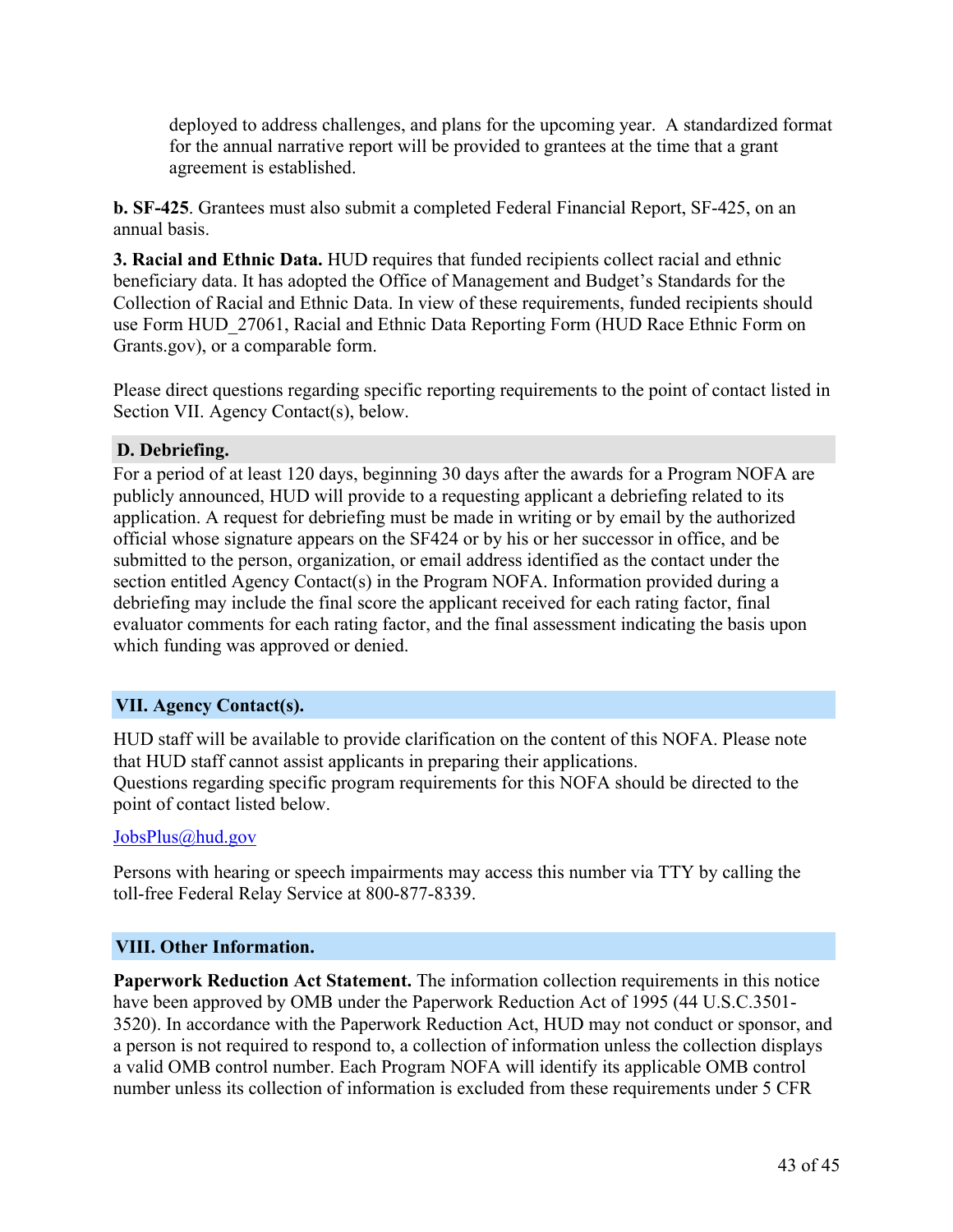deployed to address challenges, and plans for the upcoming year. A standardized format for the annual narrative report will be provided to grantees at the time that a grant agreement is established.

**b. SF-425**. Grantees must also submit a completed Federal Financial Report, SF-425, on an annual basis.

**3. Racial and Ethnic Data.** HUD requires that funded recipients collect racial and ethnic beneficiary data. It has adopted the Office of Management and Budget's Standards for the Collection of Racial and Ethnic Data. In view of these requirements, funded recipients should use Form HUD_27061, Racial and Ethnic Data Reporting Form (HUD Race Ethnic Form on Grants.gov), or a comparable form.

Please direct questions regarding specific reporting requirements to the point of contact listed in Section VII. Agency Contact(s), below.

### D. Debriefing.

For a period of at least 120 days, beginning 30 days after the awards for a Program NOFA are publicly announced, HUD will provide to a requesting applicant a debriefing related to its application. A request for debriefing must be made in writing or by email by the authorized official whose signature appears on the SF424 or by his or her successor in office, and be submitted to the person, organization, or email address identified as the contact under the section entitled Agency Contact(s) in the Program NOFA. Information provided during a debriefing may include the final score the applicant received for each rating factor, final evaluator comments for each rating factor, and the final assessment indicating the basis upon which funding was approved or denied.

## VII. Agency Contact(s).

HUD staff will be available to provide clarification on the content of this NOFA. Please note that HUD staff cannot assist applicants in preparing their applications.
Questions regarding specific program requirements for this NOFA should be directed to the point of contact listed below.

JobsPlus@hud.gov

Persons with hearing or speech impairments may access this number via TTY by calling the toll-free Federal Relay Service at 800-877-8339.

## VIII. Other Information.

**Paperwork Reduction Act Statement.** The information collection requirements in this notice have been approved by OMB under the Paperwork Reduction Act of 1995 (44 U.S.C.3501-3520). In accordance with the Paperwork Reduction Act, HUD may not conduct or sponsor, and a person is not required to respond to, a collection of information unless the collection displays a valid OMB control number. Each Program NOFA will identify its applicable OMB control number unless its collection of information is excluded from these requirements under 5 CFR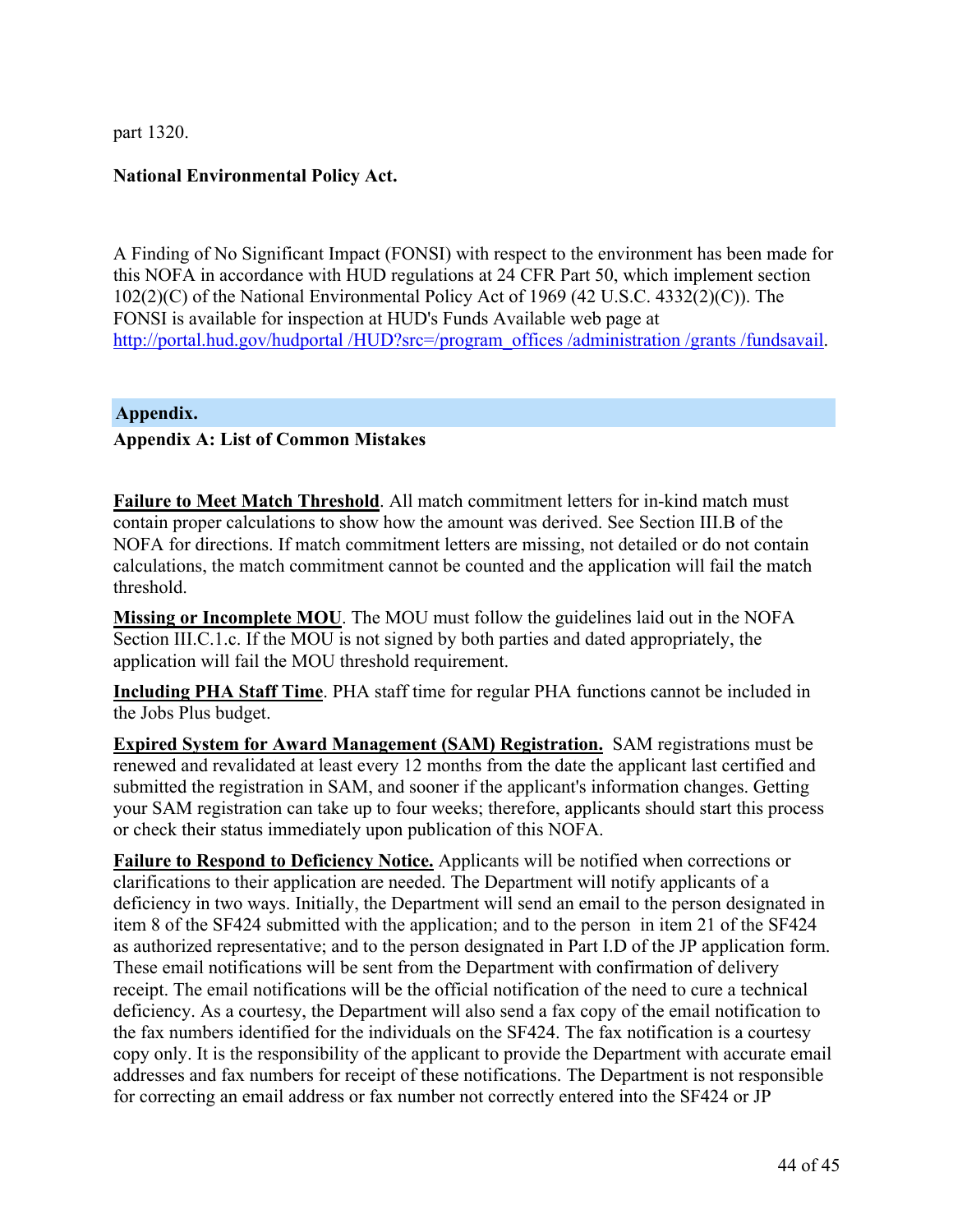part 1320.

**National Environmental Policy Act.**

A Finding of No Significant Impact (FONSI) with respect to the environment has been made for this NOFA in accordance with HUD regulations at 24 CFR Part 50, which implement section 102(2)(C) of the National Environmental Policy Act of 1969 (42 U.S.C. 4332(2)(C)). The FONSI is available for inspection at HUD's Funds Available web page at http://portal.hud.gov/hudportal /HUD?src=/program_offices /administration /grants /fundsavail.

## Appendix.

### Appendix A: List of Common Mistakes

**Failure to Meet Match Threshold**. All match commitment letters for in-kind match must contain proper calculations to show how the amount was derived. See Section III.B of the NOFA for directions. If match commitment letters are missing, not detailed or do not contain calculations, the match commitment cannot be counted and the application will fail the match threshold.

**Missing or Incomplete MOU**. The MOU must follow the guidelines laid out in the NOFA Section III.C.1.c. If the MOU is not signed by both parties and dated appropriately, the application will fail the MOU threshold requirement.

**Including PHA Staff Time**. PHA staff time for regular PHA functions cannot be included in the Jobs Plus budget.

**Expired System for Award Management (SAM) Registration.** SAM registrations must be renewed and revalidated at least every 12 months from the date the applicant last certified and submitted the registration in SAM, and sooner if the applicant's information changes. Getting your SAM registration can take up to four weeks; therefore, applicants should start this process or check their status immediately upon publication of this NOFA.

**Failure to Respond to Deficiency Notice.** Applicants will be notified when corrections or clarifications to their application are needed. The Department will notify applicants of a deficiency in two ways. Initially, the Department will send an email to the person designated in item 8 of the SF424 submitted with the application; and to the person in item 21 of the SF424 as authorized representative; and to the person designated in Part I.D of the JP application form. These email notifications will be sent from the Department with confirmation of delivery receipt. The email notifications will be the official notification of the need to cure a technical deficiency. As a courtesy, the Department will also send a fax copy of the email notification to the fax numbers identified for the individuals on the SF424. The fax notification is a courtesy copy only. It is the responsibility of the applicant to provide the Department with accurate email addresses and fax numbers for receipt of these notifications. The Department is not responsible for correcting an email address or fax number not correctly entered into the SF424 or JP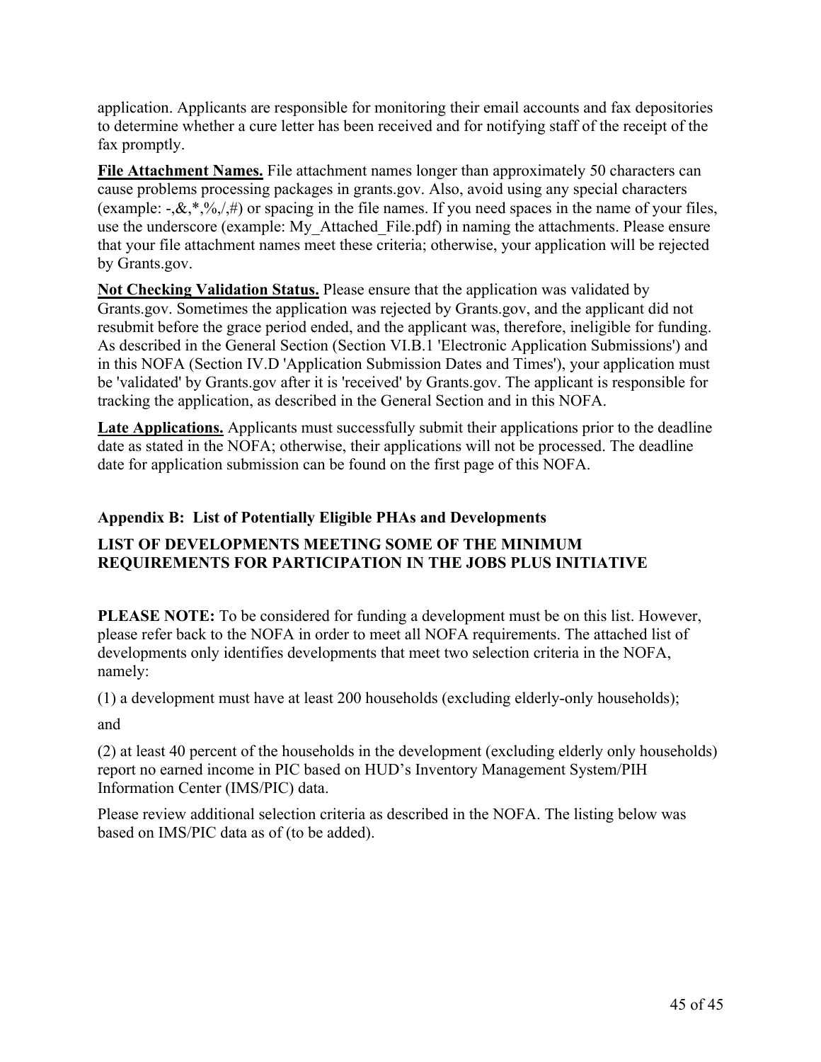application. Applicants are responsible for monitoring their email accounts and fax depositories to determine whether a cure letter has been received and for notifying staff of the receipt of the fax promptly.

**File Attachment Names.** File attachment names longer than approximately 50 characters can cause problems processing packages in grants.gov. Also, avoid using any special characters (example: -,&,*,%,/,#) or spacing in the file names. If you need spaces in the name of your files, use the underscore (example: My_Attached_File.pdf) in naming the attachments. Please ensure that your file attachment names meet these criteria; otherwise, your application will be rejected by Grants.gov.

**Not Checking Validation Status.** Please ensure that the application was validated by Grants.gov. Sometimes the application was rejected by Grants.gov, and the applicant did not resubmit before the grace period ended, and the applicant was, therefore, ineligible for funding. As described in the General Section (Section VI.B.1 'Electronic Application Submissions') and in this NOFA (Section IV.D 'Application Submission Dates and Times'), your application must be 'validated' by Grants.gov after it is 'received' by Grants.gov. The applicant is responsible for tracking the application, as described in the General Section and in this NOFA.

**Late Applications.** Applicants must successfully submit their applications prior to the deadline date as stated in the NOFA; otherwise, their applications will not be processed. The deadline date for application submission can be found on the first page of this NOFA.

## Appendix B: List of Potentially Eligible PHAs and Developments

### LIST OF DEVELOPMENTS MEETING SOME OF THE MINIMUM REQUIREMENTS FOR PARTICIPATION IN THE JOBS PLUS INITIATIVE

**PLEASE NOTE:** To be considered for funding a development must be on this list. However, please refer back to the NOFA in order to meet all NOFA requirements. The attached list of developments only identifies developments that meet two selection criteria in the NOFA, namely:

(1) a development must have at least 200 households (excluding elderly-only households);

and

(2) at least 40 percent of the households in the development (excluding elderly only households) report no earned income in PIC based on HUD's Inventory Management System/PIH Information Center (IMS/PIC) data.

Please review additional selection criteria as described in the NOFA. The listing below was based on IMS/PIC data as of (to be added).